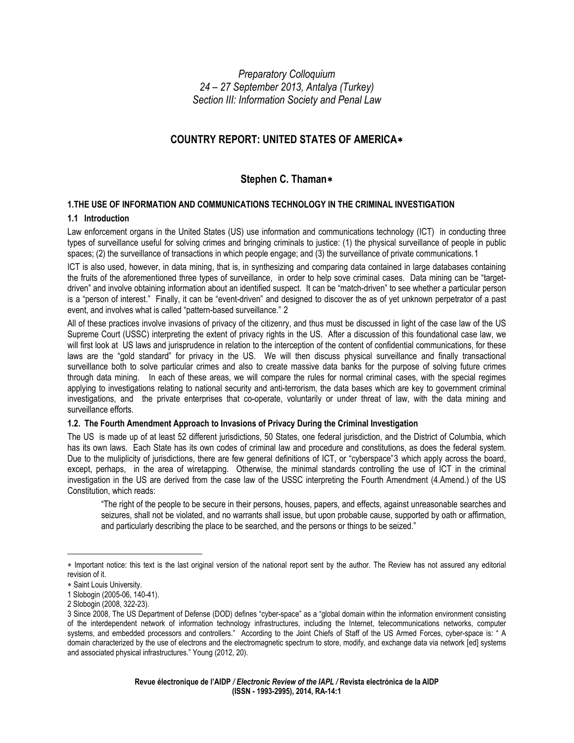*Preparatory Colloquium*
*24 – 27 September 2013, Antalya (Turkey)*
*Section III: Information Society and Penal Law*

# COUNTRY REPORT: UNITED STATES OF AMERICA∗

## Stephen C. Thaman∗

### 1.THE USE OF INFORMATION AND COMMUNICATIONS TECHNOLOGY IN THE CRIMINAL INVESTIGATION

#### 1.1 Introduction

Law enforcement organs in the United States (US) use information and communications technology (ICT) in conducting three types of surveillance useful for solving crimes and bringing criminals to justice: (1) the physical surveillance of people in public spaces; (2) the surveillance of transactions in which people engage; and (3) the surveillance of private communications.[1]

ICT is also used, however, in data mining, that is, in synthesizing and comparing data contained in large databases containing the fruits of the aforementioned three types of surveillance, in order to help sove criminal cases. Data mining can be "target-driven" and involve obtaining information about an identified suspect. It can be "match-driven" to see whether a particular person is a "person of interest." Finally, it can be "event-driven" and designed to discover the as of yet unknown perpetrator of a past event, and involves what is called "pattern-based surveillance." [2]

All of these practices involve invasions of privacy of the citizenry, and thus must be discussed in light of the case law of the US Supreme Court (USSC) interpreting the extent of privacy rights in the US. After a discussion of this foundational case law, we will first look at US laws and jurisprudence in relation to the interception of the content of confidential communications, for these laws are the "gold standard" for privacy in the US. We will then discuss physical surveillance and finally transactional surveillance both to solve particular crimes and also to create massive data banks for the purpose of solving future crimes through data mining. In each of these areas, we will compare the rules for normal criminal cases, with the special regimes applying to investigations relating to national security and anti-terrorism, the data bases which are key to government criminal investigations, and the private enterprises that co-operate, voluntarily or under threat of law, with the data mining and surveillance efforts.

#### 1.2. The Fourth Amendment Approach to Invasions of Privacy During the Criminal Investigation

The US is made up of at least 52 different jurisdictions, 50 States, one federal jurisdiction, and the District of Columbia, which has its own laws. Each State has its own codes of criminal law and procedure and constitutions, as does the federal system. Due to the muliplicity of jurisdictions, there are few general definitions of ICT, or "cyberspace"[3] which apply across the board, except, perhaps, in the area of wiretapping. Otherwise, the minimal standards controlling the use of ICT in the criminal investigation in the US are derived from the case law of the USSC interpreting the Fourth Amendment (4.Amend.) of the US Constitution, which reads:

> "The right of the people to be secure in their persons, houses, papers, and effects, against unreasonable searches and seizures, shall not be violated, and no warrants shall issue, but upon probable cause, supported by oath or affirmation, and particularly describing the place to be searched, and the persons or things to be seized."

---

∗ Important notice: this text is the last original version of the national report sent by the author. The Review has not assured any editorial revision of it.

∗ Saint Louis University.

1 Slobogin (2005-06, 140-41).

2 Slobogin (2008, 322-23).

3 Since 2008, The US Department of Defense (DOD) defines "cyber-space" as a "global domain within the information environment consisting of the interdependent network of information technology infrastructures, including the Internet, telecommunications networks, computer systems, and embedded processors and controllers." According to the Joint Chiefs of Staff of the US Armed Forces, cyber-space is: " A domain characterized by the use of electrons and the electromagnetic spectrum to store, modify, and exchange data via network [ed] systems and associated physical infrastructures." Young (2012, 20).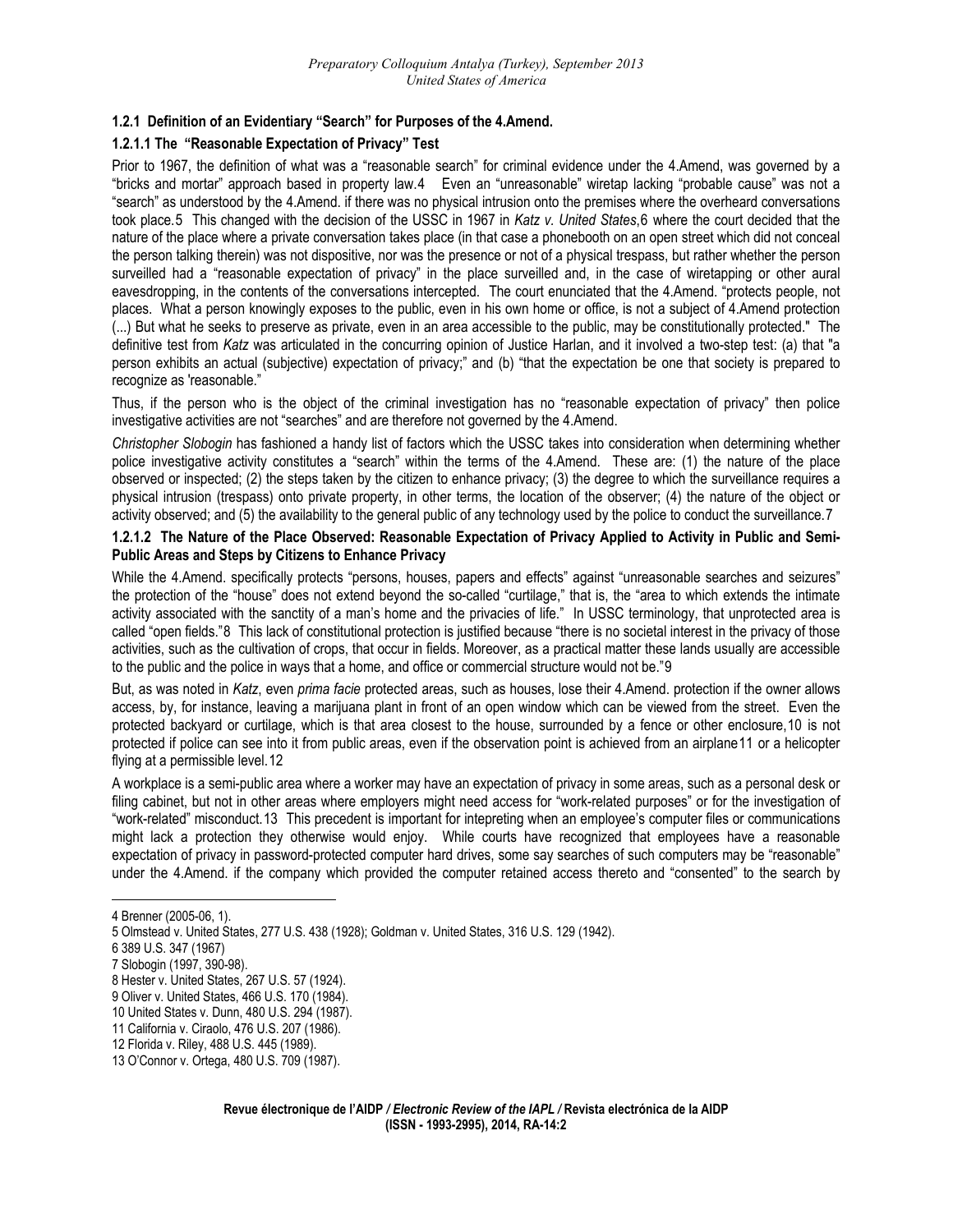### 1.2.1 Definition of an Evidentiary "Search" for Purposes of the 4.Amend.

#### 1.2.1.1 The "Reasonable Expectation of Privacy" Test

Prior to 1967, the definition of what was a "reasonable search" for criminal evidence under the 4.Amend, was governed by a "bricks and mortar" approach based in property law.[4] Even an "unreasonable" wiretap lacking "probable cause" was not a "search" as understood by the 4.Amend. if there was no physical intrusion onto the premises where the overheard conversations took place.[5] This changed with the decision of the USSC in 1967 in *Katz v. United States*,[6] where the court decided that the nature of the place where a private conversation takes place (in that case a phonebooth on an open street which did not conceal the person talking therein) was not dispositive, nor was the presence or not of a physical trespass, but rather whether the person surveilled had a "reasonable expectation of privacy" in the place surveilled and, in the case of wiretapping or other aural eavesdropping, in the contents of the conversations intercepted. The court enunciated that the 4.Amend. "protects people, not places. What a person knowingly exposes to the public, even in his own home or office, is not a subject of 4.Amend protection (...) But what he seeks to preserve as private, even in an area accessible to the public, may be constitutionally protected." The definitive test from *Katz* was articulated in the concurring opinion of Justice Harlan, and it involved a two-step test: (a) that "a person exhibits an actual (subjective) expectation of privacy;" and (b) "that the expectation be one that society is prepared to recognize as 'reasonable."

Thus, if the person who is the object of the criminal investigation has no "reasonable expectation of privacy" then police investigative activities are not "searches" and are therefore not governed by the 4.Amend.

*Christopher Slobogin* has fashioned a handy list of factors which the USSC takes into consideration when determining whether police investigative activity constitutes a "search" within the terms of the 4.Amend. These are: (1) the nature of the place observed or inspected; (2) the steps taken by the citizen to enhance privacy; (3) the degree to which the surveillance requires a physical intrusion (trespass) onto private property, in other terms, the location of the observer; (4) the nature of the object or activity observed; and (5) the availability to the general public of any technology used by the police to conduct the surveillance.[7]

#### 1.2.1.2 The Nature of the Place Observed: Reasonable Expectation of Privacy Applied to Activity in Public and Semi-Public Areas and Steps by Citizens to Enhance Privacy

While the 4.Amend. specifically protects "persons, houses, papers and effects" against "unreasonable searches and seizures" the protection of the "house" does not extend beyond the so-called "curtilage," that is, the "area to which extends the intimate activity associated with the sanctity of a man's home and the privacies of life." In USSC terminology, that unprotected area is called "open fields."[8] This lack of constitutional protection is justified because "there is no societal interest in the privacy of those activities, such as the cultivation of crops, that occur in fields. Moreover, as a practical matter these lands usually are accessible to the public and the police in ways that a home, and office or commercial structure would not be."[9]

But, as was noted in *Katz*, even *prima facie* protected areas, such as houses, lose their 4.Amend. protection if the owner allows access, by, for instance, leaving a marijuana plant in front of an open window which can be viewed from the street. Even the protected backyard or curtilage, which is that area closest to the house, surrounded by a fence or other enclosure,[10] is not protected if police can see into it from public areas, even if the observation point is achieved from an airplane[11] or a helicopter flying at a permissible level.[12]

A workplace is a semi-public area where a worker may have an expectation of privacy in some areas, such as a personal desk or filing cabinet, but not in other areas where employers might need access for "work-related purposes" or for the investigation of "work-related" misconduct.[13] This precedent is important for intepreting when an employee's computer files or communications might lack a protection they otherwise would enjoy. While courts have recognized that employees have a reasonable expectation of privacy in password-protected computer hard drives, some say searches of such computers may be "reasonable" under the 4.Amend. if the company which provided the computer retained access thereto and "consented" to the search by

---

4 Brenner (2005-06, 1).

5 Olmstead v. United States, 277 U.S. 438 (1928); Goldman v. United States, 316 U.S. 129 (1942).

6 389 U.S. 347 (1967)

7 Slobogin (1997, 390-98).

8 Hester v. United States, 267 U.S. 57 (1924).

9 Oliver v. United States, 466 U.S. 170 (1984).

10 United States v. Dunn, 480 U.S. 294 (1987).

11 California v. Ciraolo, 476 U.S. 207 (1986).

12 Florida v. Riley, 488 U.S. 445 (1989).

13 O'Connor v. Ortega, 480 U.S. 709 (1987).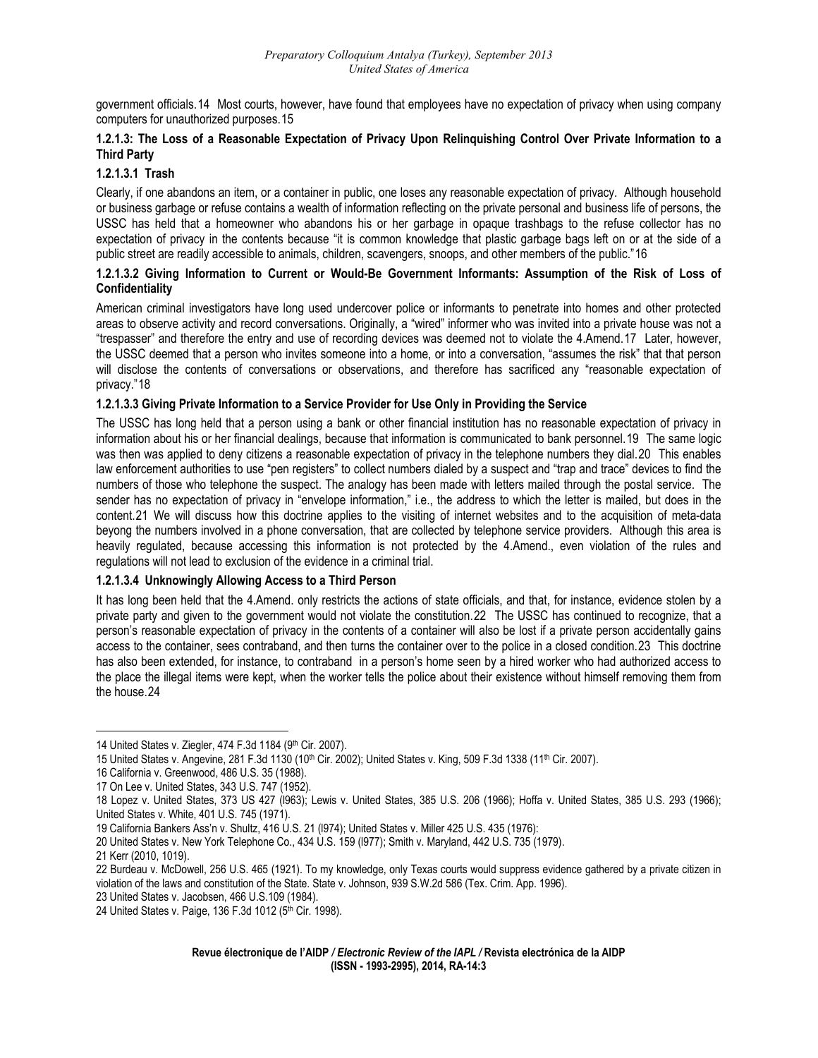government officials.[14] Most courts, however, have found that employees have no expectation of privacy when using company computers for unauthorized purposes.[15]

#### 1.2.1.3: The Loss of a Reasonable Expectation of Privacy Upon Relinquishing Control Over Private Information to a Third Party

##### 1.2.1.3.1 Trash

Clearly, if one abandons an item, or a container in public, one loses any reasonable expectation of privacy. Although household or business garbage or refuse contains a wealth of information reflecting on the private personal and business life of persons, the USSC has held that a homeowner who abandons his or her garbage in opaque trashbags to the refuse collector has no expectation of privacy in the contents because "it is common knowledge that plastic garbage bags left on or at the side of a public street are readily accessible to animals, children, scavengers, snoops, and other members of the public."[16]

##### 1.2.1.3.2 Giving Information to Current or Would-Be Government Informants: Assumption of the Risk of Loss of Confidentiality

American criminal investigators have long used undercover police or informants to penetrate into homes and other protected areas to observe activity and record conversations. Originally, a "wired" informer who was invited into a private house was not a "trespasser" and therefore the entry and use of recording devices was deemed not to violate the 4.Amend.[17] Later, however, the USSC deemed that a person who invites someone into a home, or into a conversation, "assumes the risk" that that person will disclose the contents of conversations or observations, and therefore has sacrificed any "reasonable expectation of privacy."[18]

##### 1.2.1.3.3 Giving Private Information to a Service Provider for Use Only in Providing the Service

The USSC has long held that a person using a bank or other financial institution has no reasonable expectation of privacy in information about his or her financial dealings, because that information is communicated to bank personnel.[19] The same logic was then was applied to deny citizens a reasonable expectation of privacy in the telephone numbers they dial.[20] This enables law enforcement authorities to use "pen registers" to collect numbers dialed by a suspect and "trap and trace" devices to find the numbers of those who telephone the suspect. The analogy has been made with letters mailed through the postal service. The sender has no expectation of privacy in "envelope information," i.e., the address to which the letter is mailed, but does in the content.[21] We will discuss how this doctrine applies to the visiting of internet websites and to the acquisition of meta-data beyong the numbers involved in a phone conversation, that are collected by telephone service providers. Although this area is heavily regulated, because accessing this information is not protected by the 4.Amend., even violation of the rules and regulations will not lead to exclusion of the evidence in a criminal trial.

##### 1.2.1.3.4 Unknowingly Allowing Access to a Third Person

It has long been held that the 4.Amend. only restricts the actions of state officials, and that, for instance, evidence stolen by a private party and given to the government would not violate the constitution.[22] The USSC has continued to recognize, that a person's reasonable expectation of privacy in the contents of a container will also be lost if a private person accidentally gains access to the container, sees contraband, and then turns the container over to the police in a closed condition.[23] This doctrine has also been extended, for instance, to contraband in a person's home seen by a hired worker who had authorized access to the place the illegal items were kept, when the worker tells the police about their existence without himself removing them from the house.[24]

---

14 United States v. Ziegler, 474 F.3d 1184 (9th Cir. 2007).

15 United States v. Angevine, 281 F.3d 1130 (10th Cir. 2002); United States v. King, 509 F.3d 1338 (11th Cir. 2007).

16 California v. Greenwood, 486 U.S. 35 (1988).

17 On Lee v. United States, 343 U.S. 747 (1952).

18 Lopez v. United States, 373 US 427 (l963); Lewis v. United States, 385 U.S. 206 (1966); Hoffa v. United States, 385 U.S. 293 (1966); United States v. White, 401 U.S. 745 (1971).

19 California Bankers Ass'n v. Shultz, 416 U.S. 21 (l974); United States v. Miller 425 U.S. 435 (1976):

20 United States v. New York Telephone Co., 434 U.S. 159 (l977); Smith v. Maryland, 442 U.S. 735 (1979).

21 Kerr (2010, 1019).

22 Burdeau v. McDowell, 256 U.S. 465 (1921). To my knowledge, only Texas courts would suppress evidence gathered by a private citizen in violation of the laws and constitution of the State. State v. Johnson, 939 S.W.2d 586 (Tex. Crim. App. 1996).

23 United States v. Jacobsen, 466 U.S.109 (1984).

24 United States v. Paige, 136 F.3d 1012 (5th Cir. 1998).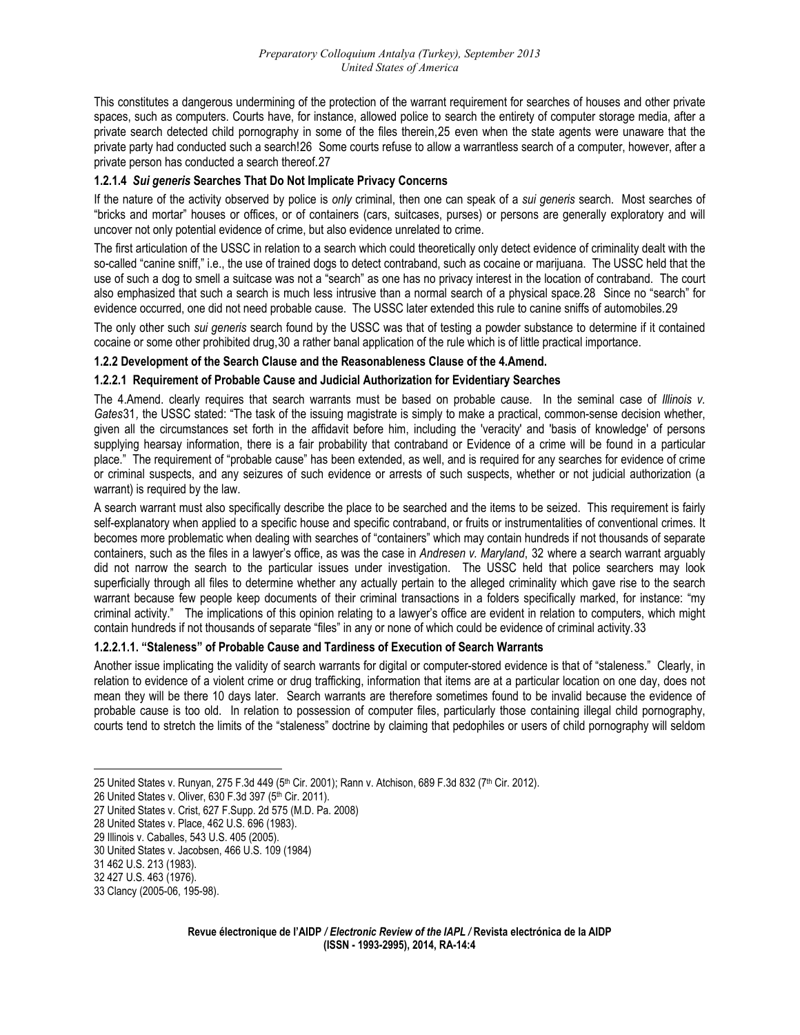This constitutes a dangerous undermining of the protection of the warrant requirement for searches of houses and other private spaces, such as computers. Courts have, for instance, allowed police to search the entirety of computer storage media, after a private search detected child pornography in some of the files therein,[25] even when the state agents were unaware that the private party had conducted such a search![26] Some courts refuse to allow a warrantless search of a computer, however, after a private person has conducted a search thereof.[27]

#### 1.2.1.4 *Sui generis* Searches That Do Not Implicate Privacy Concerns

If the nature of the activity observed by police is *only* criminal, then one can speak of a *sui generis* search. Most searches of "bricks and mortar" houses or offices, or of containers (cars, suitcases, purses) or persons are generally exploratory and will uncover not only potential evidence of crime, but also evidence unrelated to crime.

The first articulation of the USSC in relation to a search which could theoretically only detect evidence of criminality dealt with the so-called "canine sniff," i.e., the use of trained dogs to detect contraband, such as cocaine or marijuana. The USSC held that the use of such a dog to smell a suitcase was not a "search" as one has no privacy interest in the location of contraband. The court also emphasized that such a search is much less intrusive than a normal search of a physical space.[28] Since no "search" for evidence occurred, one did not need probable cause. The USSC later extended this rule to canine sniffs of automobiles.[29]

The only other such *sui generis* search found by the USSC was that of testing a powder substance to determine if it contained cocaine or some other prohibited drug,[30] a rather banal application of the rule which is of little practical importance.

### 1.2.2 Development of the Search Clause and the Reasonableness Clause of the 4.Amend.

#### 1.2.2.1 Requirement of Probable Cause and Judicial Authorization for Evidentiary Searches

The 4.Amend. clearly requires that search warrants must be based on probable cause. In the seminal case of *Illinois v. Gates*[31], the USSC stated: "The task of the issuing magistrate is simply to make a practical, common-sense decision whether, given all the circumstances set forth in the affidavit before him, including the 'veracity' and 'basis of knowledge' of persons supplying hearsay information, there is a fair probability that contraband or Evidence of a crime will be found in a particular place." The requirement of "probable cause" has been extended, as well, and is required for any searches for evidence of crime or criminal suspects, and any seizures of such evidence or arrests of such suspects, whether or not judicial authorization (a warrant) is required by the law.

A search warrant must also specifically describe the place to be searched and the items to be seized. This requirement is fairly self-explanatory when applied to a specific house and specific contraband, or fruits or instrumentalities of conventional crimes. It becomes more problematic when dealing with searches of "containers" which may contain hundreds if not thousands of separate containers, such as the files in a lawyer's office, as was the case in *Andresen v. Maryland*, [32] where a search warrant arguably did not narrow the search to the particular issues under investigation. The USSC held that police searchers may look superficially through all files to determine whether any actually pertain to the alleged criminality which gave rise to the search warrant because few people keep documents of their criminal transactions in a folders specifically marked, for instance: "my criminal activity." The implications of this opinion relating to a lawyer's office are evident in relation to computers, which might contain hundreds if not thousands of separate "files" in any or none of which could be evidence of criminal activity.[33]

##### 1.2.2.1.1. "Staleness" of Probable Cause and Tardiness of Execution of Search Warrants

Another issue implicating the validity of search warrants for digital or computer-stored evidence is that of "staleness." Clearly, in relation to evidence of a violent crime or drug trafficking, information that items are at a particular location on one day, does not mean they will be there 10 days later. Search warrants are therefore sometimes found to be invalid because the evidence of probable cause is too old. In relation to possession of computer files, particularly those containing illegal child pornography, courts tend to stretch the limits of the "staleness" doctrine by claiming that pedophiles or users of child pornography will seldom

---

25 United States v. Runyan, 275 F.3d 449 (5th Cir. 2001); Rann v. Atchison, 689 F.3d 832 (7th Cir. 2012).

26 United States v. Oliver, 630 F.3d 397 (5th Cir. 2011).

27 United States v. Crist, 627 F.Supp. 2d 575 (M.D. Pa. 2008)

28 United States v. Place, 462 U.S. 696 (1983).

29 Illinois v. Caballes, 543 U.S. 405 (2005).

30 United States v. Jacobsen, 466 U.S. 109 (1984)

31 462 U.S. 213 (1983).

32 427 U.S. 463 (1976).

33 Clancy (2005-06, 195-98).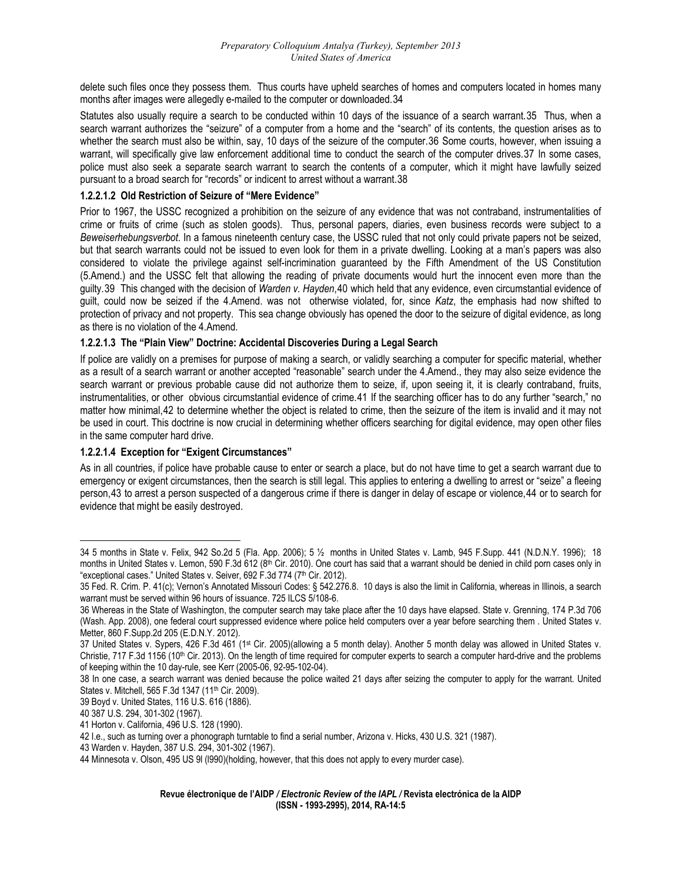delete such files once they possess them. Thus courts have upheld searches of homes and computers located in homes many months after images were allegedly e-mailed to the computer or downloaded.34

Statutes also usually require a search to be conducted within 10 days of the issuance of a search warrant.35 Thus, when a search warrant authorizes the "seizure" of a computer from a home and the "search" of its contents, the question arises as to whether the search must also be within, say, 10 days of the seizure of the computer.36 Some courts, however, when issuing a warrant, will specifically give law enforcement additional time to conduct the search of the computer drives.37 In some cases, police must also seek a separate search warrant to search the contents of a computer, which it might have lawfully seized pursuant to a broad search for "records" or indicent to arrest without a warrant.38

#### 1.2.2.1.2 Old Restriction of Seizure of "Mere Evidence"

Prior to 1967, the USSC recognized a prohibition on the seizure of any evidence that was not contraband, instrumentalities of crime or fruits of crime (such as stolen goods). Thus, personal papers, diaries, even business records were subject to a *Beweiserhebungsverbot*. In a famous nineteenth century case, the USSC ruled that not only could private papers not be seized, but that search warrants could not be issued to even look for them in a private dwelling. Looking at a man's papers was also considered to violate the privilege against self-incrimination guaranteed by the Fifth Amendment of the US Constitution (5.Amend.) and the USSC felt that allowing the reading of private documents would hurt the innocent even more than the guilty.39 This changed with the decision of *Warden v. Hayden*,40 which held that any evidence, even circumstantial evidence of guilt, could now be seized if the 4.Amend. was not otherwise violated, for, since *Katz*, the emphasis had now shifted to protection of privacy and not property. This sea change obviously has opened the door to the seizure of digital evidence, as long as there is no violation of the 4.Amend.

#### 1.2.2.1.3 The "Plain View" Doctrine: Accidental Discoveries During a Legal Search

If police are validly on a premises for purpose of making a search, or validly searching a computer for specific material, whether as a result of a search warrant or another accepted "reasonable" search under the 4.Amend., they may also seize evidence the search warrant or previous probable cause did not authorize them to seize, if, upon seeing it, it is clearly contraband, fruits, instrumentalities, or other obvious circumstantial evidence of crime.41 If the searching officer has to do any further "search," no matter how minimal,42 to determine whether the object is related to crime, then the seizure of the item is invalid and it may not be used in court. This doctrine is now crucial in determining whether officers searching for digital evidence, may open other files in the same computer hard drive.

#### 1.2.2.1.4 Exception for "Exigent Circumstances"

As in all countries, if police have probable cause to enter or search a place, but do not have time to get a search warrant due to emergency or exigent circumstances, then the search is still legal. This applies to entering a dwelling to arrest or "seize" a fleeing person,43 to arrest a person suspected of a dangerous crime if there is danger in delay of escape or violence,44 or to search for evidence that might be easily destroyed.

---

34 5 months in State v. Felix, 942 So.2d 5 (Fla. App. 2006); 5 ½ months in United States v. Lamb, 945 F.Supp. 441 (N.D.N.Y. 1996); 18 months in United States v. Lemon, 590 F.3d 612 (8th Cir. 2010). One court has said that a warrant should be denied in child porn cases only in "exceptional cases." United States v. Seiver, 692 F.3d 774 (7th Cir. 2012).

35 Fed. R. Crim. P. 41(c); Vernon's Annotated Missouri Codes: § 542.276.8. 10 days is also the limit in California, whereas in Illinois, a search warrant must be served within 96 hours of issuance. 725 ILCS 5/108-6.

36 Whereas in the State of Washington, the computer search may take place after the 10 days have elapsed. State v. Grenning, 174 P.3d 706 (Wash. App. 2008), one federal court suppressed evidence where police held computers over a year before searching them . United States v. Metter, 860 F.Supp.2d 205 (E.D.N.Y. 2012).

37 United States v. Sypers, 426 F.3d 461 (1st Cir. 2005)(allowing a 5 month delay). Another 5 month delay was allowed in United States v. Christie, 717 F.3d 1156 (10th Cir. 2013). On the length of time required for computer experts to search a computer hard-drive and the problems of keeping within the 10 day-rule, see Kerr (2005-06, 92-95-102-04).

38 In one case, a search warrant was denied because the police waited 21 days after seizing the computer to apply for the warrant. United States v. Mitchell, 565 F.3d 1347 (11th Cir. 2009).

39 Boyd v. United States, 116 U.S. 616 (1886).

40 387 U.S. 294, 301-302 (1967).

41 Horton v. California, 496 U.S. 128 (1990).

42 I.e., such as turning over a phonograph turntable to find a serial number, Arizona v. Hicks, 430 U.S. 321 (1987).

43 Warden v. Hayden, 387 U.S. 294, 301-302 (1967).

44 Minnesota v. Olson, 495 US 9l (l990)(holding, however, that this does not apply to every murder case).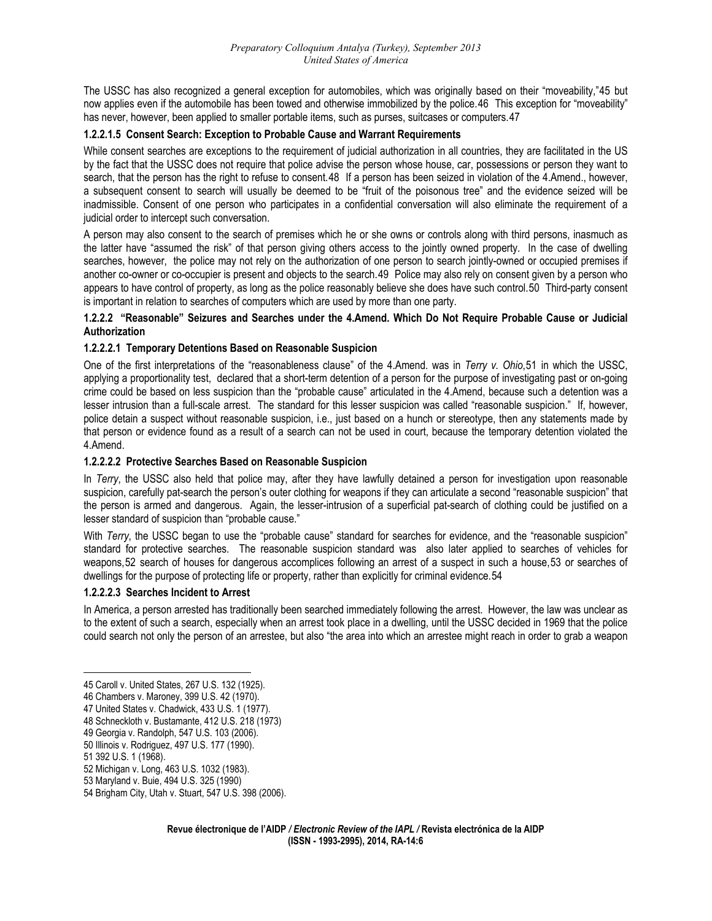The USSC has also recognized a general exception for automobiles, which was originally based on their "moveability,"[45] but now applies even if the automobile has been towed and otherwise immobilized by the police.[46] This exception for "moveability" has never, however, been applied to smaller portable items, such as purses, suitcases or computers.[47]

#### 1.2.2.1.5 Consent Search: Exception to Probable Cause and Warrant Requirements

While consent searches are exceptions to the requirement of judicial authorization in all countries, they are facilitated in the US by the fact that the USSC does not require that police advise the person whose house, car, possessions or person they want to search, that the person has the right to refuse to consent.[48] If a person has been seized in violation of the 4.Amend., however, a subsequent consent to search will usually be deemed to be "fruit of the poisonous tree" and the evidence seized will be inadmissible. Consent of one person who participates in a confidential conversation will also eliminate the requirement of a judicial order to intercept such conversation.

A person may also consent to the search of premises which he or she owns or controls along with third persons, inasmuch as the latter have "assumed the risk" of that person giving others access to the jointly owned property. In the case of dwelling searches, however, the police may not rely on the authorization of one person to search jointly-owned or occupied premises if another co-owner or co-occupier is present and objects to the search.[49] Police may also rely on consent given by a person who appears to have control of property, as long as the police reasonably believe she does have such control.[50] Third-party consent is important in relation to searches of computers which are used by more than one party.

### 1.2.2.2 "Reasonable" Seizures and Searches under the 4.Amend. Which Do Not Require Probable Cause or Judicial Authorization

#### 1.2.2.2.1 Temporary Detentions Based on Reasonable Suspicion

One of the first interpretations of the "reasonableness clause" of the 4.Amend. was in *Terry v. Ohio*,[51] in which the USSC, applying a proportionality test, declared that a short-term detention of a person for the purpose of investigating past or on-going crime could be based on less suspicion than the "probable cause" articulated in the 4.Amend, because such a detention was a lesser intrusion than a full-scale arrest. The standard for this lesser suspicion was called "reasonable suspicion." If, however, police detain a suspect without reasonable suspicion, i.e., just based on a hunch or stereotype, then any statements made by that person or evidence found as a result of a search can not be used in court, because the temporary detention violated the 4.Amend.

#### 1.2.2.2.2 Protective Searches Based on Reasonable Suspicion

In *Terry*, the USSC also held that police may, after they have lawfully detained a person for investigation upon reasonable suspicion, carefully pat-search the person's outer clothing for weapons if they can articulate a second "reasonable suspicion" that the person is armed and dangerous. Again, the lesser-intrusion of a superficial pat-search of clothing could be justified on a lesser standard of suspicion than "probable cause."

With *Terry*, the USSC began to use the "probable cause" standard for searches for evidence, and the "reasonable suspicion" standard for protective searches. The reasonable suspicion standard was also later applied to searches of vehicles for weapons,[52] search of houses for dangerous accomplices following an arrest of a suspect in such a house,[53] or searches of dwellings for the purpose of protecting life or property, rather than explicitly for criminal evidence.[54]

#### 1.2.2.2.3 Searches Incident to Arrest

In America, a person arrested has traditionally been searched immediately following the arrest. However, the law was unclear as to the extent of such a search, especially when an arrest took place in a dwelling, until the USSC decided in 1969 that the police could search not only the person of an arrestee, but also "the area into which an arrestee might reach in order to grab a weapon

---

45 Caroll v. United States, 267 U.S. 132 (1925).

46 Chambers v. Maroney, 399 U.S. 42 (1970).

47 United States v. Chadwick, 433 U.S. 1 (1977).

48 Schneckloth v. Bustamante, 412 U.S. 218 (1973)

49 Georgia v. Randolph, 547 U.S. 103 (2006).

50 Illinois v. Rodriguez, 497 U.S. 177 (1990).

51 392 U.S. 1 (1968).

52 Michigan v. Long, 463 U.S. 1032 (1983).

53 Maryland v. Buie, 494 U.S. 325 (1990)

54 Brigham City, Utah v. Stuart, 547 U.S. 398 (2006).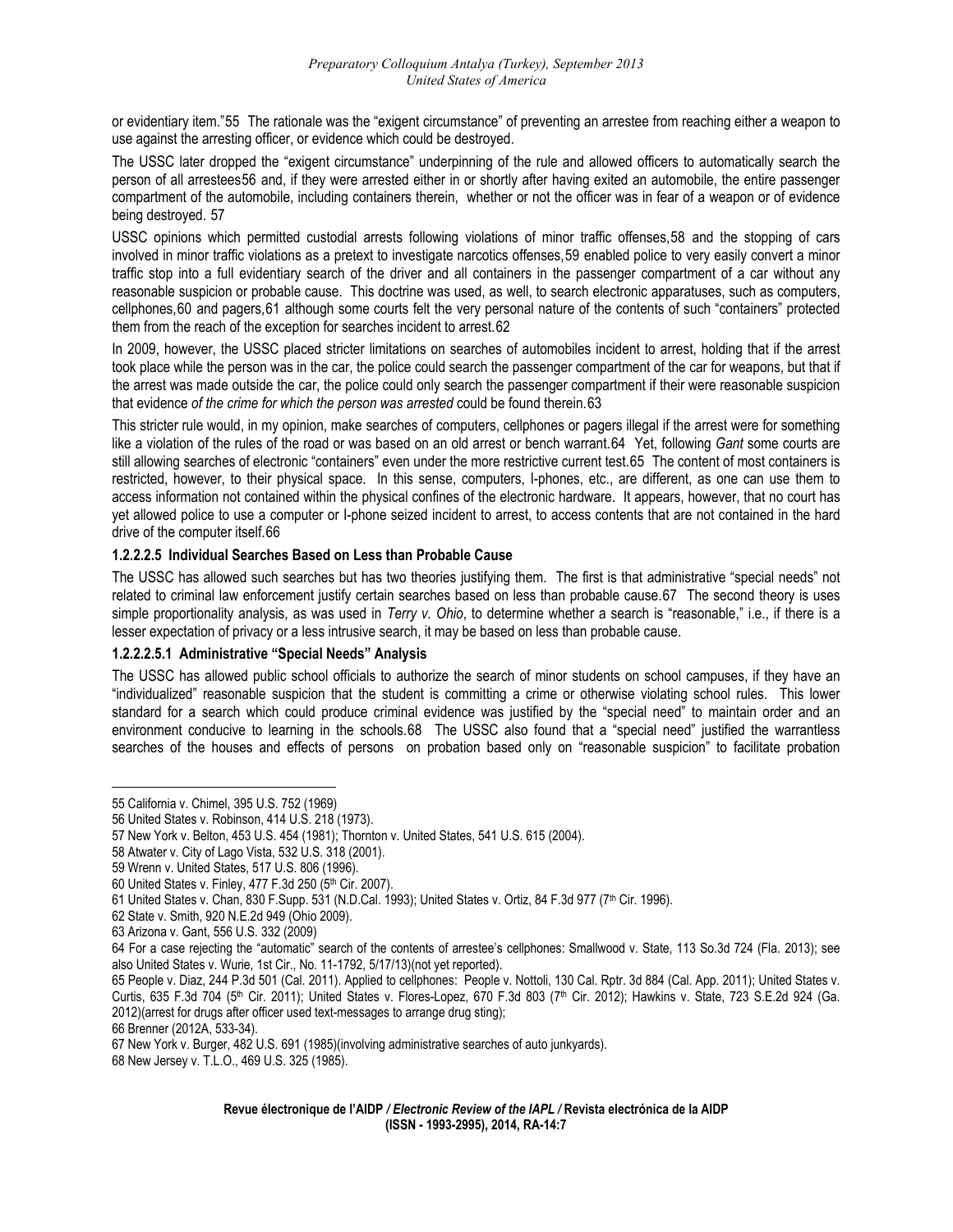or evidentiary item."[55] The rationale was the "exigent circumstance" of preventing an arrestee from reaching either a weapon to use against the arresting officer, or evidence which could be destroyed.

The USSC later dropped the "exigent circumstance" underpinning of the rule and allowed officers to automatically search the person of all arrestees[56] and, if they were arrested either in or shortly after having exited an automobile, the entire passenger compartment of the automobile, including containers therein, whether or not the officer was in fear of a weapon or of evidence being destroyed. [57]

USSC opinions which permitted custodial arrests following violations of minor traffic offenses,[58] and the stopping of cars involved in minor traffic violations as a pretext to investigate narcotics offenses,[59] enabled police to very easily convert a minor traffic stop into a full evidentiary search of the driver and all containers in the passenger compartment of a car without any reasonable suspicion or probable cause. This doctrine was used, as well, to search electronic apparatuses, such as computers, cellphones,[60] and pagers,[61] although some courts felt the very personal nature of the contents of such "containers" protected them from the reach of the exception for searches incident to arrest.[62]

In 2009, however, the USSC placed stricter limitations on searches of automobiles incident to arrest, holding that if the arrest took place while the person was in the car, the police could search the passenger compartment of the car for weapons, but that if the arrest was made outside the car, the police could only search the passenger compartment if their were reasonable suspicion that evidence *of the crime for which the person was arrested* could be found therein.[63]

This stricter rule would, in my opinion, make searches of computers, cellphones or pagers illegal if the arrest were for something like a violation of the rules of the road or was based on an old arrest or bench warrant.[64] Yet, following *Gant* some courts are still allowing searches of electronic "containers" even under the more restrictive current test.[65] The content of most containers is restricted, however, to their physical space. In this sense, computers, I-phones, etc., are different, as one can use them to access information not contained within the physical confines of the electronic hardware. It appears, however, that no court has yet allowed police to use a computer or I-phone seized incident to arrest, to access contents that are not contained in the hard drive of the computer itself.[66]

#### 1.2.2.2.5 Individual Searches Based on Less than Probable Cause

The USSC has allowed such searches but has two theories justifying them. The first is that administrative "special needs" not related to criminal law enforcement justify certain searches based on less than probable cause.[67] The second theory is uses simple proportionality analysis, as was used in *Terry v. Ohio*, to determine whether a search is "reasonable," i.e., if there is a lesser expectation of privacy or a less intrusive search, it may be based on less than probable cause.

##### 1.2.2.2.5.1 Administrative "Special Needs" Analysis

The USSC has allowed public school officials to authorize the search of minor students on school campuses, if they have an "individualized" reasonable suspicion that the student is committing a crime or otherwise violating school rules. This lower standard for a search which could produce criminal evidence was justified by the "special need" to maintain order and an environment conducive to learning in the schools.[68] The USSC also found that a "special need" justified the warrantless searches of the houses and effects of persons on probation based only on "reasonable suspicion" to facilitate probation

---

55 California v. Chimel, 395 U.S. 752 (1969)

56 United States v. Robinson, 414 U.S. 218 (1973).

57 New York v. Belton, 453 U.S. 454 (1981); Thornton v. United States, 541 U.S. 615 (2004).

58 Atwater v. City of Lago Vista, 532 U.S. 318 (2001).

59 Wrenn v. United States, 517 U.S. 806 (1996).

60 United States v. Finley, 477 F.3d 250 (5th Cir. 2007).

61 United States v. Chan, 830 F.Supp. 531 (N.D.Cal. 1993); United States v. Ortiz, 84 F.3d 977 (7th Cir. 1996).

62 State v. Smith, 920 N.E.2d 949 (Ohio 2009).

63 Arizona v. Gant, 556 U.S. 332 (2009)

64 For a case rejecting the "automatic" search of the contents of arrestee's cellphones: Smallwood v. State, 113 So.3d 724 (Fla. 2013); see also United States v. Wurie, 1st Cir., No. 11-1792, 5/17/13)(not yet reported).

65 People v. Diaz, 244 P.3d 501 (Cal. 2011). Applied to cellphones: People v. Nottoli, 130 Cal. Rptr. 3d 884 (Cal. App. 2011); United States v. Curtis, 635 F.3d 704 (5th Cir. 2011); United States v. Flores-Lopez, 670 F.3d 803 (7th Cir. 2012); Hawkins v. State, 723 S.E.2d 924 (Ga. 2012)(arrest for drugs after officer used text-messages to arrange drug sting);

66 Brenner (2012A, 533-34).

67 New York v. Burger, 482 U.S. 691 (1985)(involving administrative searches of auto junkyards).

68 New Jersey v. T.L.O., 469 U.S. 325 (1985).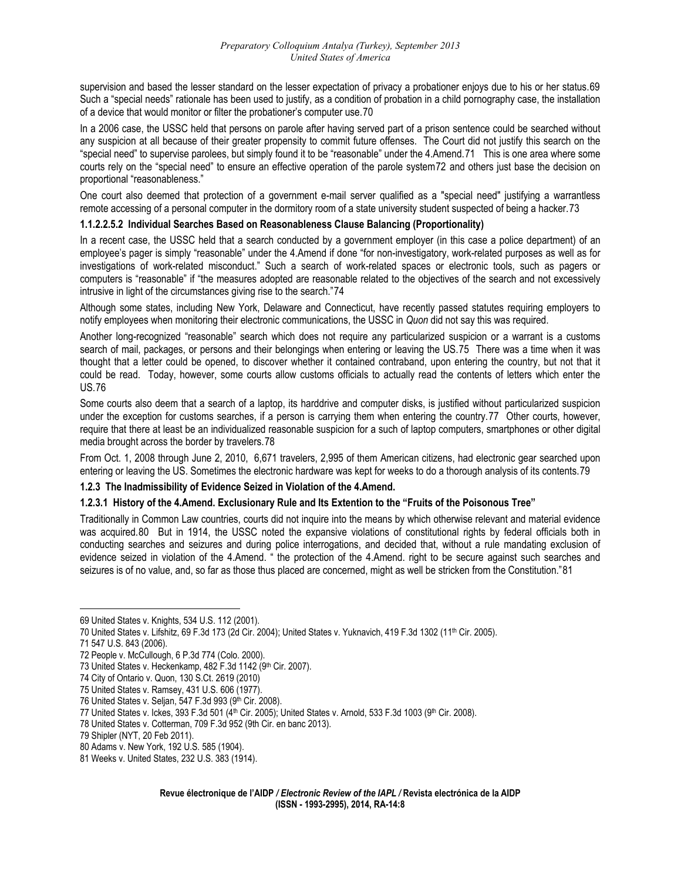supervision and based the lesser standard on the lesser expectation of privacy a probationer enjoys due to his or her status.[69] Such a "special needs" rationale has been used to justify, as a condition of probation in a child pornography case, the installation of a device that would monitor or filter the probationer's computer use.[70]

In a 2006 case, the USSC held that persons on parole after having served part of a prison sentence could be searched without any suspicion at all because of their greater propensity to commit future offenses. The Court did not justify this search on the "special need" to supervise parolees, but simply found it to be "reasonable" under the 4.Amend.[71] This is one area where some courts rely on the "special need" to ensure an effective operation of the parole system[72] and others just base the decision on proportional "reasonableness."

One court also deemed that protection of a government e-mail server qualified as a "special need" justifying a warrantless remote accessing of a personal computer in the dormitory room of a state university student suspected of being a hacker.[73]

#### 1.1.2.2.5.2 Individual Searches Based on Reasonableness Clause Balancing (Proportionality)

In a recent case, the USSC held that a search conducted by a government employer (in this case a police department) of an employee's pager is simply "reasonable" under the 4.Amend if done "for non-investigatory, work-related purposes as well as for investigations of work-related misconduct." Such a search of work-related spaces or electronic tools, such as pagers or computers is "reasonable" if "the measures adopted are reasonable related to the objectives of the search and not excessively intrusive in light of the circumstances giving rise to the search."[74]

Although some states, including New York, Delaware and Connecticut, have recently passed statutes requiring employers to notify employees when monitoring their electronic communications, the USSC in *Quon* did not say this was required.

Another long-recognized "reasonable" search which does not require any particularized suspicion or a warrant is a customs search of mail, packages, or persons and their belongings when entering or leaving the US.[75] There was a time when it was thought that a letter could be opened, to discover whether it contained contraband, upon entering the country, but not that it could be read. Today, however, some courts allow customs officials to actually read the contents of letters which enter the US.[76]

Some courts also deem that a search of a laptop, its harddrive and computer disks, is justified without particularized suspicion under the exception for customs searches, if a person is carrying them when entering the country.[77] Other courts, however, require that there at least be an individualized reasonable suspicion for a such of laptop computers, smartphones or other digital media brought across the border by travelers.[78]

From Oct. 1, 2008 through June 2, 2010, 6,671 travelers, 2,995 of them American citizens, had electronic gear searched upon entering or leaving the US. Sometimes the electronic hardware was kept for weeks to do a thorough analysis of its contents.[79]

### 1.2.3 The Inadmissibility of Evidence Seized in Violation of the 4.Amend.

#### 1.2.3.1 History of the 4.Amend. Exclusionary Rule and Its Extention to the "Fruits of the Poisonous Tree"

Traditionally in Common Law countries, courts did not inquire into the means by which otherwise relevant and material evidence was acquired.[80] But in 1914, the USSC noted the expansive violations of constitutional rights by federal officials both in conducting searches and seizures and during police interrogations, and decided that, without a rule mandating exclusion of evidence seized in violation of the 4.Amend. " the protection of the 4.Amend. right to be secure against such searches and seizures is of no value, and, so far as those thus placed are concerned, might as well be stricken from the Constitution."[81]

---

69 United States v. Knights, 534 U.S. 112 (2001).

70 United States v. Lifshitz, 69 F.3d 173 (2d Cir. 2004); United States v. Yuknavich, 419 F.3d 1302 (11th Cir. 2005).

71 547 U.S. 843 (2006).

72 People v. McCullough, 6 P.3d 774 (Colo. 2000).

73 United States v. Heckenkamp, 482 F.3d 1142 (9th Cir. 2007).

74 City of Ontario v. Quon, 130 S.Ct. 2619 (2010)

75 United States v. Ramsey, 431 U.S. 606 (1977).

76 United States v. Seljan, 547 F.3d 993 (9th Cir. 2008).

77 United States v. Ickes, 393 F.3d 501 (4th Cir. 2005); United States v. Arnold, 533 F.3d 1003 (9th Cir. 2008).

78 United States v. Cotterman, 709 F.3d 952 (9th Cir. en banc 2013).

79 Shipler (NYT, 20 Feb 2011).

80 Adams v. New York, 192 U.S. 585 (1904).

81 Weeks v. United States, 232 U.S. 383 (1914).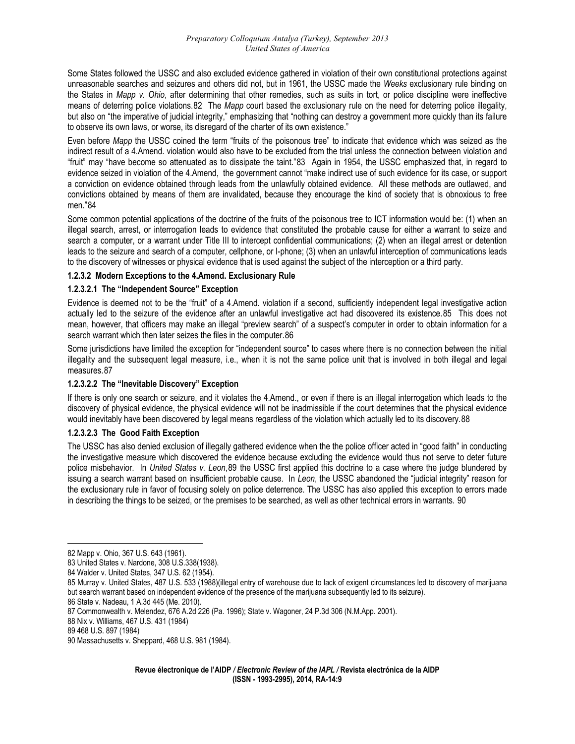Some States followed the USSC and also excluded evidence gathered in violation of their own constitutional protections against unreasonable searches and seizures and others did not, but in 1961, the USSC made the *Weeks* exclusionary rule binding on the States in *Mapp v. Ohio*, after determining that other remedies, such as suits in tort, or police discipline were ineffective means of deterring police violations.[82] The *Mapp* court based the exclusionary rule on the need for deterring police illegality, but also on "the imperative of judicial integrity," emphasizing that "nothing can destroy a government more quickly than its failure to observe its own laws, or worse, its disregard of the charter of its own existence."

Even before *Mapp* the USSC coined the term "fruits of the poisonous tree" to indicate that evidence which was seized as the indirect result of a 4.Amend. violation would also have to be excluded from the trial unless the connection between violation and "fruit" may "have become so attenuated as to dissipate the taint."[83] Again in 1954, the USSC emphasized that, in regard to evidence seized in violation of the 4.Amend, the government cannot "make indirect use of such evidence for its case, or support a conviction on evidence obtained through leads from the unlawfully obtained evidence. All these methods are outlawed, and convictions obtained by means of them are invalidated, because they encourage the kind of society that is obnoxious to free men."[84]

Some common potential applications of the doctrine of the fruits of the poisonous tree to ICT information would be: (1) when an illegal search, arrest, or interrogation leads to evidence that constituted the probable cause for either a warrant to seize and search a computer, or a warrant under Title III to intercept confidential communications; (2) when an illegal arrest or detention leads to the seizure and search of a computer, cellphone, or I-phone; (3) when an unlawful interception of communications leads to the discovery of witnesses or physical evidence that is used against the subject of the interception or a third party.

#### 1.2.3.2 Modern Exceptions to the 4.Amend. Exclusionary Rule

##### 1.2.3.2.1 The "Independent Source" Exception

Evidence is deemed not to be the "fruit" of a 4.Amend. violation if a second, sufficiently independent legal investigative action actually led to the seizure of the evidence after an unlawful investigative act had discovered its existence.[85] This does not mean, however, that officers may make an illegal "preview search" of a suspect's computer in order to obtain information for a search warrant which then later seizes the files in the computer.[86]

Some jurisdictions have limited the exception for "independent source" to cases where there is no connection between the initial illegality and the subsequent legal measure, i.e., when it is not the same police unit that is involved in both illegal and legal measures.[87]

##### 1.2.3.2.2 The "Inevitable Discovery" Exception

If there is only one search or seizure, and it violates the 4.Amend., or even if there is an illegal interrogation which leads to the discovery of physical evidence, the physical evidence will not be inadmissible if the court determines that the physical evidence would inevitably have been discovered by legal means regardless of the violation which actually led to its discovery.[88]

##### 1.2.3.2.3 The Good Faith Exception

The USSC has also denied exclusion of illegally gathered evidence when the the police officer acted in "good faith" in conducting the investigative measure which discovered the evidence because excluding the evidence would thus not serve to deter future police misbehavior. In *United States v. Leon*,[89] the USSC first applied this doctrine to a case where the judge blundered by issuing a search warrant based on insufficient probable cause. In *Leon*, the USSC abandoned the "judicial integrity" reason for the exclusionary rule in favor of focusing solely on police deterrence. The USSC has also applied this exception to errors made in describing the things to be seized, or the premises to be searched, as well as other technical errors in warrants.[90]

---

82 Mapp v. Ohio, 367 U.S. 643 (1961).

83 United States v. Nardone, 308 U.S.338(1938).

84 Walder v. United States, 347 U.S. 62 (1954).

85 Murray v. United States, 487 U.S. 533 (1988)(illegal entry of warehouse due to lack of exigent circumstances led to discovery of marijuana but search warrant based on independent evidence of the presence of the marijuana subsequently led to its seizure).

86 State v. Nadeau, 1 A.3d 445 (Me. 2010).

87 Commonwealth v. Melendez, 676 A.2d 226 (Pa. 1996); State v. Wagoner, 24 P.3d 306 (N.M.App. 2001).

88 Nix v. Williams, 467 U.S. 431 (1984)

89 468 U.S. 897 (1984)

90 Massachusetts v. Sheppard, 468 U.S. 981 (1984).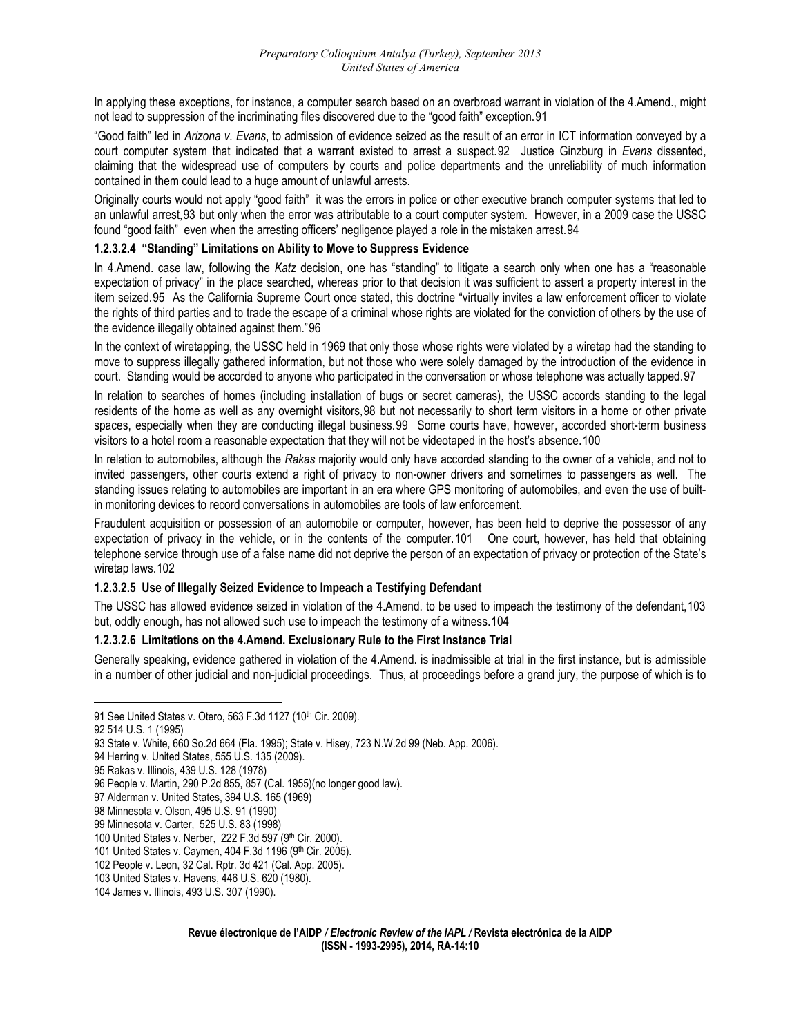In applying these exceptions, for instance, a computer search based on an overbroad warrant in violation of the 4.Amend., might not lead to suppression of the incriminating files discovered due to the "good faith" exception.[91]

"Good faith" led in *Arizona v. Evans*, to admission of evidence seized as the result of an error in ICT information conveyed by a court computer system that indicated that a warrant existed to arrest a suspect.[92] Justice Ginzburg in *Evans* dissented, claiming that the widespread use of computers by courts and police departments and the unreliability of much information contained in them could lead to a huge amount of unlawful arrests.

Originally courts would not apply "good faith" it was the errors in police or other executive branch computer systems that led to an unlawful arrest,[93] but only when the error was attributable to a court computer system. However, in a 2009 case the USSC found "good faith" even when the arresting officers' negligence played a role in the mistaken arrest.[94]

#### 1.2.3.2.4 "Standing" Limitations on Ability to Move to Suppress Evidence

In 4.Amend. case law, following the *Katz* decision, one has "standing" to litigate a search only when one has a "reasonable expectation of privacy" in the place searched, whereas prior to that decision it was sufficient to assert a property interest in the item seized.[95] As the California Supreme Court once stated, this doctrine "virtually invites a law enforcement officer to violate the rights of third parties and to trade the escape of a criminal whose rights are violated for the conviction of others by the use of the evidence illegally obtained against them."[96]

In the context of wiretapping, the USSC held in 1969 that only those whose rights were violated by a wiretap had the standing to move to suppress illegally gathered information, but not those who were solely damaged by the introduction of the evidence in court. Standing would be accorded to anyone who participated in the conversation or whose telephone was actually tapped.[97]

In relation to searches of homes (including installation of bugs or secret cameras), the USSC accords standing to the legal residents of the home as well as any overnight visitors,[98] but not necessarily to short term visitors in a home or other private spaces, especially when they are conducting illegal business.[99] Some courts have, however, accorded short-term business visitors to a hotel room a reasonable expectation that they will not be videotaped in the host's absence.[100]

In relation to automobiles, although the *Rakas* majority would only have accorded standing to the owner of a vehicle, and not to invited passengers, other courts extend a right of privacy to non-owner drivers and sometimes to passengers as well. The standing issues relating to automobiles are important in an era where GPS monitoring of automobiles, and even the use of built-in monitoring devices to record conversations in automobiles are tools of law enforcement.

Fraudulent acquisition or possession of an automobile or computer, however, has been held to deprive the possessor of any expectation of privacy in the vehicle, or in the contents of the computer.[101] One court, however, has held that obtaining telephone service through use of a false name did not deprive the person of an expectation of privacy or protection of the State's wiretap laws.[102]

#### 1.2.3.2.5 Use of Illegally Seized Evidence to Impeach a Testifying Defendant

The USSC has allowed evidence seized in violation of the 4.Amend. to be used to impeach the testimony of the defendant,[103] but, oddly enough, has not allowed such use to impeach the testimony of a witness.[104]

#### 1.2.3.2.6 Limitations on the 4.Amend. Exclusionary Rule to the First Instance Trial

Generally speaking, evidence gathered in violation of the 4.Amend. is inadmissible at trial in the first instance, but is admissible in a number of other judicial and non-judicial proceedings. Thus, at proceedings before a grand jury, the purpose of which is to

---

91 See United States v. Otero, 563 F.3d 1127 (10th Cir. 2009).

92 514 U.S. 1 (1995)

93 State v. White, 660 So.2d 664 (Fla. 1995); State v. Hisey, 723 N.W.2d 99 (Neb. App. 2006).

94 Herring v. United States, 555 U.S. 135 (2009).

95 Rakas v. Illinois, 439 U.S. 128 (1978)

96 People v. Martin, 290 P.2d 855, 857 (Cal. 1955)(no longer good law).

97 Alderman v. United States, 394 U.S. 165 (1969)

98 Minnesota v. Olson, 495 U.S. 91 (1990)

99 Minnesota v. Carter, 525 U.S. 83 (1998)

100 United States v. Nerber, 222 F.3d 597 (9th Cir. 2000).

101 United States v. Caymen, 404 F.3d 1196 (9th Cir. 2005).

102 People v. Leon, 32 Cal. Rptr. 3d 421 (Cal. App. 2005).

103 United States v. Havens, 446 U.S. 620 (1980).

104 James v. Illinois, 493 U.S. 307 (1990).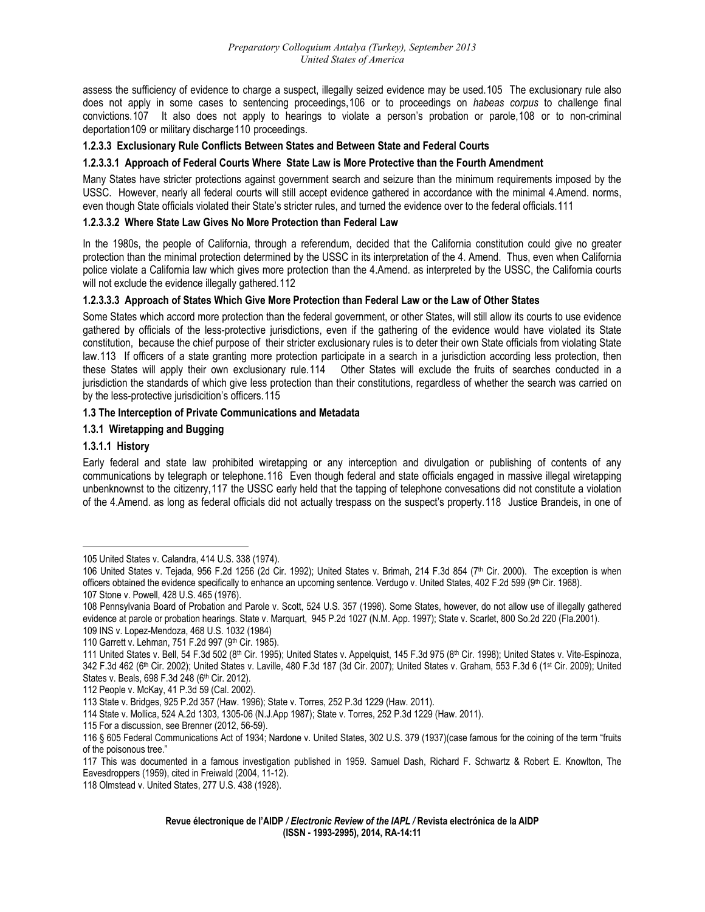assess the sufficiency of evidence to charge a suspect, illegally seized evidence may be used.[105] The exclusionary rule also does not apply in some cases to sentencing proceedings,[106] or to proceedings on *habeas corpus* to challenge final convictions.[107] It also does not apply to hearings to violate a person's probation or parole,[108] or to non-criminal deportation[109] or military discharge[110] proceedings.

#### 1.2.3.3 Exclusionary Rule Conflicts Between States and Between State and Federal Courts

##### 1.2.3.3.1 Approach of Federal Courts Where State Law is More Protective than the Fourth Amendment

Many States have stricter protections against government search and seizure than the minimum requirements imposed by the USSC. However, nearly all federal courts will still accept evidence gathered in accordance with the minimal 4.Amend. norms, even though State officials violated their State's stricter rules, and turned the evidence over to the federal officials.[111]

##### 1.2.3.3.2 Where State Law Gives No More Protection than Federal Law

In the 1980s, the people of California, through a referendum, decided that the California constitution could give no greater protection than the minimal protection determined by the USSC in its interpretation of the 4. Amend. Thus, even when California police violate a California law which gives more protection than the 4.Amend. as interpreted by the USSC, the California courts will not exclude the evidence illegally gathered.[112]

##### 1.2.3.3.3 Approach of States Which Give More Protection than Federal Law or the Law of Other States

Some States which accord more protection than the federal government, or other States, will still allow its courts to use evidence gathered by officials of the less-protective jurisdictions, even if the gathering of the evidence would have violated its State constitution, because the chief purpose of their stricter exclusionary rules is to deter their own State officials from violating State law.[113] If officers of a state granting more protection participate in a search in a jurisdiction according less protection, then these States will apply their own exclusionary rule.[114] Other States will exclude the fruits of searches conducted in a jurisdiction the standards of which give less protection than their constitutions, regardless of whether the search was carried on by the less-protective jurisdicition's officers.[115]

### 1.3 The Interception of Private Communications and Metadata

#### 1.3.1 Wiretapping and Bugging

##### 1.3.1.1 History

Early federal and state law prohibited wiretapping or any interception and divulgation or publishing of contents of any communications by telegraph or telephone.[116] Even though federal and state officials engaged in massive illegal wiretapping unbenknownst to the citizenry,[117] the USSC early held that the tapping of telephone convesations did not constitute a violation of the 4.Amend. as long as federal officials did not actually trespass on the suspect's property.[118] Justice Brandeis, in one of

---

105 United States v. Calandra, 414 U.S. 338 (1974).

106 United States v. Tejada, 956 F.2d 1256 (2d Cir. 1992); United States v. Brimah, 214 F.3d 854 (7th Cir. 2000). The exception is when officers obtained the evidence specifically to enhance an upcoming sentence. Verdugo v. United States, 402 F.2d 599 (9th Cir. 1968).

107 Stone v. Powell, 428 U.S. 465 (1976).

108 Pennsylvania Board of Probation and Parole v. Scott, 524 U.S. 357 (1998). Some States, however, do not allow use of illegally gathered evidence at parole or probation hearings. State v. Marquart, 945 P.2d 1027 (N.M. App. 1997); State v. Scarlet, 800 So.2d 220 (Fla.2001).

109 INS v. Lopez-Mendoza, 468 U.S. 1032 (1984)

110 Garrett v. Lehman, 751 F.2d 997 (9th Cir. 1985).

111 United States v. Bell, 54 F.3d 502 (8th Cir. 1995); United States v. Appelquist, 145 F.3d 975 (8th Cir. 1998); United States v. Vite-Espinoza, 342 F.3d 462 (6th Cir. 2002); United States v. Laville, 480 F.3d 187 (3d Cir. 2007); United States v. Graham, 553 F.3d 6 (1st Cir. 2009); United States v. Beals, 698 F.3d 248 (6th Cir. 2012).

112 People v. McKay, 41 P.3d 59 (Cal. 2002).

113 State v. Bridges, 925 P.2d 357 (Haw. 1996); State v. Torres, 252 P.3d 1229 (Haw. 2011).

114 State v. Mollica, 524 A.2d 1303, 1305-06 (N.J.App 1987); State v. Torres, 252 P.3d 1229 (Haw. 2011).

115 For a discussion, see Brenner (2012, 56-59).

116 § 605 Federal Communications Act of 1934; Nardone v. United States, 302 U.S. 379 (1937)(case famous for the coining of the term "fruits of the poisonous tree."

117 This was documented in a famous investigation published in 1959. Samuel Dash, Richard F. Schwartz & Robert E. Knowlton, The Eavesdroppers (1959), cited in Freiwald (2004, 11-12).

118 Olmstead v. United States, 277 U.S. 438 (1928).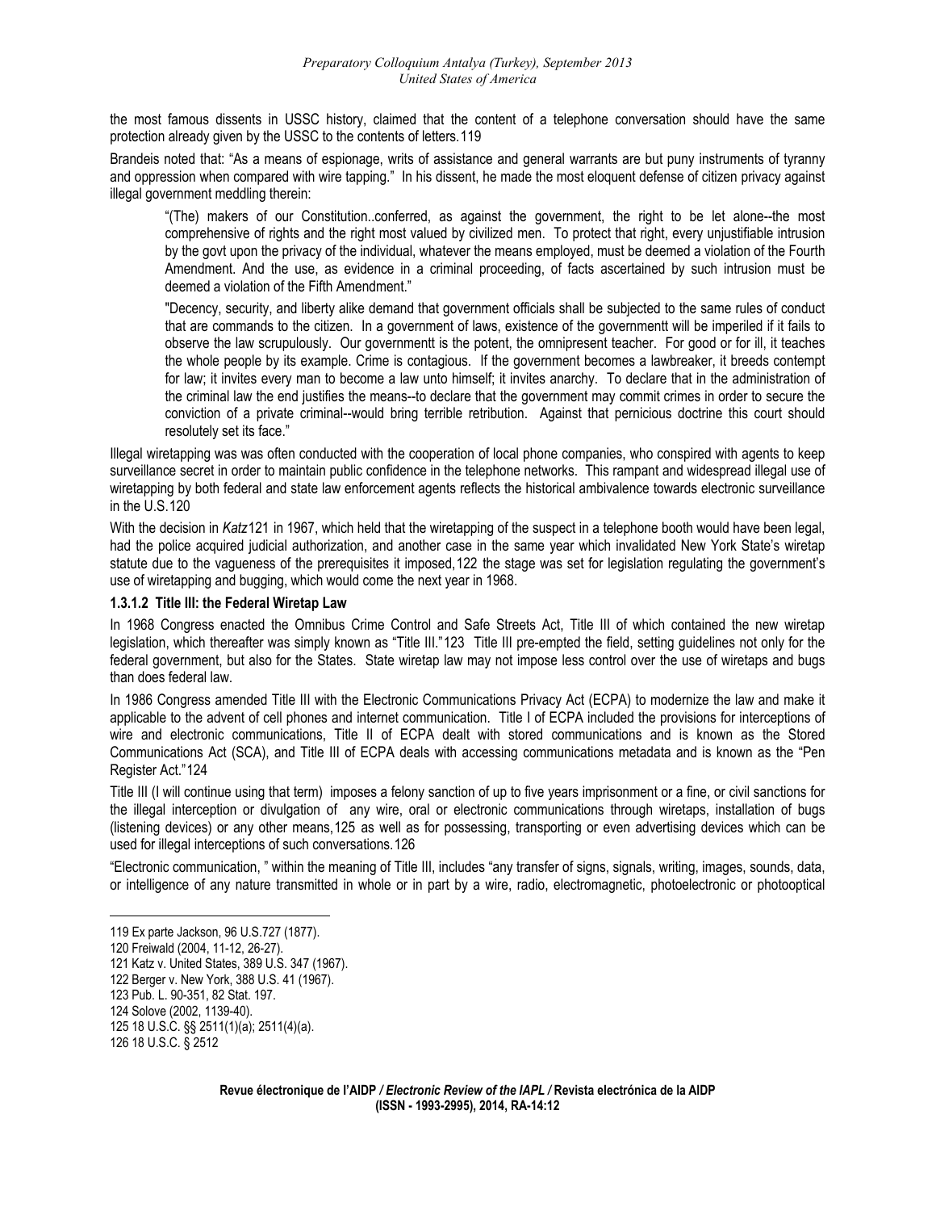the most famous dissents in USSC history, claimed that the content of a telephone conversation should have the same protection already given by the USSC to the contents of letters.[119]

Brandeis noted that: "As a means of espionage, writs of assistance and general warrants are but puny instruments of tyranny and oppression when compared with wire tapping." In his dissent, he made the most eloquent defense of citizen privacy against illegal government meddling therein:

> "(The) makers of our Constitution..conferred, as against the government, the right to be let alone--the most comprehensive of rights and the right most valued by civilized men. To protect that right, every unjustifiable intrusion by the govt upon the privacy of the individual, whatever the means employed, must be deemed a violation of the Fourth Amendment. And the use, as evidence in a criminal proceeding, of facts ascertained by such intrusion must be deemed a violation of the Fifth Amendment."
>
> "Decency, security, and liberty alike demand that government officials shall be subjected to the same rules of conduct that are commands to the citizen. In a government of laws, existence of the governmentt will be imperiled if it fails to observe the law scrupulously. Our governmentt is the potent, the omnipresent teacher. For good or for ill, it teaches the whole people by its example. Crime is contagious. If the government becomes a lawbreaker, it breeds contempt for law; it invites every man to become a law unto himself; it invites anarchy. To declare that in the administration of the criminal law the end justifies the means--to declare that the government may commit crimes in order to secure the conviction of a private criminal--would bring terrible retribution. Against that pernicious doctrine this court should resolutely set its face."

Illegal wiretapping was was often conducted with the cooperation of local phone companies, who conspired with agents to keep surveillance secret in order to maintain public confidence in the telephone networks. This rampant and widespread illegal use of wiretapping by both federal and state law enforcement agents reflects the historical ambivalence towards electronic surveillance in the U.S.[120]

With the decision in *Katz*[121] in 1967, which held that the wiretapping of the suspect in a telephone booth would have been legal, had the police acquired judicial authorization, and another case in the same year which invalidated New York State's wiretap statute due to the vagueness of the prerequisites it imposed,[122] the stage was set for legislation regulating the government's use of wiretapping and bugging, which would come the next year in 1968.

#### 1.3.1.2 Title III: the Federal Wiretap Law

In 1968 Congress enacted the Omnibus Crime Control and Safe Streets Act, Title III of which contained the new wiretap legislation, which thereafter was simply known as "Title III."[123] Title III pre-empted the field, setting guidelines not only for the federal government, but also for the States. State wiretap law may not impose less control over the use of wiretaps and bugs than does federal law.

In 1986 Congress amended Title III with the Electronic Communications Privacy Act (ECPA) to modernize the law and make it applicable to the advent of cell phones and internet communication. Title I of ECPA included the provisions for interceptions of wire and electronic communications, Title II of ECPA dealt with stored communications and is known as the Stored Communications Act (SCA), and Title III of ECPA deals with accessing communications metadata and is known as the "Pen Register Act."[124]

Title III (I will continue using that term) imposes a felony sanction of up to five years imprisonment or a fine, or civil sanctions for the illegal interception or divulgation of any wire, oral or electronic communications through wiretaps, installation of bugs (listening devices) or any other means,[125] as well as for possessing, transporting or even advertising devices which can be used for illegal interceptions of such conversations.[126]

"Electronic communication, " within the meaning of Title III, includes "any transfer of signs, signals, writing, images, sounds, data, or intelligence of any nature transmitted in whole or in part by a wire, radio, electromagnetic, photoelectronic or photooptical

---

119 Ex parte Jackson, 96 U.S.727 (1877).

120 Freiwald (2004, 11-12, 26-27).

121 Katz v. United States, 389 U.S. 347 (1967).

122 Berger v. New York, 388 U.S. 41 (1967).

123 Pub. L. 90-351, 82 Stat. 197.

124 Solove (2002, 1139-40).

125 18 U.S.C. §§ 2511(1)(a); 2511(4)(a).

126 18 U.S.C. § 2512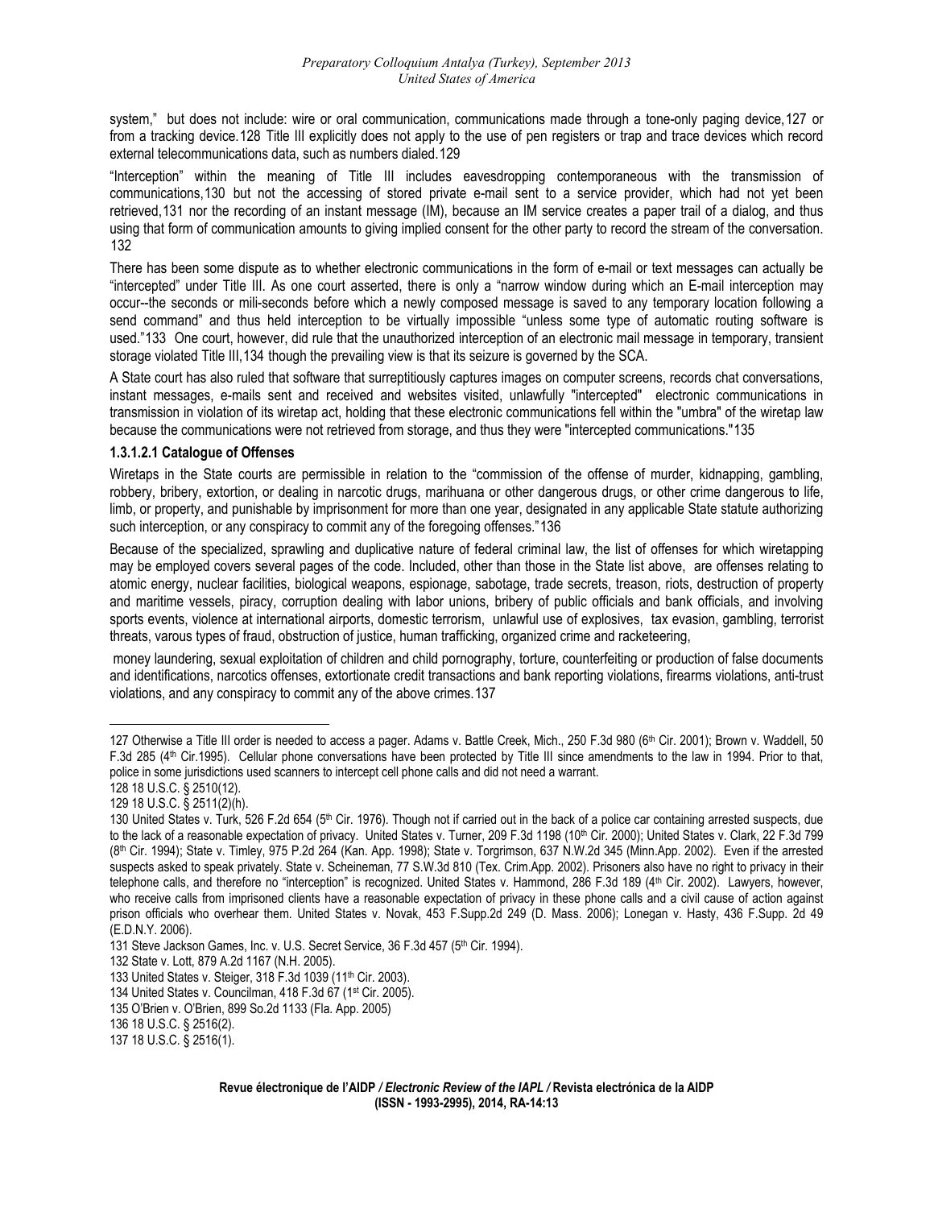system," but does not include: wire or oral communication, communications made through a tone-only paging device,[127] or from a tracking device.[128] Title III explicitly does not apply to the use of pen registers or trap and trace devices which record external telecommunications data, such as numbers dialed.[129]

"Interception" within the meaning of Title III includes eavesdropping contemporaneous with the transmission of communications,[130] but not the accessing of stored private e-mail sent to a service provider, which had not yet been retrieved,[131] nor the recording of an instant message (IM), because an IM service creates a paper trail of a dialog, and thus using that form of communication amounts to giving implied consent for the other party to record the stream of the conversation.[132]

There has been some dispute as to whether electronic communications in the form of e-mail or text messages can actually be "intercepted" under Title III. As one court asserted, there is only a "narrow window during which an E-mail interception may occur--the seconds or mili-seconds before which a newly composed message is saved to any temporary location following a send command" and thus held interception to be virtually impossible "unless some type of automatic routing software is used."[133] One court, however, did rule that the unauthorized interception of an electronic mail message in temporary, transient storage violated Title III,[134] though the prevailing view is that its seizure is governed by the SCA.

A State court has also ruled that software that surreptitiously captures images on computer screens, records chat conversations, instant messages, e-mails sent and received and websites visited, unlawfully "intercepted" electronic communications in transmission in violation of its wiretap act, holding that these electronic communications fell within the "umbra" of the wiretap law because the communications were not retrieved from storage, and thus they were "intercepted communications."[135]

#### 1.3.1.2.1 Catalogue of Offenses

Wiretaps in the State courts are permissible in relation to the "commission of the offense of murder, kidnapping, gambling, robbery, bribery, extortion, or dealing in narcotic drugs, marihuana or other dangerous drugs, or other crime dangerous to life, limb, or property, and punishable by imprisonment for more than one year, designated in any applicable State statute authorizing such interception, or any conspiracy to commit any of the foregoing offenses."[136]

Because of the specialized, sprawling and duplicative nature of federal criminal law, the list of offenses for which wiretapping may be employed covers several pages of the code. Included, other than those in the State list above, are offenses relating to atomic energy, nuclear facilities, biological weapons, espionage, sabotage, trade secrets, treason, riots, destruction of property and maritime vessels, piracy, corruption dealing with labor unions, bribery of public officials and bank officials, and involving sports events, violence at international airports, domestic terrorism, unlawful use of explosives, tax evasion, gambling, terrorist threats, varous types of fraud, obstruction of justice, human trafficking, organized crime and racketeering,

money laundering, sexual exploitation of children and child pornography, torture, counterfeiting or production of false documents and identifications, narcotics offenses, extortionate credit transactions and bank reporting violations, firearms violations, anti-trust violations, and any conspiracy to commit any of the above crimes.[137]

---

127 Otherwise a Title III order is needed to access a pager. Adams v. Battle Creek, Mich., 250 F.3d 980 (6th Cir. 2001); Brown v. Waddell, 50 F.3d 285 (4th Cir.1995). Cellular phone conversations have been protected by Title III since amendments to the law in 1994. Prior to that, police in some jurisdictions used scanners to intercept cell phone calls and did not need a warrant.

128 18 U.S.C. § 2510(12).

129 18 U.S.C. § 2511(2)(h).

130 United States v. Turk, 526 F.2d 654 (5th Cir. 1976). Though not if carried out in the back of a police car containing arrested suspects, due to the lack of a reasonable expectation of privacy. United States v. Turner, 209 F.3d 1198 (10th Cir. 2000); United States v. Clark, 22 F.3d 799 (8th Cir. 1994); State v. Timley, 975 P.2d 264 (Kan. App. 1998); State v. Torgrimson, 637 N.W.2d 345 (Minn.App. 2002). Even if the arrested suspects asked to speak privately. State v. Scheineman, 77 S.W.3d 810 (Tex. Crim.App. 2002). Prisoners also have no right to privacy in their telephone calls, and therefore no "interception" is recognized. United States v. Hammond, 286 F.3d 189 (4th Cir. 2002). Lawyers, however, who receive calls from imprisoned clients have a reasonable expectation of privacy in these phone calls and a civil cause of action against prison officials who overhear them. United States v. Novak, 453 F.Supp.2d 249 (D. Mass. 2006); Lonegan v. Hasty, 436 F.Supp. 2d 49 (E.D.N.Y. 2006).

131 Steve Jackson Games, Inc. v. U.S. Secret Service, 36 F.3d 457 (5th Cir. 1994).

132 State v. Lott, 879 A.2d 1167 (N.H. 2005).

133 United States v. Steiger, 318 F.3d 1039 (11th Cir. 2003).

134 United States v. Councilman, 418 F.3d 67 (1st Cir. 2005).

135 O'Brien v. O'Brien, 899 So.2d 1133 (Fla. App. 2005)

136 18 U.S.C. § 2516(2).

137 18 U.S.C. § 2516(1).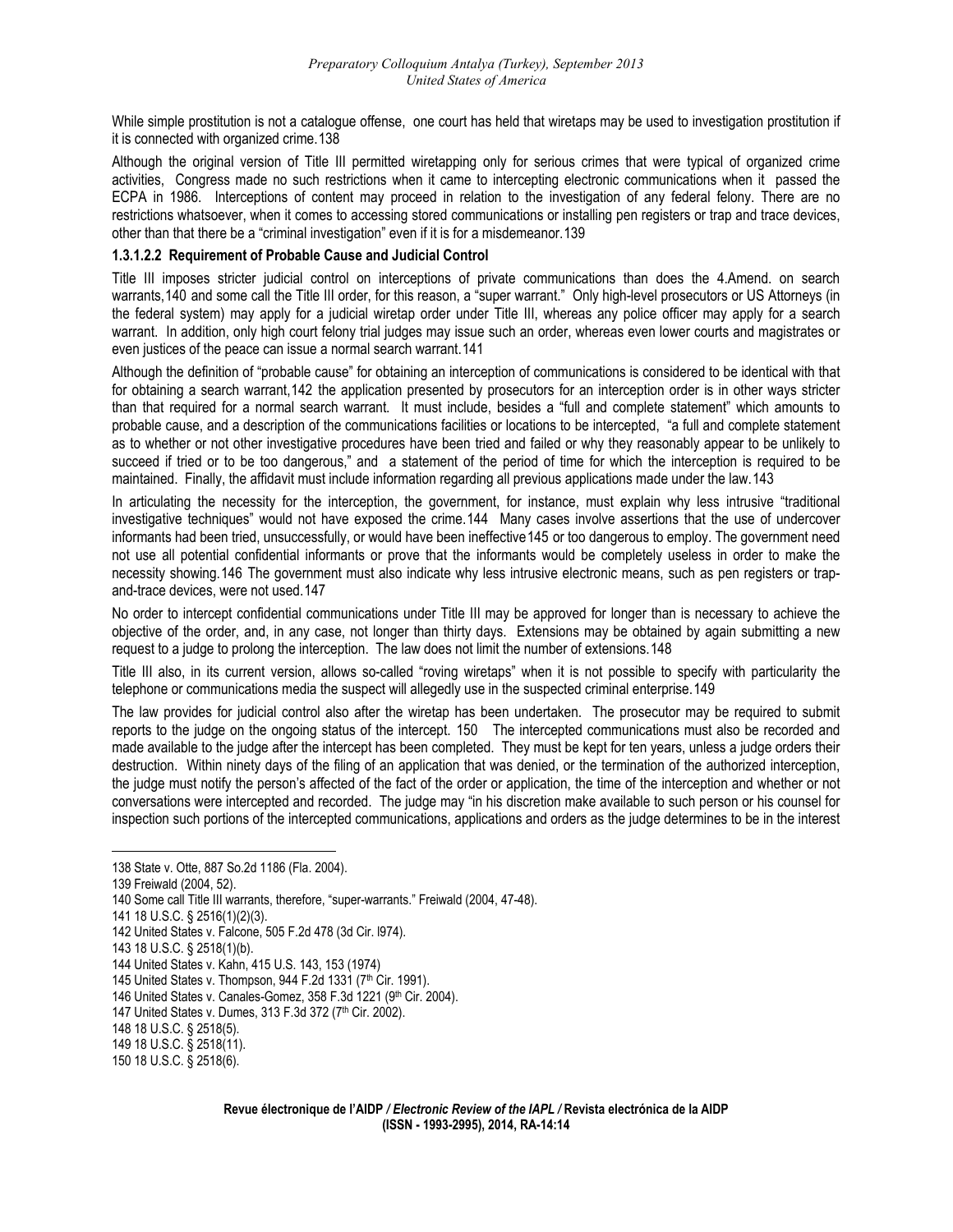While simple prostitution is not a catalogue offense, one court has held that wiretaps may be used to investigation prostitution if it is connected with organized crime.[138]

Although the original version of Title III permitted wiretapping only for serious crimes that were typical of organized crime activities, Congress made no such restrictions when it came to intercepting electronic communications when it passed the ECPA in 1986. Interceptions of content may proceed in relation to the investigation of any federal felony. There are no restrictions whatsoever, when it comes to accessing stored communications or installing pen registers or trap and trace devices, other than that there be a "criminal investigation" even if it is for a misdemeanor.[139]

#### 1.3.1.2.2 Requirement of Probable Cause and Judicial Control

Title III imposes stricter judicial control on interceptions of private communications than does the 4.Amend. on search warrants,[140] and some call the Title III order, for this reason, a "super warrant." Only high-level prosecutors or US Attorneys (in the federal system) may apply for a judicial wiretap order under Title III, whereas any police officer may apply for a search warrant. In addition, only high court felony trial judges may issue such an order, whereas even lower courts and magistrates or even justices of the peace can issue a normal search warrant.[141]

Although the definition of "probable cause" for obtaining an interception of communications is considered to be identical with that for obtaining a search warrant,[142] the application presented by prosecutors for an interception order is in other ways stricter than that required for a normal search warrant. It must include, besides a "full and complete statement" which amounts to probable cause, and a description of the communications facilities or locations to be intercepted, "a full and complete statement as to whether or not other investigative procedures have been tried and failed or why they reasonably appear to be unlikely to succeed if tried or to be too dangerous," and a statement of the period of time for which the interception is required to be maintained. Finally, the affidavit must include information regarding all previous applications made under the law.[143]

In articulating the necessity for the interception, the government, for instance, must explain why less intrusive "traditional investigative techniques" would not have exposed the crime.[144] Many cases involve assertions that the use of undercover informants had been tried, unsuccessfully, or would have been ineffective[145] or too dangerous to employ. The government need not use all potential confidential informants or prove that the informants would be completely useless in order to make the necessity showing.[146] The government must also indicate why less intrusive electronic means, such as pen registers or trap-and-trace devices, were not used.[147]

No order to intercept confidential communications under Title III may be approved for longer than is necessary to achieve the objective of the order, and, in any case, not longer than thirty days. Extensions may be obtained by again submitting a new request to a judge to prolong the interception. The law does not limit the number of extensions.[148]

Title III also, in its current version, allows so-called "roving wiretaps" when it is not possible to specify with particularity the telephone or communications media the suspect will allegedly use in the suspected criminal enterprise.[149]

The law provides for judicial control also after the wiretap has been undertaken. The prosecutor may be required to submit reports to the judge on the ongoing status of the intercept.[150] The intercepted communications must also be recorded and made available to the judge after the intercept has been completed. They must be kept for ten years, unless a judge orders their destruction. Within ninety days of the filing of an application that was denied, or the termination of the authorized interception, the judge must notify the person's affected of the fact of the order or application, the time of the interception and whether or not conversations were intercepted and recorded. The judge may "in his discretion make available to such person or his counsel for inspection such portions of the intercepted communications, applications and orders as the judge determines to be in the interest

---

138 State v. Otte, 887 So.2d 1186 (Fla. 2004).

139 Freiwald (2004, 52).

140 Some call Title III warrants, therefore, "super-warrants." Freiwald (2004, 47-48).

141 18 U.S.C. § 2516(1)(2)(3).

142 United States v. Falcone, 505 F.2d 478 (3d Cir. l974).

143 18 U.S.C. § 2518(1)(b).

144 United States v. Kahn, 415 U.S. 143, 153 (1974)

145 United States v. Thompson, 944 F.2d 1331 (7th Cir. 1991).

146 United States v. Canales-Gomez, 358 F.3d 1221 (9th Cir. 2004).

147 United States v. Dumes, 313 F.3d 372 (7th Cir. 2002).

148 18 U.S.C. § 2518(5).

149 18 U.S.C. § 2518(11).

150 18 U.S.C. § 2518(6).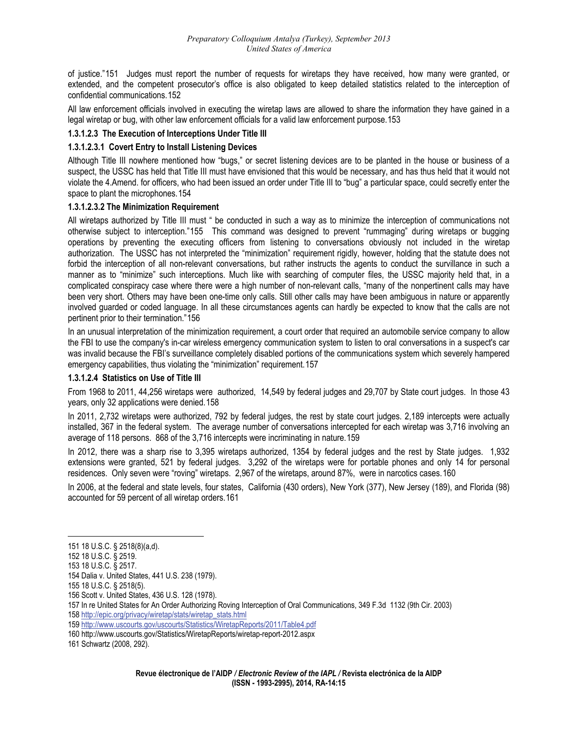of justice."[151] Judges must report the number of requests for wiretaps they have received, how many were granted, or extended, and the competent prosecutor's office is also obligated to keep detailed statistics related to the interception of confidential communications.[152]

All law enforcement officials involved in executing the wiretap laws are allowed to share the information they have gained in a legal wiretap or bug, with other law enforcement officials for a valid law enforcement purpose.[153]

#### 1.3.1.2.3 The Execution of Interceptions Under Title III

##### 1.3.1.2.3.1 Covert Entry to Install Listening Devices

Although Title III nowhere mentioned how "bugs," or secret listening devices are to be planted in the house or business of a suspect, the USSC has held that Title III must have envisioned that this would be necessary, and has thus held that it would not violate the 4.Amend. for officers, who had been issued an order under Title III to "bug" a particular space, could secretly enter the space to plant the microphones.[154]

##### 1.3.1.2.3.2 The Minimization Requirement

All wiretaps authorized by Title III must " be conducted in such a way as to minimize the interception of communications not otherwise subject to interception."[155] This command was designed to prevent "rummaging" during wiretaps or bugging operations by preventing the executing officers from listening to conversations obviously not included in the wiretap authorization. The USSC has not interpreted the "minimization" requirement rigidly, however, holding that the statute does not forbid the interception of all non-relevant conversations, but rather instructs the agents to conduct the survillance in such a manner as to "minimize" such interceptions. Much like with searching of computer files, the USSC majority held that, in a complicated conspiracy case where there were a high number of non-relevant calls, "many of the nonpertinent calls may have been very short. Others may have been one-time only calls. Still other calls may have been ambiguous in nature or apparently involved guarded or coded language. In all these circumstances agents can hardly be expected to know that the calls are not pertinent prior to their termination."[156]

In an unusual interpretation of the minimization requirement, a court order that required an automobile service company to allow the FBI to use the company's in-car wireless emergency communication system to listen to oral conversations in a suspect's car was invalid because the FBI's surveillance completely disabled portions of the communications system which severely hampered emergency capabilities, thus violating the "minimization" requirement.[157]

#### 1.3.1.2.4 Statistics on Use of Title III

From 1968 to 2011, 44,256 wiretaps were authorized, 14,549 by federal judges and 29,707 by State court judges. In those 43 years, only 32 applications were denied.[158]

In 2011, 2,732 wiretaps were authorized, 792 by federal judges, the rest by state court judges. 2,189 intercepts were actually installed, 367 in the federal system. The average number of conversations intercepted for each wiretap was 3,716 involving an average of 118 persons. 868 of the 3,716 intercepts were incriminating in nature.[159]

In 2012, there was a sharp rise to 3,395 wiretaps authorized, 1354 by federal judges and the rest by State judges. 1,932 extensions were granted, 521 by federal judges. 3,292 of the wiretaps were for portable phones and only 14 for personal residences. Only seven were "roving" wiretaps. 2,967 of the wiretaps, around 87%, were in narcotics cases.[160]

In 2006, at the federal and state levels, four states, California (430 orders), New York (377), New Jersey (189), and Florida (98) accounted for 59 percent of all wiretap orders.[161]

---

151 18 U.S.C. § 2518(8)(a,d).

152 18 U.S.C. § 2519.

153 18 U.S.C. § 2517.

154 Dalia v. United States, 441 U.S. 238 (1979).

155 18 U.S.C. § 2518(5).

156 Scott v. United States, 436 U.S. 128 (1978).

157 In re United States for An Order Authorizing Roving Interception of Oral Communications, 349 F.3d 1132 (9th Cir. 2003)

158 http://epic.org/privacy/wiretap/stats/wiretap_stats.html

159 http://www.uscourts.gov/uscourts/Statistics/WiretapReports/2011/Table4.pdf

160 http://www.uscourts.gov/Statistics/WiretapReports/wiretap-report-2012.aspx

161 Schwartz (2008, 292).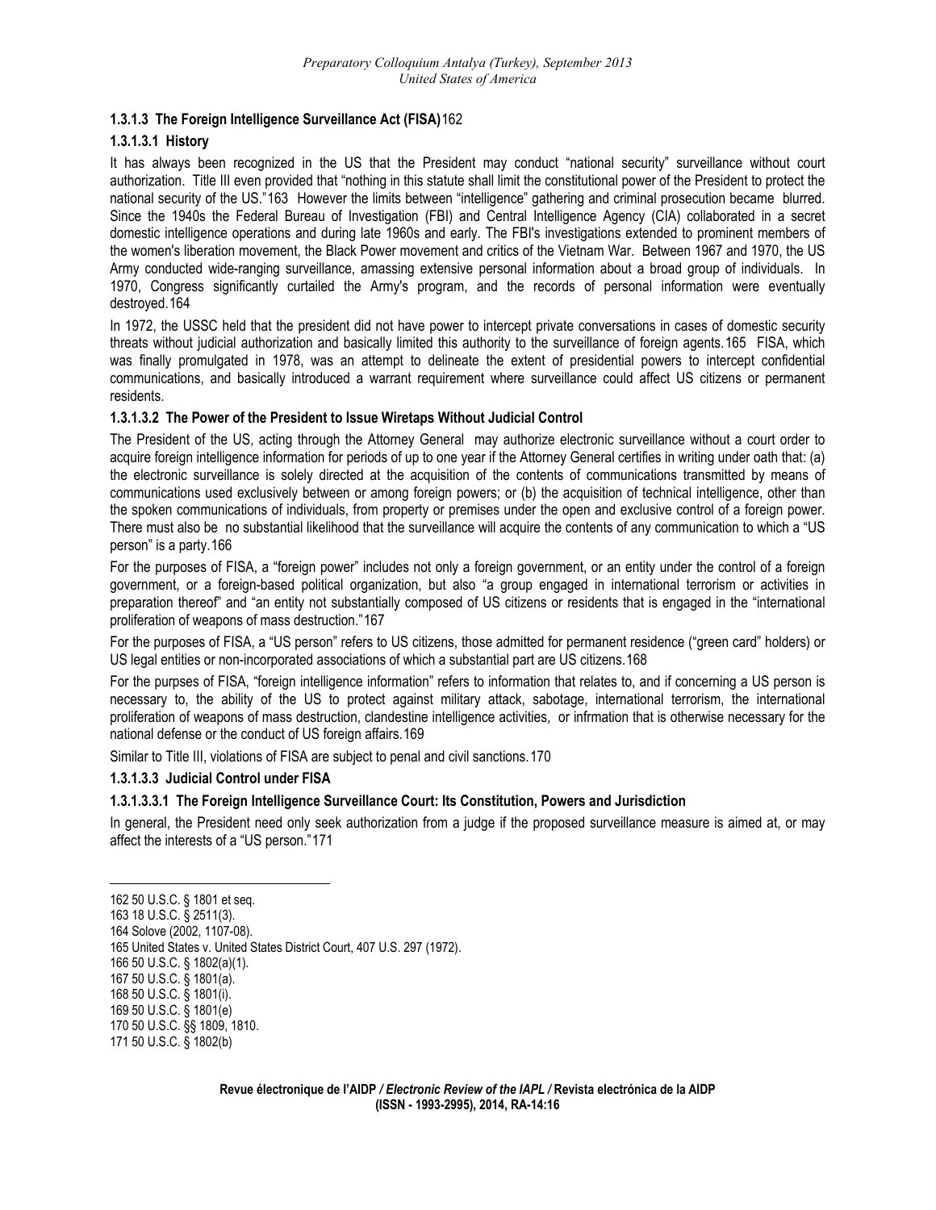#### 1.3.1.3 The Foreign Intelligence Surveillance Act (FISA)[162]

##### 1.3.1.3.1 History

It has always been recognized in the US that the President may conduct "national security" surveillance without court authorization. Title III even provided that "nothing in this statute shall limit the constitutional power of the President to protect the national security of the US."[163] However the limits between "intelligence" gathering and criminal prosecution became blurred. Since the 1940s the Federal Bureau of Investigation (FBI) and Central Intelligence Agency (CIA) collaborated in a secret domestic intelligence operations and during late 1960s and early. The FBI's investigations extended to prominent members of the women's liberation movement, the Black Power movement and critics of the Vietnam War. Between 1967 and 1970, the US Army conducted wide-ranging surveillance, amassing extensive personal information about a broad group of individuals. In 1970, Congress significantly curtailed the Army's program, and the records of personal information were eventually destroyed.[164]

In 1972, the USSC held that the president did not have power to intercept private conversations in cases of domestic security threats without judicial authorization and basically limited this authority to the surveillance of foreign agents.[165] FISA, which was finally promulgated in 1978, was an attempt to delineate the extent of presidential powers to intercept confidential communications, and basically introduced a warrant requirement where surveillance could affect US citizens or permanent residents.

##### 1.3.1.3.2 The Power of the President to Issue Wiretaps Without Judicial Control

The President of the US, acting through the Attorney General may authorize electronic surveillance without a court order to acquire foreign intelligence information for periods of up to one year if the Attorney General certifies in writing under oath that: (a) the electronic surveillance is solely directed at the acquisition of the contents of communications transmitted by means of communications used exclusively between or among foreign powers; or (b) the acquisition of technical intelligence, other than the spoken communications of individuals, from property or premises under the open and exclusive control of a foreign power. There must also be no substantial likelihood that the surveillance will acquire the contents of any communication to which a "US person" is a party.[166]

For the purposes of FISA, a "foreign power" includes not only a foreign government, or an entity under the control of a foreign government, or a foreign-based political organization, but also "a group engaged in international terrorism or activities in preparation thereof" and "an entity not substantially composed of US citizens or residents that is engaged in the "international proliferation of weapons of mass destruction."[167]

For the purposes of FISA, a "US person" refers to US citizens, those admitted for permanent residence ("green card" holders) or US legal entities or non-incorporated associations of which a substantial part are US citizens.[168]

For the purpses of FISA, "foreign intelligence information" refers to information that relates to, and if concerning a US person is necessary to, the ability of the US to protect against military attack, sabotage, international terrorism, the international proliferation of weapons of mass destruction, clandestine intelligence activities, or infrmation that is otherwise necessary for the national defense or the conduct of US foreign affairs.[169]

Similar to Title III, violations of FISA are subject to penal and civil sanctions.[170]

##### 1.3.1.3.3 Judicial Control under FISA

###### 1.3.1.3.3.1 The Foreign Intelligence Surveillance Court: Its Constitution, Powers and Jurisdiction

In general, the President need only seek authorization from a judge if the proposed surveillance measure is aimed at, or may affect the interests of a "US person."[171]

---

162 50 U.S.C. § 1801 et seq.
163 18 U.S.C. § 2511(3).
164 Solove (2002, 1107-08).
165 United States v. United States District Court, 407 U.S. 297 (1972).
166 50 U.S.C. § 1802(a)(1).
167 50 U.S.C. § 1801(a).
168 50 U.S.C. § 1801(i).
169 50 U.S.C. § 1801(e)
170 50 U.S.C. §§ 1809, 1810.
171 50 U.S.C. § 1802(b)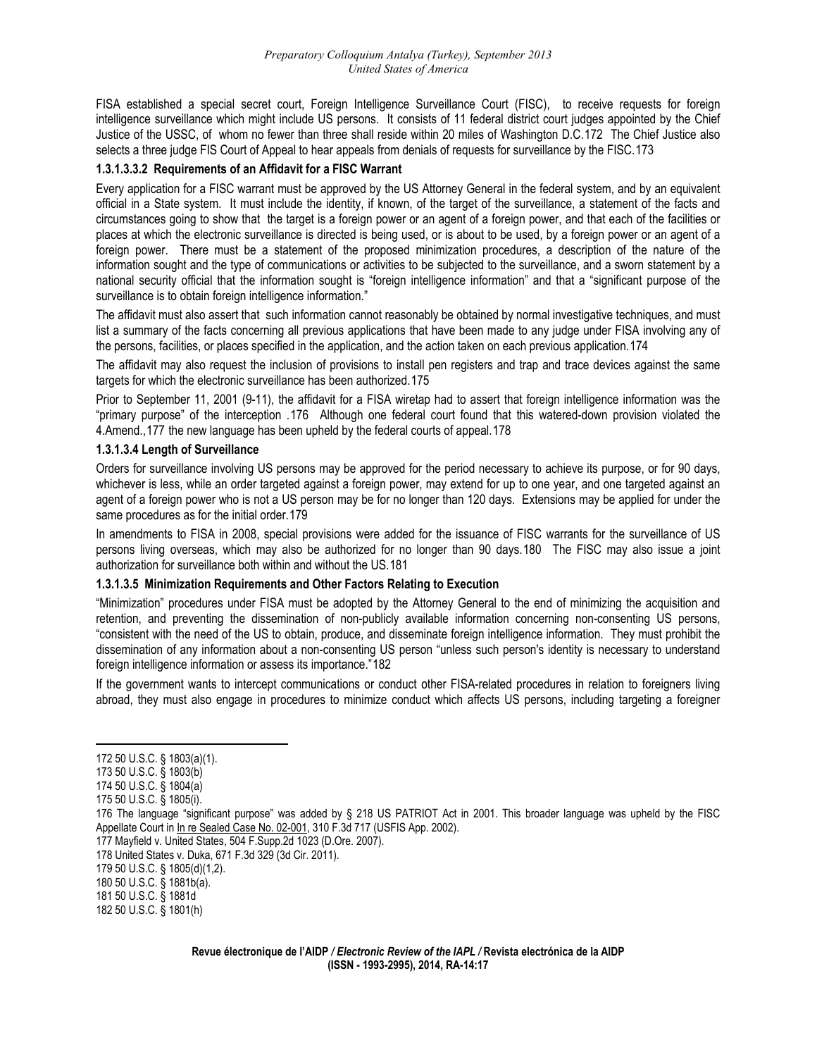FISA established a special secret court, Foreign Intelligence Surveillance Court (FISC), to receive requests for foreign intelligence surveillance which might include US persons. It consists of 11 federal district court judges appointed by the Chief Justice of the USSC, of whom no fewer than three shall reside within 20 miles of Washington D.C.[172] The Chief Justice also selects a three judge FIS Court of Appeal to hear appeals from denials of requests for surveillance by the FISC.[173]

#### 1.3.1.3.3.2 Requirements of an Affidavit for a FISC Warrant

Every application for a FISC warrant must be approved by the US Attorney General in the federal system, and by an equivalent official in a State system. It must include the identity, if known, of the target of the surveillance, a statement of the facts and circumstances going to show that the target is a foreign power or an agent of a foreign power, and that each of the facilities or places at which the electronic surveillance is directed is being used, or is about to be used, by a foreign power or an agent of a foreign power. There must be a statement of the proposed minimization procedures, a description of the nature of the information sought and the type of communications or activities to be subjected to the surveillance, and a sworn statement by a national security official that the information sought is "foreign intelligence information" and that a "significant purpose of the surveillance is to obtain foreign intelligence information."

The affidavit must also assert that such information cannot reasonably be obtained by normal investigative techniques, and must list a summary of the facts concerning all previous applications that have been made to any judge under FISA involving any of the persons, facilities, or places specified in the application, and the action taken on each previous application.[174]

The affidavit may also request the inclusion of provisions to install pen registers and trap and trace devices against the same targets for which the electronic surveillance has been authorized.[175]

Prior to September 11, 2001 (9-11), the affidavit for a FISA wiretap had to assert that foreign intelligence information was the "primary purpose" of the interception .[176] Although one federal court found that this watered-down provision violated the 4.Amend.,[177] the new language has been upheld by the federal courts of appeal.[178]

#### 1.3.1.3.4 Length of Surveillance

Orders for surveillance involving US persons may be approved for the period necessary to achieve its purpose, or for 90 days, whichever is less, while an order targeted against a foreign power, may extend for up to one year, and one targeted against an agent of a foreign power who is not a US person may be for no longer than 120 days. Extensions may be applied for under the same procedures as for the initial order.[179]

In amendments to FISA in 2008, special provisions were added for the issuance of FISC warrants for the surveillance of US persons living overseas, which may also be authorized for no longer than 90 days.[180] The FISC may also issue a joint authorization for surveillance both within and without the US.[181]

#### 1.3.1.3.5 Minimization Requirements and Other Factors Relating to Execution

"Minimization" procedures under FISA must be adopted by the Attorney General to the end of minimizing the acquisition and retention, and preventing the dissemination of non-publicly available information concerning non-consenting US persons, "consistent with the need of the US to obtain, produce, and disseminate foreign intelligence information. They must prohibit the dissemination of any information about a non-consenting US person "unless such person's identity is necessary to understand foreign intelligence information or assess its importance."[182]

If the government wants to intercept communications or conduct other FISA-related procedures in relation to foreigners living abroad, they must also engage in procedures to minimize conduct which affects US persons, including targeting a foreigner

---

172 50 U.S.C. § 1803(a)(1).

173 50 U.S.C. § 1803(b)

174 50 U.S.C. § 1804(a)

175 50 U.S.C. § 1805(i).

176 The language "significant purpose" was added by § 218 US PATRIOT Act in 2001. This broader language was upheld by the FISC Appellate Court in In re Sealed Case No. 02-001, 310 F.3d 717 (USFIS App. 2002).

177 Mayfield v. United States, 504 F.Supp.2d 1023 (D.Ore. 2007).

178 United States v. Duka, 671 F.3d 329 (3d Cir. 2011).

179 50 U.S.C. § 1805(d)(1,2).

180 50 U.S.C. § 1881b(a).

181 50 U.S.C. § 1881d

182 50 U.S.C. § 1801(h)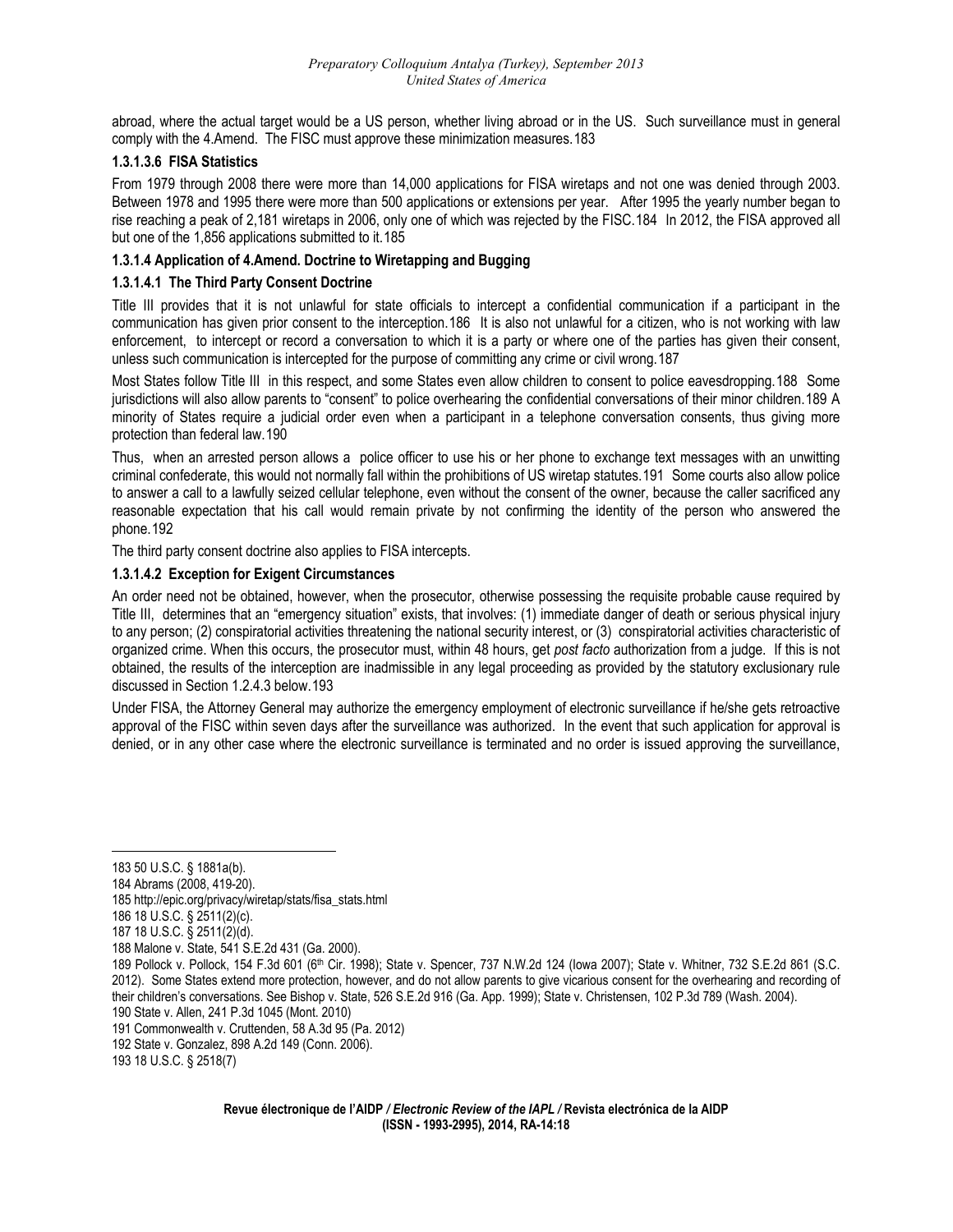abroad, where the actual target would be a US person, whether living abroad or in the US. Such surveillance must in general comply with the 4.Amend. The FISC must approve these minimization measures.[183]

#### 1.3.1.3.6 FISA Statistics

From 1979 through 2008 there were more than 14,000 applications for FISA wiretaps and not one was denied through 2003. Between 1978 and 1995 there were more than 500 applications or extensions per year. After 1995 the yearly number began to rise reaching a peak of 2,181 wiretaps in 2006, only one of which was rejected by the FISC.[184] In 2012, the FISA approved all but one of the 1,856 applications submitted to it.[185]

### 1.3.1.4 Application of 4.Amend. Doctrine to Wiretapping and Bugging

#### 1.3.1.4.1 The Third Party Consent Doctrine

Title III provides that it is not unlawful for state officials to intercept a confidential communication if a participant in the communication has given prior consent to the interception.[186] It is also not unlawful for a citizen, who is not working with law enforcement, to intercept or record a conversation to which it is a party or where one of the parties has given their consent, unless such communication is intercepted for the purpose of committing any crime or civil wrong.[187]

Most States follow Title III in this respect, and some States even allow children to consent to police eavesdropping.[188] Some jurisdictions will also allow parents to "consent" to police overhearing the confidential conversations of their minor children.[189] A minority of States require a judicial order even when a participant in a telephone conversation consents, thus giving more protection than federal law.[190]

Thus, when an arrested person allows a police officer to use his or her phone to exchange text messages with an unwitting criminal confederate, this would not normally fall within the prohibitions of US wiretap statutes.[191] Some courts also allow police to answer a call to a lawfully seized cellular telephone, even without the consent of the owner, because the caller sacrificed any reasonable expectation that his call would remain private by not confirming the identity of the person who answered the phone.[192]

The third party consent doctrine also applies to FISA intercepts.

#### 1.3.1.4.2 Exception for Exigent Circumstances

An order need not be obtained, however, when the prosecutor, otherwise possessing the requisite probable cause required by Title III, determines that an "emergency situation" exists, that involves: (1) immediate danger of death or serious physical injury to any person; (2) conspiratorial activities threatening the national security interest, or (3) conspiratorial activities characteristic of organized crime. When this occurs, the prosecutor must, within 48 hours, get *post facto* authorization from a judge. If this is not obtained, the results of the interception are inadmissible in any legal proceeding as provided by the statutory exclusionary rule discussed in Section 1.2.4.3 below.[193]

Under FISA, the Attorney General may authorize the emergency employment of electronic surveillance if he/she gets retroactive approval of the FISC within seven days after the surveillance was authorized. In the event that such application for approval is denied, or in any other case where the electronic surveillance is terminated and no order is issued approving the surveillance,

---

183 50 U.S.C. § 1881a(b).

184 Abrams (2008, 419-20).

185 http://epic.org/privacy/wiretap/stats/fisa_stats.html

186 18 U.S.C. § 2511(2)(c).

187 18 U.S.C. § 2511(2)(d).

188 Malone v. State, 541 S.E.2d 431 (Ga. 2000).

189 Pollock v. Pollock, 154 F.3d 601 (6th Cir. 1998); State v. Spencer, 737 N.W.2d 124 (Iowa 2007); State v. Whitner, 732 S.E.2d 861 (S.C. 2012). Some States extend more protection, however, and do not allow parents to give vicarious consent for the overhearing and recording of their children's conversations. See Bishop v. State, 526 S.E.2d 916 (Ga. App. 1999); State v. Christensen, 102 P.3d 789 (Wash. 2004).

190 State v. Allen, 241 P.3d 1045 (Mont. 2010)

191 Commonwealth v. Cruttenden, 58 A.3d 95 (Pa. 2012)

192 State v. Gonzalez, 898 A.2d 149 (Conn. 2006).

193 18 U.S.C. § 2518(7)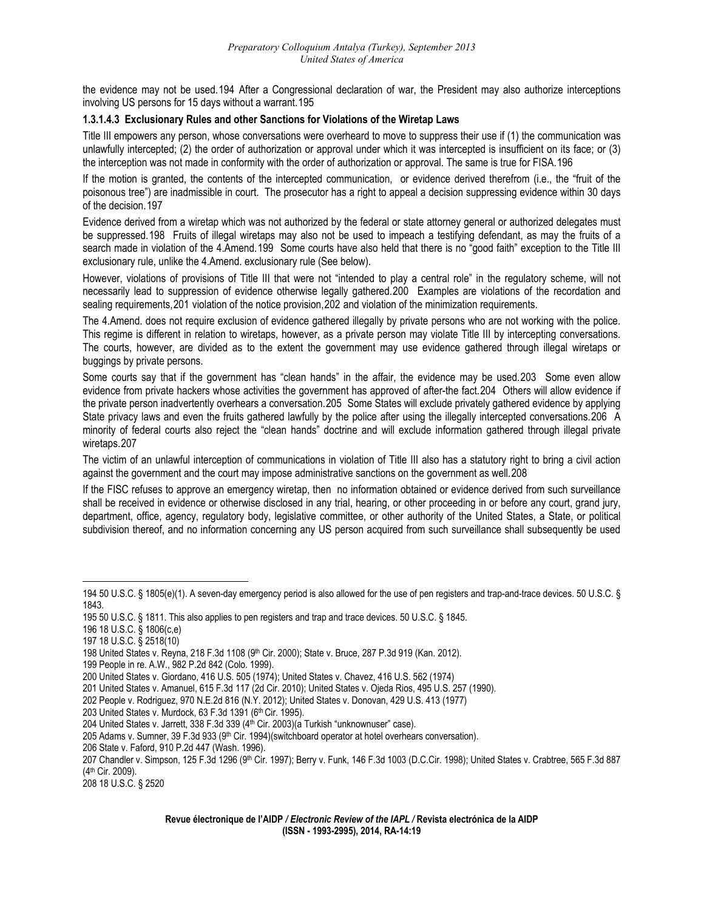the evidence may not be used.[194] After a Congressional declaration of war, the President may also authorize interceptions involving US persons for 15 days without a warrant.[195]

#### 1.3.1.4.3 Exclusionary Rules and other Sanctions for Violations of the Wiretap Laws

Title III empowers any person, whose conversations were overheard to move to suppress their use if (1) the communication was unlawfully intercepted; (2) the order of authorization or approval under which it was intercepted is insufficient on its face; or (3) the interception was not made in conformity with the order of authorization or approval. The same is true for FISA.[196]

If the motion is granted, the contents of the intercepted communication, or evidence derived therefrom (i.e., the "fruit of the poisonous tree") are inadmissible in court. The prosecutor has a right to appeal a decision suppressing evidence within 30 days of the decision.[197]

Evidence derived from a wiretap which was not authorized by the federal or state attorney general or authorized delegates must be suppressed.[198] Fruits of illegal wiretaps may also not be used to impeach a testifying defendant, as may the fruits of a search made in violation of the 4.Amend.[199] Some courts have also held that there is no "good faith" exception to the Title III exclusionary rule, unlike the 4.Amend. exclusionary rule (See below).

However, violations of provisions of Title III that were not "intended to play a central role" in the regulatory scheme, will not necessarily lead to suppression of evidence otherwise legally gathered.[200] Examples are violations of the recordation and sealing requirements,[201] violation of the notice provision,[202] and violation of the minimization requirements.

The 4.Amend. does not require exclusion of evidence gathered illegally by private persons who are not working with the police. This regime is different in relation to wiretaps, however, as a private person may violate Title III by intercepting conversations. The courts, however, are divided as to the extent the government may use evidence gathered through illegal wiretaps or buggings by private persons.

Some courts say that if the government has "clean hands" in the affair, the evidence may be used.[203] Some even allow evidence from private hackers whose activities the government has approved of after-the fact.[204] Others will allow evidence if the private person inadvertently overhears a conversation.[205] Some States will exclude privately gathered evidence by applying State privacy laws and even the fruits gathered lawfully by the police after using the illegally intercepted conversations.[206] A minority of federal courts also reject the "clean hands" doctrine and will exclude information gathered through illegal private wiretaps.[207]

The victim of an unlawful interception of communications in violation of Title III also has a statutory right to bring a civil action against the government and the court may impose administrative sanctions on the government as well.[208]

If the FISC refuses to approve an emergency wiretap, then no information obtained or evidence derived from such surveillance shall be received in evidence or otherwise disclosed in any trial, hearing, or other proceeding in or before any court, grand jury, department, office, agency, regulatory body, legislative committee, or other authority of the United States, a State, or political subdivision thereof, and no information concerning any US person acquired from such surveillance shall subsequently be used

---

194 50 U.S.C. § 1805(e)(1). A seven-day emergency period is also allowed for the use of pen registers and trap-and-trace devices. 50 U.S.C. § 1843.

195 50 U.S.C. § 1811. This also applies to pen registers and trap and trace devices. 50 U.S.C. § 1845.

196 18 U.S.C. § 1806(c,e)

197 18 U.S.C. § 2518(10)

198 United States v. Reyna, 218 F.3d 1108 (9th Cir. 2000); State v. Bruce, 287 P.3d 919 (Kan. 2012).

199 People in re. A.W., 982 P.2d 842 (Colo. 1999).

200 United States v. Giordano, 416 U.S. 505 (1974); United States v. Chavez, 416 U.S. 562 (1974)

201 United States v. Amanuel, 615 F.3d 117 (2d Cir. 2010); United States v. Ojeda Rios, 495 U.S. 257 (1990).

202 People v. Rodriguez, 970 N.E.2d 816 (N.Y. 2012); United States v. Donovan, 429 U.S. 413 (1977)

203 United States v. Murdock, 63 F.3d 1391 (6th Cir. 1995).

204 United States v. Jarrett, 338 F.3d 339 (4th Cir. 2003)(a Turkish "unknownuser" case).

205 Adams v. Sumner, 39 F.3d 933 (9th Cir. 1994)(switchboard operator at hotel overhears conversation).

206 State v. Faford, 910 P.2d 447 (Wash. 1996).

207 Chandler v. Simpson, 125 F.3d 1296 (9th Cir. 1997); Berry v. Funk, 146 F.3d 1003 (D.C.Cir. 1998); United States v. Crabtree, 565 F.3d 887 (4th Cir. 2009).

208 18 U.S.C. § 2520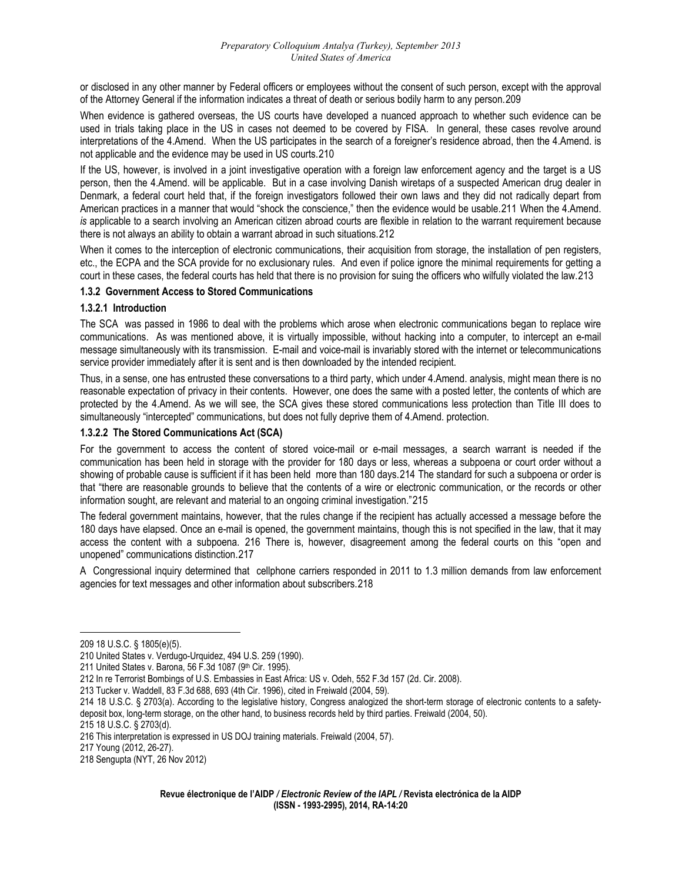or disclosed in any other manner by Federal officers or employees without the consent of such person, except with the approval of the Attorney General if the information indicates a threat of death or serious bodily harm to any person.[209]

When evidence is gathered overseas, the US courts have developed a nuanced approach to whether such evidence can be used in trials taking place in the US in cases not deemed to be covered by FISA. In general, these cases revolve around interpretations of the 4.Amend. When the US participates in the search of a foreigner's residence abroad, then the 4.Amend. is not applicable and the evidence may be used in US courts.[210]

If the US, however, is involved in a joint investigative operation with a foreign law enforcement agency and the target is a US person, then the 4.Amend. will be applicable. But in a case involving Danish wiretaps of a suspected American drug dealer in Denmark, a federal court held that, if the foreign investigators followed their own laws and they did not radically depart from American practices in a manner that would "shock the conscience," then the evidence would be usable.[211] When the 4.Amend. *is* applicable to a search involving an American citizen abroad courts are flexible in relation to the warrant requirement because there is not always an ability to obtain a warrant abroad in such situations.[212]

When it comes to the interception of electronic communications, their acquisition from storage, the installation of pen registers, etc., the ECPA and the SCA provide for no exclusionary rules. And even if police ignore the minimal requirements for getting a court in these cases, the federal courts has held that there is no provision for suing the officers who wilfully violated the law.[213]

#### 1.3.2 Government Access to Stored Communications

##### 1.3.2.1 Introduction

The SCA was passed in 1986 to deal with the problems which arose when electronic communications began to replace wire communications. As was mentioned above, it is virtually impossible, without hacking into a computer, to intercept an e-mail message simultaneously with its transmission. E-mail and voice-mail is invariably stored with the internet or telecommunications service provider immediately after it is sent and is then downloaded by the intended recipient.

Thus, in a sense, one has entrusted these conversations to a third party, which under 4.Amend. analysis, might mean there is no reasonable expectation of privacy in their contents. However, one does the same with a posted letter, the contents of which are protected by the 4.Amend. As we will see, the SCA gives these stored communications less protection than Title III does to simultaneously "intercepted" communications, but does not fully deprive them of 4.Amend. protection.

##### 1.3.2.2 The Stored Communications Act (SCA)

For the government to access the content of stored voice-mail or e-mail messages, a search warrant is needed if the communication has been held in storage with the provider for 180 days or less, whereas a subpoena or court order without a showing of probable cause is sufficient if it has been held more than 180 days.[214] The standard for such a subpoena or order is that "there are reasonable grounds to believe that the contents of a wire or electronic communication, or the records or other information sought, are relevant and material to an ongoing criminal investigation."[215]

The federal government maintains, however, that the rules change if the recipient has actually accessed a message before the 180 days have elapsed. Once an e-mail is opened, the government maintains, though this is not specified in the law, that it may access the content with a subpoena.[216] There is, however, disagreement among the federal courts on this "open and unopened" communications distinction.[217]

A Congressional inquiry determined that cellphone carriers responded in 2011 to 1.3 million demands from law enforcement agencies for text messages and other information about subscribers.[218]

---

209 18 U.S.C. § 1805(e)(5).

210 United States v. Verdugo-Urquidez, 494 U.S. 259 (1990).

211 United States v. Barona, 56 F.3d 1087 (9th Cir. 1995).

212 In re Terrorist Bombings of U.S. Embassies in East Africa: US v. Odeh, 552 F.3d 157 (2d. Cir. 2008).

213 Tucker v. Waddell, 83 F.3d 688, 693 (4th Cir. 1996), cited in Freiwald (2004, 59).

214 18 U.S.C. § 2703(a). According to the legislative history, Congress analogized the short-term storage of electronic contents to a safety-deposit box, long-term storage, on the other hand, to business records held by third parties. Freiwald (2004, 50).

215 18 U.S.C. § 2703(d).

216 This interpretation is expressed in US DOJ training materials. Freiwald (2004, 57).

217 Young (2012, 26-27).

218 Sengupta (NYT, 26 Nov 2012)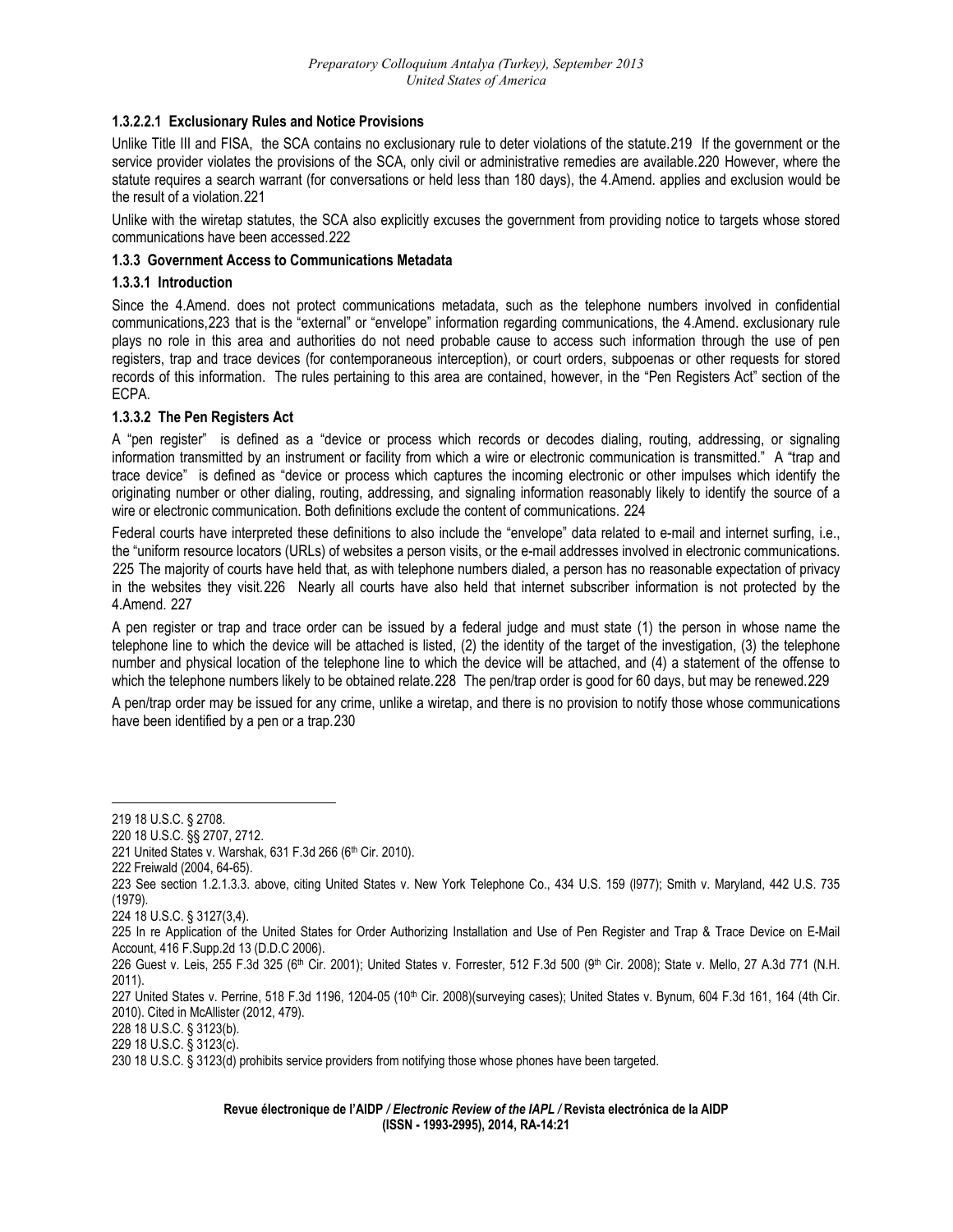#### 1.3.2.2.1 Exclusionary Rules and Notice Provisions

Unlike Title III and FISA, the SCA contains no exclusionary rule to deter violations of the statute.[219] If the government or the service provider violates the provisions of the SCA, only civil or administrative remedies are available.[220] However, where the statute requires a search warrant (for conversations or held less than 180 days), the 4.Amend. applies and exclusion would be the result of a violation.[221]

Unlike with the wiretap statutes, the SCA also explicitly excuses the government from providing notice to targets whose stored communications have been accessed.[222]

### 1.3.3 Government Access to Communications Metadata

#### 1.3.3.1 Introduction

Since the 4.Amend. does not protect communications metadata, such as the telephone numbers involved in confidential communications,[223] that is the "external" or "envelope" information regarding communications, the 4.Amend. exclusionary rule plays no role in this area and authorities do not need probable cause to access such information through the use of pen registers, trap and trace devices (for contemporaneous interception), or court orders, subpoenas or other requests for stored records of this information. The rules pertaining to this area are contained, however, in the "Pen Registers Act" section of the ECPA.

#### 1.3.3.2 The Pen Registers Act

A "pen register" is defined as a "device or process which records or decodes dialing, routing, addressing, or signaling information transmitted by an instrument or facility from which a wire or electronic communication is transmitted." A "trap and trace device" is defined as "device or process which captures the incoming electronic or other impulses which identify the originating number or other dialing, routing, addressing, and signaling information reasonably likely to identify the source of a wire or electronic communication. Both definitions exclude the content of communications. [224]

Federal courts have interpreted these definitions to also include the "envelope" data related to e-mail and internet surfing, i.e., the "uniform resource locators (URLs) of websites a person visits, or the e-mail addresses involved in electronic communications. [225] The majority of courts have held that, as with telephone numbers dialed, a person has no reasonable expectation of privacy in the websites they visit.[226] Nearly all courts have also held that internet subscriber information is not protected by the 4.Amend. [227]

A pen register or trap and trace order can be issued by a federal judge and must state (1) the person in whose name the telephone line to which the device will be attached is listed, (2) the identity of the target of the investigation, (3) the telephone number and physical location of the telephone line to which the device will be attached, and (4) a statement of the offense to which the telephone numbers likely to be obtained relate.[228] The pen/trap order is good for 60 days, but may be renewed.[229]

A pen/trap order may be issued for any crime, unlike a wiretap, and there is no provision to notify those whose communications have been identified by a pen or a trap.[230]

---

219 18 U.S.C. § 2708.

220 18 U.S.C. §§ 2707, 2712.

221 United States v. Warshak, 631 F.3d 266 (6th Cir. 2010).

222 Freiwald (2004, 64-65).

223 See section 1.2.1.3.3. above, citing United States v. New York Telephone Co., 434 U.S. 159 (l977); Smith v. Maryland, 442 U.S. 735 (1979).

224 18 U.S.C. § 3127(3,4).

225 In re Application of the United States for Order Authorizing Installation and Use of Pen Register and Trap & Trace Device on E-Mail Account, 416 F.Supp.2d 13 (D.D.C 2006).

226 Guest v. Leis, 255 F.3d 325 (6th Cir. 2001); United States v. Forrester, 512 F.3d 500 (9th Cir. 2008); State v. Mello, 27 A.3d 771 (N.H. 2011).

227 United States v. Perrine, 518 F.3d 1196, 1204-05 (10th Cir. 2008)(surveying cases); United States v. Bynum, 604 F.3d 161, 164 (4th Cir. 2010). Cited in McAllister (2012, 479).

228 18 U.S.C. § 3123(b).

229 18 U.S.C. § 3123(c).

230 18 U.S.C. § 3123(d) prohibits service providers from notifying those whose phones have been targeted.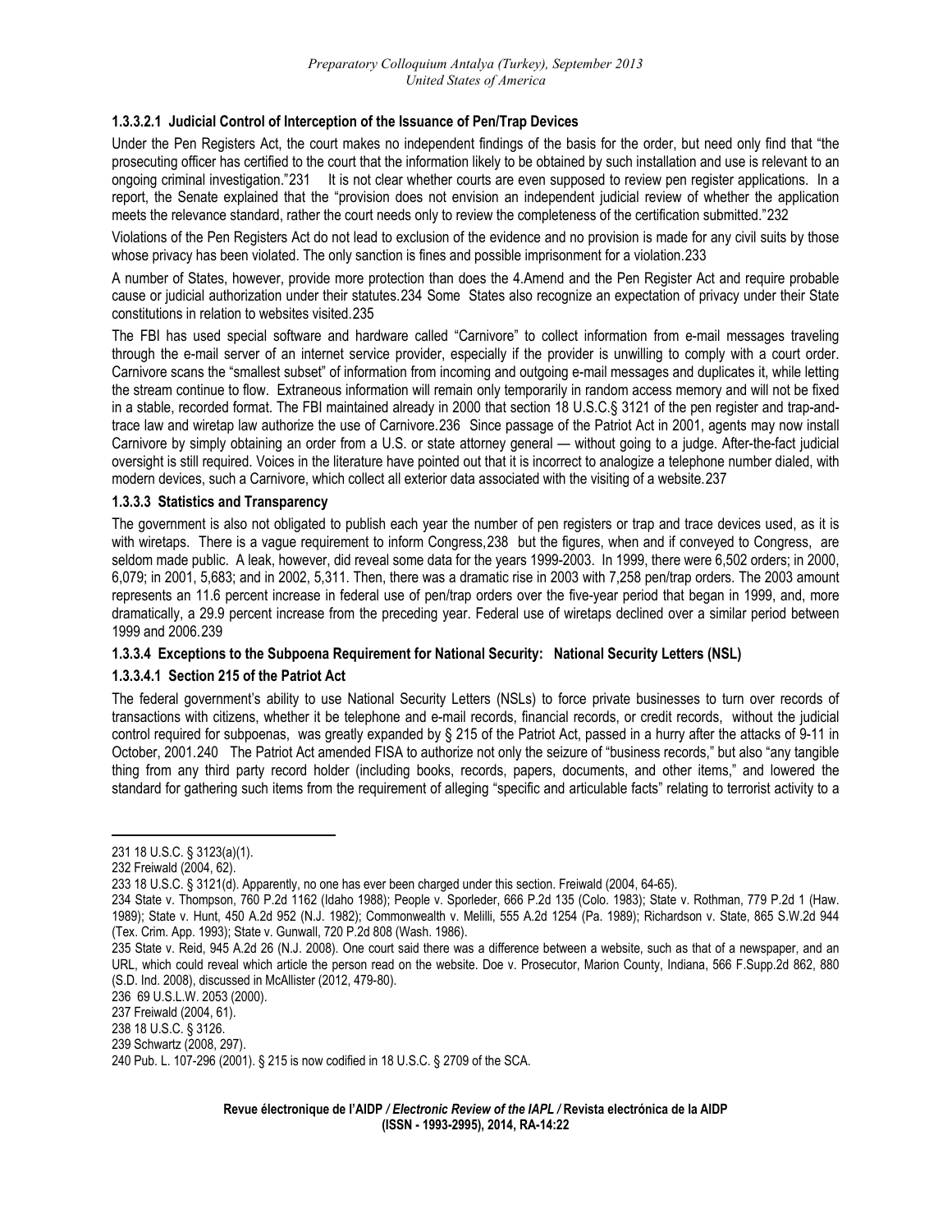#### 1.3.3.2.1 Judicial Control of Interception of the Issuance of Pen/Trap Devices

Under the Pen Registers Act, the court makes no independent findings of the basis for the order, but need only find that "the prosecuting officer has certified to the court that the information likely to be obtained by such installation and use is relevant to an ongoing criminal investigation."[231] It is not clear whether courts are even supposed to review pen register applications. In a report, the Senate explained that the "provision does not envision an independent judicial review of whether the application meets the relevance standard, rather the court needs only to review the completeness of the certification submitted."[232]

Violations of the Pen Registers Act do not lead to exclusion of the evidence and no provision is made for any civil suits by those whose privacy has been violated. The only sanction is fines and possible imprisonment for a violation.[233]

A number of States, however, provide more protection than does the 4.Amend and the Pen Register Act and require probable cause or judicial authorization under their statutes.[234] Some States also recognize an expectation of privacy under their State constitutions in relation to websites visited.[235]

The FBI has used special software and hardware called "Carnivore" to collect information from e-mail messages traveling through the e-mail server of an internet service provider, especially if the provider is unwilling to comply with a court order. Carnivore scans the "smallest subset" of information from incoming and outgoing e-mail messages and duplicates it, while letting the stream continue to flow. Extraneous information will remain only temporarily in random access memory and will not be fixed in a stable, recorded format. The FBI maintained already in 2000 that section 18 U.S.C.§ 3121 of the pen register and trap-and-trace law and wiretap law authorize the use of Carnivore.[236] Since passage of the Patriot Act in 2001, agents may now install Carnivore by simply obtaining an order from a U.S. or state attorney general — without going to a judge. After-the-fact judicial oversight is still required. Voices in the literature have pointed out that it is incorrect to analogize a telephone number dialed, with modern devices, such a Carnivore, which collect all exterior data associated with the visiting of a website.[237]

### 1.3.3.3 Statistics and Transparency

The government is also not obligated to publish each year the number of pen registers or trap and trace devices used, as it is with wiretaps. There is a vague requirement to inform Congress,[238] but the figures, when and if conveyed to Congress, are seldom made public. A leak, however, did reveal some data for the years 1999-2003. In 1999, there were 6,502 orders; in 2000, 6,079; in 2001, 5,683; and in 2002, 5,311. Then, there was a dramatic rise in 2003 with 7,258 pen/trap orders. The 2003 amount represents an 11.6 percent increase in federal use of pen/trap orders over the five-year period that began in 1999, and, more dramatically, a 29.9 percent increase from the preceding year. Federal use of wiretaps declined over a similar period between 1999 and 2006.[239]

### 1.3.3.4 Exceptions to the Subpoena Requirement for National Security: National Security Letters (NSL)

#### 1.3.3.4.1 Section 215 of the Patriot Act

The federal government's ability to use National Security Letters (NSLs) to force private businesses to turn over records of transactions with citizens, whether it be telephone and e-mail records, financial records, or credit records, without the judicial control required for subpoenas, was greatly expanded by § 215 of the Patriot Act, passed in a hurry after the attacks of 9-11 in October, 2001.[240] The Patriot Act amended FISA to authorize not only the seizure of "business records," but also "any tangible thing from any third party record holder (including books, records, papers, documents, and other items," and lowered the standard for gathering such items from the requirement of alleging "specific and articulable facts" relating to terrorist activity to a

---

231 18 U.S.C. § 3123(a)(1).

232 Freiwald (2004, 62).

233 18 U.S.C. § 3121(d). Apparently, no one has ever been charged under this section. Freiwald (2004, 64-65).

234 State v. Thompson, 760 P.2d 1162 (Idaho 1988); People v. Sporleder, 666 P.2d 135 (Colo. 1983); State v. Rothman, 779 P.2d 1 (Haw. 1989); State v. Hunt, 450 A.2d 952 (N.J. 1982); Commonwealth v. Melilli, 555 A.2d 1254 (Pa. 1989); Richardson v. State, 865 S.W.2d 944 (Tex. Crim. App. 1993); State v. Gunwall, 720 P.2d 808 (Wash. 1986).

235 State v. Reid, 945 A.2d 26 (N.J. 2008). One court said there was a difference between a website, such as that of a newspaper, and an URL, which could reveal which article the person read on the website. Doe v. Prosecutor, Marion County, Indiana, 566 F.Supp.2d 862, 880 (S.D. Ind. 2008), discussed in McAllister (2012, 479-80).

236 69 U.S.L.W. 2053 (2000).

237 Freiwald (2004, 61).

238 18 U.S.C. § 3126.

239 Schwartz (2008, 297).

240 Pub. L. 107-296 (2001). § 215 is now codified in 18 U.S.C. § 2709 of the SCA.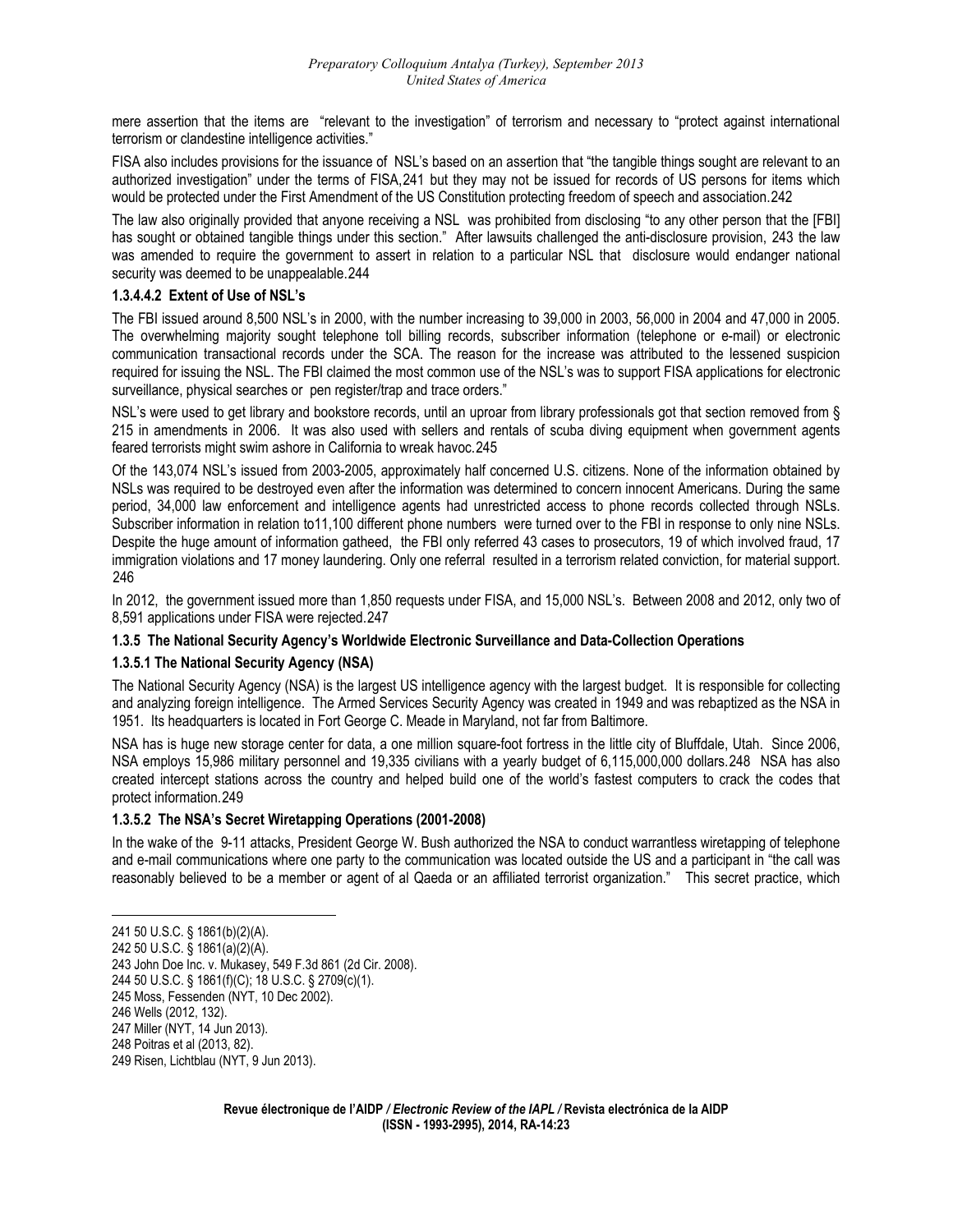mere assertion that the items are "relevant to the investigation" of terrorism and necessary to "protect against international terrorism or clandestine intelligence activities."

FISA also includes provisions for the issuance of NSL's based on an assertion that "the tangible things sought are relevant to an authorized investigation" under the terms of FISA,[241] but they may not be issued for records of US persons for items which would be protected under the First Amendment of the US Constitution protecting freedom of speech and association.[242]

The law also originally provided that anyone receiving a NSL was prohibited from disclosing "to any other person that the [FBI] has sought or obtained tangible things under this section." After lawsuits challenged the anti-disclosure provision, [243] the law was amended to require the government to assert in relation to a particular NSL that disclosure would endanger national security was deemed to be unappealable.[244]

#### 1.3.4.4.2 Extent of Use of NSL's

The FBI issued around 8,500 NSL's in 2000, with the number increasing to 39,000 in 2003, 56,000 in 2004 and 47,000 in 2005. The overwhelming majority sought telephone toll billing records, subscriber information (telephone or e-mail) or electronic communication transactional records under the SCA. The reason for the increase was attributed to the lessened suspicion required for issuing the NSL. The FBI claimed the most common use of the NSL's was to support FISA applications for electronic surveillance, physical searches or pen register/trap and trace orders."

NSL's were used to get library and bookstore records, until an uproar from library professionals got that section removed from § 215 in amendments in 2006. It was also used with sellers and rentals of scuba diving equipment when government agents feared terrorists might swim ashore in California to wreak havoc.[245]

Of the 143,074 NSL's issued from 2003-2005, approximately half concerned U.S. citizens. None of the information obtained by NSLs was required to be destroyed even after the information was determined to concern innocent Americans. During the same period, 34,000 law enforcement and intelligence agents had unrestricted access to phone records collected through NSLs. Subscriber information in relation to11,100 different phone numbers were turned over to the FBI in response to only nine NSLs. Despite the huge amount of information gatheed, the FBI only referred 43 cases to prosecutors, 19 of which involved fraud, 17 immigration violations and 17 money laundering. Only one referral resulted in a terrorism related conviction, for material support.[246]

In 2012, the government issued more than 1,850 requests under FISA, and 15,000 NSL's. Between 2008 and 2012, only two of 8,591 applications under FISA were rejected.[247]

### 1.3.5 The National Security Agency's Worldwide Electronic Surveillance and Data-Collection Operations

#### 1.3.5.1 The National Security Agency (NSA)

The National Security Agency (NSA) is the largest US intelligence agency with the largest budget. It is responsible for collecting and analyzing foreign intelligence. The Armed Services Security Agency was created in 1949 and was rebaptized as the NSA in 1951. Its headquarters is located in Fort George C. Meade in Maryland, not far from Baltimore.

NSA has is huge new storage center for data, a one million square-foot fortress in the little city of Bluffdale, Utah. Since 2006, NSA employs 15,986 military personnel and 19,335 civilians with a yearly budget of 6,115,000,000 dollars.[248] NSA has also created intercept stations across the country and helped build one of the world's fastest computers to crack the codes that protect information.[249]

#### 1.3.5.2 The NSA's Secret Wiretapping Operations (2001-2008)

In the wake of the 9-11 attacks, President George W. Bush authorized the NSA to conduct warrantless wiretapping of telephone and e-mail communications where one party to the communication was located outside the US and a participant in "the call was reasonably believed to be a member or agent of al Qaeda or an affiliated terrorist organization." This secret practice, which

---

241 50 U.S.C. § 1861(b)(2)(A).
242 50 U.S.C. § 1861(a)(2)(A).
243 John Doe Inc. v. Mukasey, 549 F.3d 861 (2d Cir. 2008).
244 50 U.S.C. § 1861(f)(C); 18 U.S.C. § 2709(c)(1).
245 Moss, Fessenden (NYT, 10 Dec 2002).
246 Wells (2012, 132).
247 Miller (NYT, 14 Jun 2013).
248 Poitras et al (2013, 82).
249 Risen, Lichtblau (NYT, 9 Jun 2013).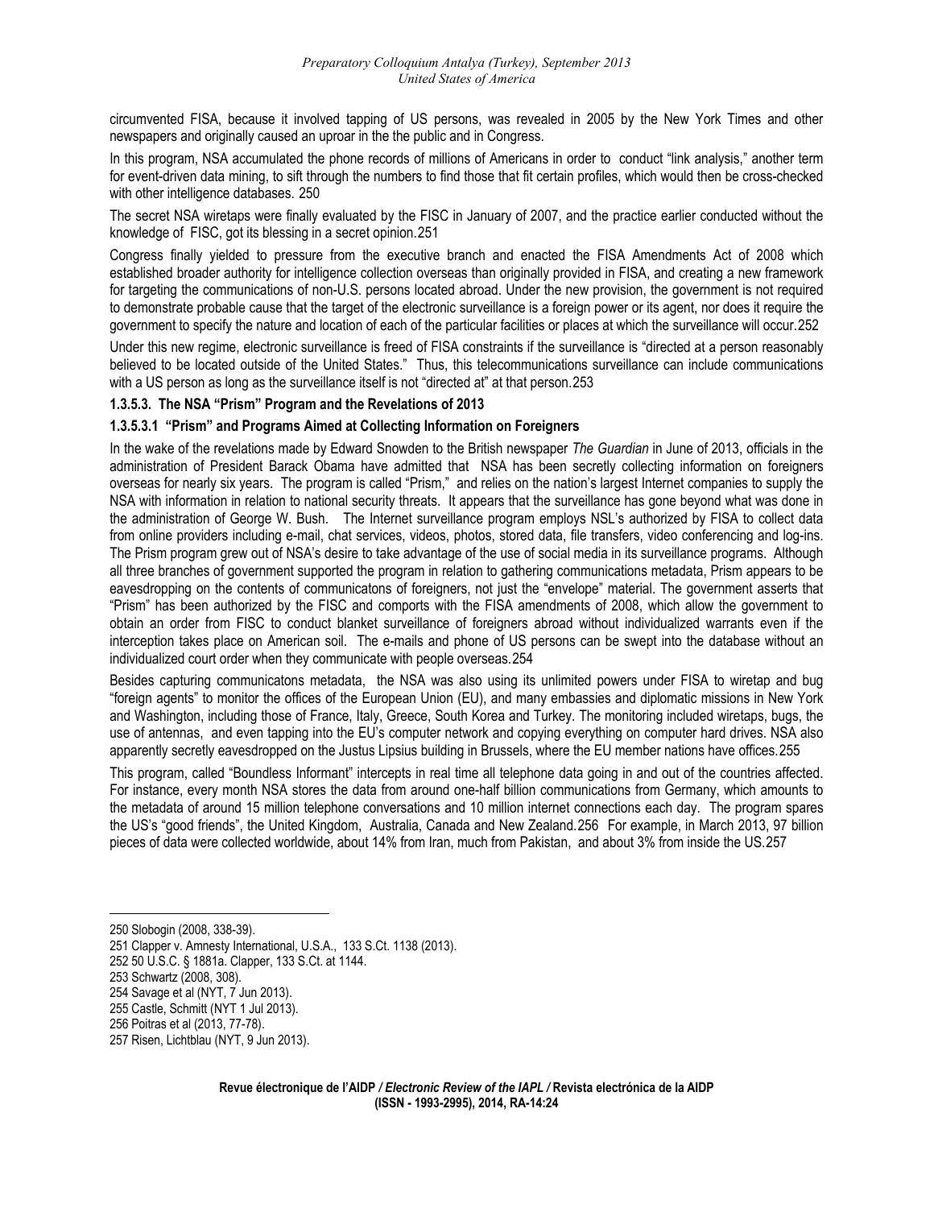circumvented FISA, because it involved tapping of US persons, was revealed in 2005 by the New York Times and other newspapers and originally caused an uproar in the the public and in Congress.

In this program, NSA accumulated the phone records of millions of Americans in order to conduct "link analysis," another term for event-driven data mining, to sift through the numbers to find those that fit certain profiles, which would then be cross-checked with other intelligence databases. 250

The secret NSA wiretaps were finally evaluated by the FISC in January of 2007, and the practice earlier conducted without the knowledge of FISC, got its blessing in a secret opinion.251

Congress finally yielded to pressure from the executive branch and enacted the FISA Amendments Act of 2008 which established broader authority for intelligence collection overseas than originally provided in FISA, and creating a new framework for targeting the communications of non-U.S. persons located abroad. Under the new provision, the government is not required to demonstrate probable cause that the target of the electronic surveillance is a foreign power or its agent, nor does it require the government to specify the nature and location of each of the particular facilities or places at which the surveillance will occur.252

Under this new regime, electronic surveillance is freed of FISA constraints if the surveillance is "directed at a person reasonably believed to be located outside of the United States." Thus, this telecommunications surveillance can include communications with a US person as long as the surveillance itself is not "directed at" at that person.253

**1.3.5.3. The NSA "Prism" Program and the Revelations of 2013**

**1.3.5.3.1 "Prism" and Programs Aimed at Collecting Information on Foreigners**

In the wake of the revelations made by Edward Snowden to the British newspaper *The Guardian* in June of 2013, officials in the administration of President Barack Obama have admitted that NSA has been secretly collecting information on foreigners overseas for nearly six years. The program is called "Prism," and relies on the nation's largest Internet companies to supply the NSA with information in relation to national security threats. It appears that the surveillance has gone beyond what was done in the administration of George W. Bush. The Internet surveillance program employs NSL's authorized by FISA to collect data from online providers including e-mail, chat services, videos, photos, stored data, file transfers, video conferencing and log-ins. The Prism program grew out of NSA's desire to take advantage of the use of social media in its surveillance programs. Although all three branches of government supported the program in relation to gathering communications metadata, Prism appears to be eavesdropping on the contents of communicatons of foreigners, not just the "envelope" material. The government asserts that "Prism" has been authorized by the FISC and comports with the FISA amendments of 2008, which allow the government to obtain an order from FISC to conduct blanket surveillance of foreigners abroad without individualized warrants even if the interception takes place on American soil. The e-mails and phone of US persons can be swept into the database without an individualized court order when they communicate with people overseas.254

Besides capturing communicatons metadata, the NSA was also using its unlimited powers under FISA to wiretap and bug "foreign agents" to monitor the offices of the European Union (EU), and many embassies and diplomatic missions in New York and Washington, including those of France, Italy, Greece, South Korea and Turkey. The monitoring included wiretaps, bugs, the use of antennas, and even tapping into the EU's computer network and copying everything on computer hard drives. NSA also apparently secretly eavesdropped on the Justus Lipsius building in Brussels, where the EU member nations have offices.255

This program, called "Boundless Informant" intercepts in real time all telephone data going in and out of the countries affected. For instance, every month NSA stores the data from around one-half billion communications from Germany, which amounts to the metadata of around 15 million telephone conversations and 10 million internet connections each day. The program spares the US's "good friends", the United Kingdom, Australia, Canada and New Zealand.256 For example, in March 2013, 97 billion pieces of data were collected worldwide, about 14% from Iran, much from Pakistan, and about 3% from inside the US.257

---

250 Slobogin (2008, 338-39).

251 Clapper v. Amnesty International, U.S.A., 133 S.Ct. 1138 (2013).

252 50 U.S.C. § 1881a. Clapper, 133 S.Ct. at 1144.

253 Schwartz (2008, 308).

254 Savage et al (NYT, 7 Jun 2013).

255 Castle, Schmitt (NYT 1 Jul 2013).

256 Poitras et al (2013, 77-78).

257 Risen, Lichtblau (NYT, 9 Jun 2013).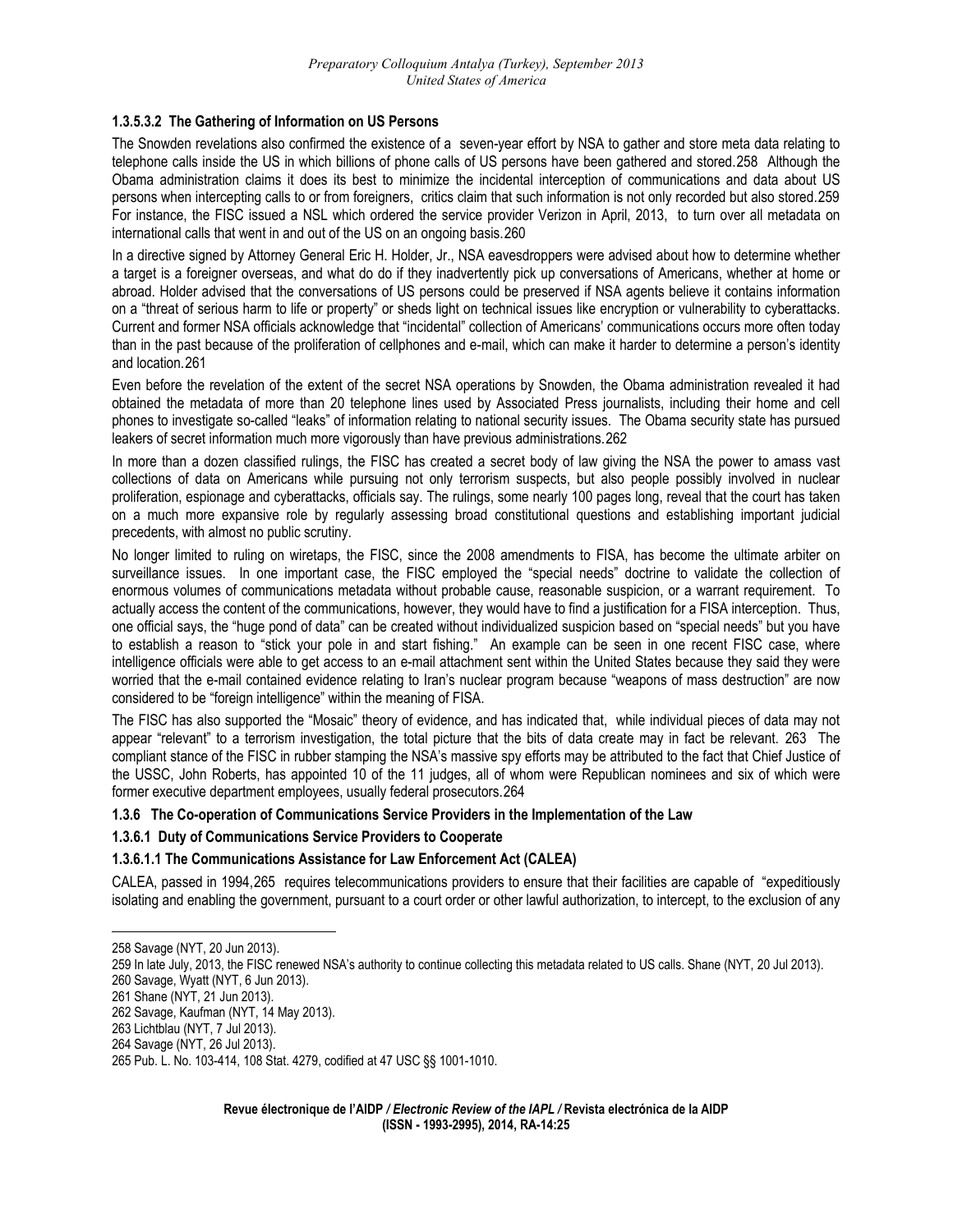#### 1.3.5.3.2 The Gathering of Information on US Persons

The Snowden revelations also confirmed the existence of a seven-year effort by NSA to gather and store meta data relating to telephone calls inside the US in which billions of phone calls of US persons have been gathered and stored.[258] Although the Obama administration claims it does its best to minimize the incidental interception of communications and data about US persons when intercepting calls to or from foreigners, critics claim that such information is not only recorded but also stored.[259] For instance, the FISC issued a NSL which ordered the service provider Verizon in April, 2013, to turn over all metadata on international calls that went in and out of the US on an ongoing basis.[260]

In a directive signed by Attorney General Eric H. Holder, Jr., NSA eavesdroppers were advised about how to determine whether a target is a foreigner overseas, and what do do if they inadvertently pick up conversations of Americans, whether at home or abroad. Holder advised that the conversations of US persons could be preserved if NSA agents believe it contains information on a "threat of serious harm to life or property" or sheds light on technical issues like encryption or vulnerability to cyberattacks. Current and former NSA officials acknowledge that "incidental" collection of Americans' communications occurs more often today than in the past because of the proliferation of cellphones and e-mail, which can make it harder to determine a person's identity and location.[261]

Even before the revelation of the extent of the secret NSA operations by Snowden, the Obama administration revealed it had obtained the metadata of more than 20 telephone lines used by Associated Press journalists, including their home and cell phones to investigate so-called "leaks" of information relating to national security issues. The Obama security state has pursued leakers of secret information much more vigorously than have previous administrations.[262]

In more than a dozen classified rulings, the FISC has created a secret body of law giving the NSA the power to amass vast collections of data on Americans while pursuing not only terrorism suspects, but also people possibly involved in nuclear proliferation, espionage and cyberattacks, officials say. The rulings, some nearly 100 pages long, reveal that the court has taken on a much more expansive role by regularly assessing broad constitutional questions and establishing important judicial precedents, with almost no public scrutiny.

No longer limited to ruling on wiretaps, the FISC, since the 2008 amendments to FISA, has become the ultimate arbiter on surveillance issues. In one important case, the FISC employed the "special needs" doctrine to validate the collection of enormous volumes of communications metadata without probable cause, reasonable suspicion, or a warrant requirement. To actually access the content of the communications, however, they would have to find a justification for a FISA interception. Thus, one official says, the "huge pond of data" can be created without individualized suspicion based on "special needs" but you have to establish a reason to "stick your pole in and start fishing." An example can be seen in one recent FISC case, where intelligence officials were able to get access to an e-mail attachment sent within the United States because they said they were worried that the e-mail contained evidence relating to Iran's nuclear program because "weapons of mass destruction" are now considered to be "foreign intelligence" within the meaning of FISA.

The FISC has also supported the "Mosaic" theory of evidence, and has indicated that, while individual pieces of data may not appear "relevant" to a terrorism investigation, the total picture that the bits of data create may in fact be relevant.[263] The compliant stance of the FISC in rubber stamping the NSA's massive spy efforts may be attributed to the fact that Chief Justice of the USSC, John Roberts, has appointed 10 of the 11 judges, all of whom were Republican nominees and six of which were former executive department employees, usually federal prosecutors.[264]

### 1.3.6 The Co-operation of Communications Service Providers in the Implementation of the Law

#### 1.3.6.1 Duty of Communications Service Providers to Cooperate

##### 1.3.6.1.1 The Communications Assistance for Law Enforcement Act (CALEA)

CALEA, passed in 1994,[265] requires telecommunications providers to ensure that their facilities are capable of "expeditiously isolating and enabling the government, pursuant to a court order or other lawful authorization, to intercept, to the exclusion of any

---

258 Savage (NYT, 20 Jun 2013).

259 In late July, 2013, the FISC renewed NSA's authority to continue collecting this metadata related to US calls. Shane (NYT, 20 Jul 2013).

260 Savage, Wyatt (NYT, 6 Jun 2013).

261 Shane (NYT, 21 Jun 2013).

262 Savage, Kaufman (NYT, 14 May 2013).

263 Lichtblau (NYT, 7 Jul 2013).

264 Savage (NYT, 26 Jul 2013).

265 Pub. L. No. 103-414, 108 Stat. 4279, codified at 47 USC §§ 1001-1010.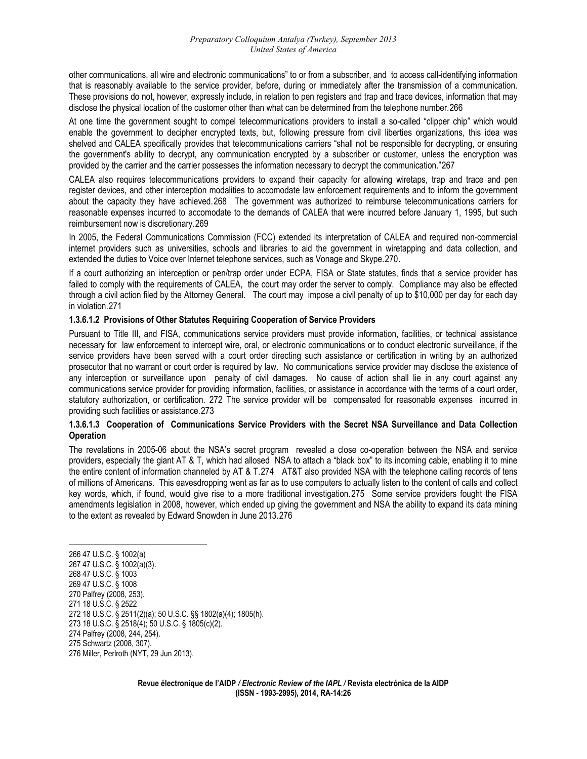other communications, all wire and electronic communications" to or from a subscriber, and to access call-identifying information that is reasonably available to the service provider, before, during or immediately after the transmission of a communication. These provisions do not, however, expressly include, in relation to pen registers and trap and trace devices, information that may disclose the physical location of the customer other than what can be determined from the telephone number.[266]

At one time the government sought to compel telecommunications providers to install a so-called "clipper chip" which would enable the government to decipher encrypted texts, but, following pressure from civil liberties organizations, this idea was shelved and CALEA specifically provides that telecommunications carriers "shall not be responsible for decrypting, or ensuring the government's ability to decrypt, any communication encrypted by a subscriber or customer, unless the encryption was provided by the carrier and the carrier possesses the information necessary to decrypt the communication."[267]

CALEA also requires telecommunications providers to expand their capacity for allowing wiretaps, trap and trace and pen register devices, and other interception modalities to accomodate law enforcement requirements and to inform the government about the capacity they have achieved.[268] The government was authorized to reimburse telecommunications carriers for reasonable expenses incurred to accomodate to the demands of CALEA that were incurred before January 1, 1995, but such reimbursement now is discretionary.[269]

In 2005, the Federal Communications Commission (FCC) extended its interpretation of CALEA and required non-commercial internet providers such as universities, schools and libraries to aid the government in wiretapping and data collection, and extended the duties to Voice over Internet telephone services, such as Vonage and Skype.[270].

If a court authorizing an interception or pen/trap order under ECPA, FISA or State statutes, finds that a service provider has failed to comply with the requirements of CALEA, the court may order the server to comply. Compliance may also be effected through a civil action filed by the Attorney General. The court may impose a civil penalty of up to $10,000 per day for each day in violation.[271]

#### 1.3.6.1.2 Provisions of Other Statutes Requiring Cooperation of Service Providers

Pursuant to Title III, and FISA, communications service providers must provide information, facilities, or technical assistance necessary for law enforcement to intercept wire, oral, or electronic communications or to conduct electronic surveillance, if the service providers have been served with a court order directing such assistance or certification in writing by an authorized prosecutor that no warrant or court order is required by law. No communications service provider may disclose the existence of any interception or surveillance upon penalty of civil damages. No cause of action shall lie in any court against any communications service provider for providing information, facilities, or assistance in accordance with the terms of a court order, statutory authorization, or certification.[272] The service provider will be compensated for reasonable expenses incurred in providing such facilities or assistance.[273]

#### 1.3.6.1.3 Cooperation of Communications Service Providers with the Secret NSA Surveillance and Data Collection Operation

The revelations in 2005-06 about the NSA's secret program revealed a close co-operation between the NSA and service providers, especially the giant AT & T, which had allosed NSA to attach a "black box" to its incoming cable, enabling it to mine the entire content of information channeled by AT & T.[274] AT&T also provided NSA with the telephone calling records of tens of millions of Americans. This eavesdropping went as far as to use computers to actually listen to the content of calls and collect key words, which, if found, would give rise to a more traditional investigation.[275] Some service providers fought the FISA amendments legislation in 2008, however, which ended up giving the government and NSA the ability to expand its data mining to the extent as revealed by Edward Snowden in June 2013.[276]

---

266 47 U.S.C. § 1002(a)
267 47 U.S.C. § 1002(a)(3).
268 47 U.S.C. § 1003
269 47 U.S.C. § 1008
270 Palfrey (2008, 253).
271 18 U.S.C. § 2522
272 18 U.S.C. § 2511(2)(a); 50 U.S.C. §§ 1802(a)(4); 1805(h).
273 18 U.S.C. § 2518(4); 50 U.S.C. § 1805(c)(2).
274 Palfrey (2008, 244, 254).
275 Schwartz (2008, 307).
276 Miller, Perlroth (NYT, 29 Jun 2013).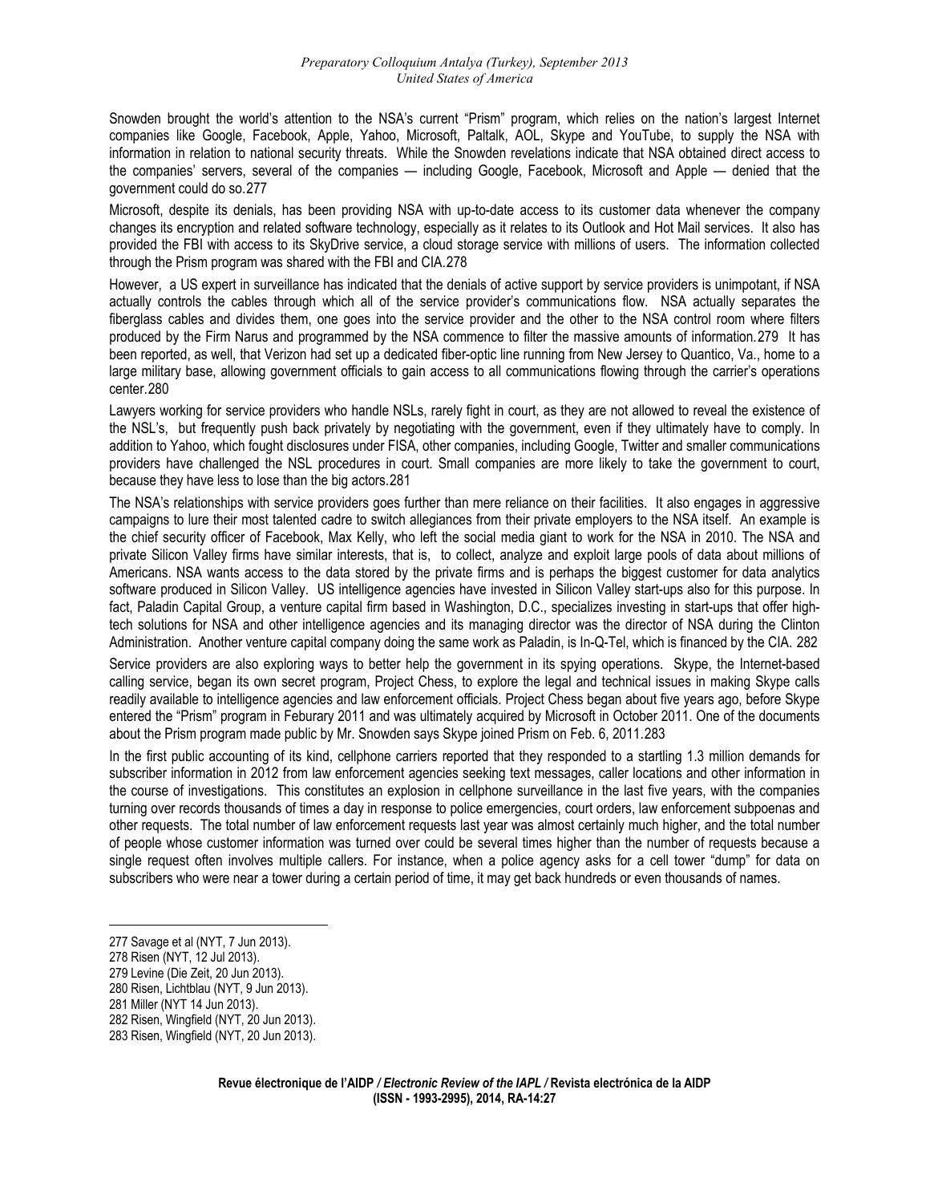Snowden brought the world's attention to the NSA's current "Prism" program, which relies on the nation's largest Internet companies like Google, Facebook, Apple, Yahoo, Microsoft, Paltalk, AOL, Skype and YouTube, to supply the NSA with information in relation to national security threats. While the Snowden revelations indicate that NSA obtained direct access to the companies' servers, several of the companies — including Google, Facebook, Microsoft and Apple — denied that the government could do so.[277]

Microsoft, despite its denials, has been providing NSA with up-to-date access to its customer data whenever the company changes its encryption and related software technology, especially as it relates to its Outlook and Hot Mail services. It also has provided the FBI with access to its SkyDrive service, a cloud storage service with millions of users. The information collected through the Prism program was shared with the FBI and CIA.[278]

However, a US expert in surveillance has indicated that the denials of active support by service providers is unimpotant, if NSA actually controls the cables through which all of the service provider's communications flow. NSA actually separates the fiberglass cables and divides them, one goes into the service provider and the other to the NSA control room where filters produced by the Firm Narus and programmed by the NSA commence to filter the massive amounts of information.[279] It has been reported, as well, that Verizon had set up a dedicated fiber-optic line running from New Jersey to Quantico, Va., home to a large military base, allowing government officials to gain access to all communications flowing through the carrier's operations center.[280]

Lawyers working for service providers who handle NSLs, rarely fight in court, as they are not allowed to reveal the existence of the NSL's, but frequently push back privately by negotiating with the government, even if they ultimately have to comply. In addition to Yahoo, which fought disclosures under FISA, other companies, including Google, Twitter and smaller communications providers have challenged the NSL procedures in court. Small companies are more likely to take the government to court, because they have less to lose than the big actors.[281]

The NSA's relationships with service providers goes further than mere reliance on their facilities. It also engages in aggressive campaigns to lure their most talented cadre to switch allegiances from their private employers to the NSA itself. An example is the chief security officer of Facebook, Max Kelly, who left the social media giant to work for the NSA in 2010. The NSA and private Silicon Valley firms have similar interests, that is, to collect, analyze and exploit large pools of data about millions of Americans. NSA wants access to the data stored by the private firms and is perhaps the biggest customer for data analytics software produced in Silicon Valley. US intelligence agencies have invested in Silicon Valley start-ups also for this purpose. In fact, Paladin Capital Group, a venture capital firm based in Washington, D.C., specializes investing in start-ups that offer high-tech solutions for NSA and other intelligence agencies and its managing director was the director of NSA during the Clinton Administration. Another venture capital company doing the same work as Paladin, is In-Q-Tel, which is financed by the CIA.[282]

Service providers are also exploring ways to better help the government in its spying operations. Skype, the Internet-based calling service, began its own secret program, Project Chess, to explore the legal and technical issues in making Skype calls readily available to intelligence agencies and law enforcement officials. Project Chess began about five years ago, before Skype entered the "Prism" program in Feburary 2011 and was ultimately acquired by Microsoft in October 2011. One of the documents about the Prism program made public by Mr. Snowden says Skype joined Prism on Feb. 6, 2011.[283]

In the first public accounting of its kind, cellphone carriers reported that they responded to a startling 1.3 million demands for subscriber information in 2012 from law enforcement agencies seeking text messages, caller locations and other information in the course of investigations. This constitutes an explosion in cellphone surveillance in the last five years, with the companies turning over records thousands of times a day in response to police emergencies, court orders, law enforcement subpoenas and other requests. The total number of law enforcement requests last year was almost certainly much higher, and the total number of people whose customer information was turned over could be several times higher than the number of requests because a single request often involves multiple callers. For instance, when a police agency asks for a cell tower "dump" for data on subscribers who were near a tower during a certain period of time, it may get back hundreds or even thousands of names.

---

277 Savage et al (NYT, 7 Jun 2013).

278 Risen (NYT, 12 Jul 2013).

279 Levine (Die Zeit, 20 Jun 2013).

280 Risen, Lichtblau (NYT, 9 Jun 2013).

281 Miller (NYT 14 Jun 2013).

282 Risen, Wingfield (NYT, 20 Jun 2013).

283 Risen, Wingfield (NYT, 20 Jun 2013).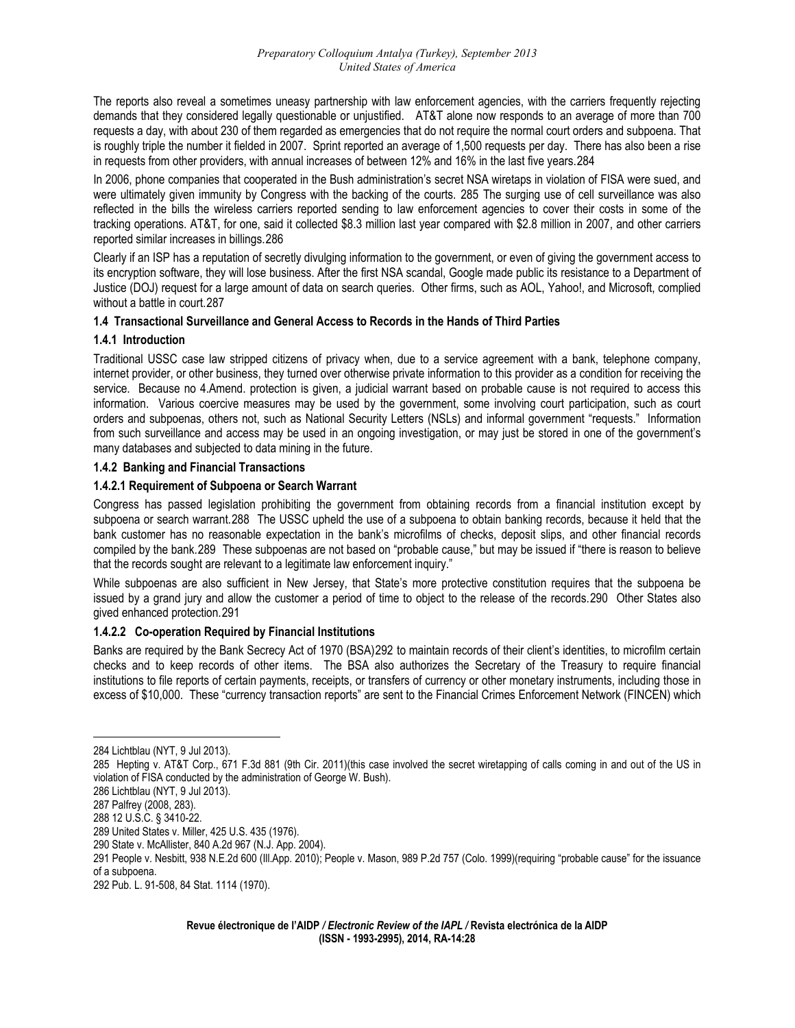The reports also reveal a sometimes uneasy partnership with law enforcement agencies, with the carriers frequently rejecting demands that they considered legally questionable or unjustified. AT&T alone now responds to an average of more than 700 requests a day, with about 230 of them regarded as emergencies that do not require the normal court orders and subpoena. That is roughly triple the number it fielded in 2007. Sprint reported an average of 1,500 requests per day. There has also been a rise in requests from other providers, with annual increases of between 12% and 16% in the last five years.[284]

In 2006, phone companies that cooperated in the Bush administration's secret NSA wiretaps in violation of FISA were sued, and were ultimately given immunity by Congress with the backing of the courts. [285] The surging use of cell surveillance was also reflected in the bills the wireless carriers reported sending to law enforcement agencies to cover their costs in some of the tracking operations. AT&T, for one, said it collected $8.3 million last year compared with $2.8 million in 2007, and other carriers reported similar increases in billings.[286]

Clearly if an ISP has a reputation of secretly divulging information to the government, or even of giving the government access to its encryption software, they will lose business. After the first NSA scandal, Google made public its resistance to a Department of Justice (DOJ) request for a large amount of data on search queries. Other firms, such as AOL, Yahoo!, and Microsoft, complied without a battle in court.[287]

### 1.4 Transactional Surveillance and General Access to Records in the Hands of Third Parties

#### 1.4.1 Introduction

Traditional USSC case law stripped citizens of privacy when, due to a service agreement with a bank, telephone company, internet provider, or other business, they turned over otherwise private information to this provider as a condition for receiving the service. Because no 4.Amend. protection is given, a judicial warrant based on probable cause is not required to access this information. Various coercive measures may be used by the government, some involving court participation, such as court orders and subpoenas, others not, such as National Security Letters (NSLs) and informal government "requests." Information from such surveillance and access may be used in an ongoing investigation, or may just be stored in one of the government's many databases and subjected to data mining in the future.

#### 1.4.2 Banking and Financial Transactions

##### 1.4.2.1 Requirement of Subpoena or Search Warrant

Congress has passed legislation prohibiting the government from obtaining records from a financial institution except by subpoena or search warrant.[288] The USSC upheld the use of a subpoena to obtain banking records, because it held that the bank customer has no reasonable expectation in the bank's microfilms of checks, deposit slips, and other financial records compiled by the bank.[289] These subpoenas are not based on "probable cause," but may be issued if "there is reason to believe that the records sought are relevant to a legitimate law enforcement inquiry."

While subpoenas are also sufficient in New Jersey, that State's more protective constitution requires that the subpoena be issued by a grand jury and allow the customer a period of time to object to the release of the records.[290] Other States also gived enhanced protection.[291]

##### 1.4.2.2 Co-operation Required by Financial Institutions

Banks are required by the Bank Secrecy Act of 1970 (BSA)[292] to maintain records of their client's identities, to microfilm certain checks and to keep records of other items. The BSA also authorizes the Secretary of the Treasury to require financial institutions to file reports of certain payments, receipts, or transfers of currency or other monetary instruments, including those in excess of $10,000. These "currency transaction reports" are sent to the Financial Crimes Enforcement Network (FINCEN) which

---

284 Lichtblau (NYT, 9 Jul 2013).

285 Hepting v. AT&T Corp., 671 F.3d 881 (9th Cir. 2011)(this case involved the secret wiretapping of calls coming in and out of the US in violation of FISA conducted by the administration of George W. Bush).

286 Lichtblau (NYT, 9 Jul 2013).

287 Palfrey (2008, 283).

288 12 U.S.C. § 3410-22.

289 United States v. Miller, 425 U.S. 435 (1976).

290 State v. McAllister, 840 A.2d 967 (N.J. App. 2004).

291 People v. Nesbitt, 938 N.E.2d 600 (Ill.App. 2010); People v. Mason, 989 P.2d 757 (Colo. 1999)(requiring "probable cause" for the issuance of a subpoena.

292 Pub. L. 91-508, 84 Stat. 1114 (1970).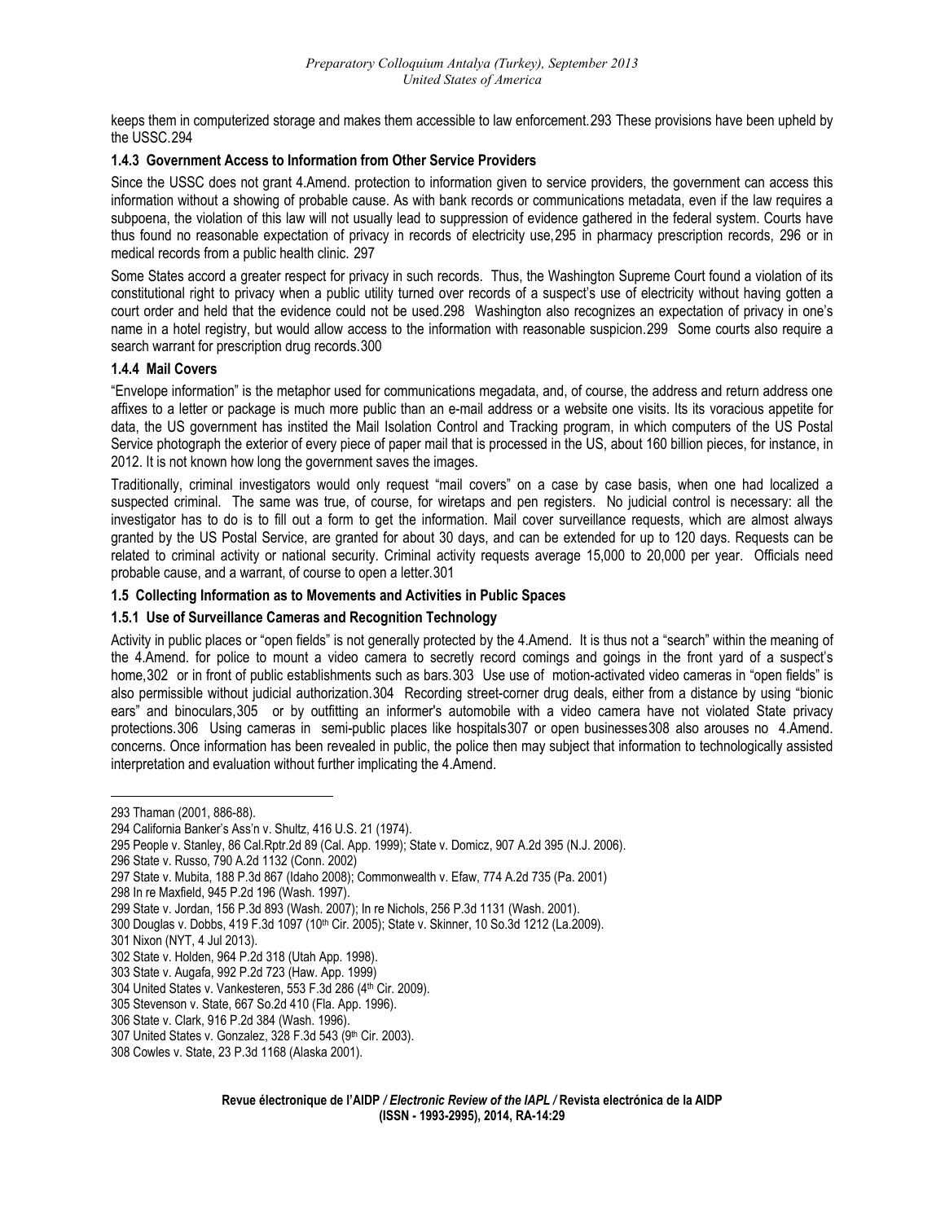keeps them in computerized storage and makes them accessible to law enforcement.[293] These provisions have been upheld by the USSC.[294]

### 1.4.3 Government Access to Information from Other Service Providers

Since the USSC does not grant 4.Amend. protection to information given to service providers, the government can access this information without a showing of probable cause. As with bank records or communications metadata, even if the law requires a subpoena, the violation of this law will not usually lead to suppression of evidence gathered in the federal system. Courts have thus found no reasonable expectation of privacy in records of electricity use,[295] in pharmacy prescription records, [296] or in medical records from a public health clinic. [297]

Some States accord a greater respect for privacy in such records. Thus, the Washington Supreme Court found a violation of its constitutional right to privacy when a public utility turned over records of a suspect's use of electricity without having gotten a court order and held that the evidence could not be used.[298] Washington also recognizes an expectation of privacy in one's name in a hotel registry, but would allow access to the information with reasonable suspicion.[299] Some courts also require a search warrant for prescription drug records.[300]

### 1.4.4 Mail Covers

"Envelope information" is the metaphor used for communications megadata, and, of course, the address and return address one affixes to a letter or package is much more public than an e-mail address or a website one visits. Its its voracious appetite for data, the US government has instited the Mail Isolation Control and Tracking program, in which computers of the US Postal Service photograph the exterior of every piece of paper mail that is processed in the US, about 160 billion pieces, for instance, in 2012. It is not known how long the government saves the images.

Traditionally, criminal investigators would only request "mail covers" on a case by case basis, when one had localized a suspected criminal. The same was true, of course, for wiretaps and pen registers. No judicial control is necessary: all the investigator has to do is to fill out a form to get the information. Mail cover surveillance requests, which are almost always granted by the US Postal Service, are granted for about 30 days, and can be extended for up to 120 days. Requests can be related to criminal activity or national security. Criminal activity requests average 15,000 to 20,000 per year. Officials need probable cause, and a warrant, of course to open a letter.[301]

## 1.5 Collecting Information as to Movements and Activities in Public Spaces

### 1.5.1 Use of Surveillance Cameras and Recognition Technology

Activity in public places or "open fields" is not generally protected by the 4.Amend. It is thus not a "search" within the meaning of the 4.Amend. for police to mount a video camera to secretly record comings and goings in the front yard of a suspect's home,[302] or in front of public establishments such as bars.[303] Use use of motion-activated video cameras in "open fields" is also permissible without judicial authorization.[304] Recording street-corner drug deals, either from a distance by using "bionic ears" and binoculars,[305] or by outfitting an informer's automobile with a video camera have not violated State privacy protections.[306] Using cameras in semi-public places like hospitals[307] or open businesses[308] also arouses no 4.Amend. concerns. Once information has been revealed in public, the police then may subject that information to technologically assisted interpretation and evaluation without further implicating the 4.Amend.

---

293 Thaman (2001, 886-88).

294 California Banker's Ass'n v. Shultz, 416 U.S. 21 (1974).

295 People v. Stanley, 86 Cal.Rptr.2d 89 (Cal. App. 1999); State v. Domicz, 907 A.2d 395 (N.J. 2006).

296 State v. Russo, 790 A.2d 1132 (Conn. 2002)

297 State v. Mubita, 188 P.3d 867 (Idaho 2008); Commonwealth v. Efaw, 774 A.2d 735 (Pa. 2001)

298 In re Maxfield, 945 P.2d 196 (Wash. 1997).

299 State v. Jordan, 156 P.3d 893 (Wash. 2007); In re Nichols, 256 P.3d 1131 (Wash. 2001).

300 Douglas v. Dobbs, 419 F.3d 1097 (10th Cir. 2005); State v. Skinner, 10 So.3d 1212 (La.2009).

301 Nixon (NYT, 4 Jul 2013).

302 State v. Holden, 964 P.2d 318 (Utah App. 1998).

303 State v. Augafa, 992 P.2d 723 (Haw. App. 1999)

304 United States v. Vankesteren, 553 F.3d 286 (4th Cir. 2009).

305 Stevenson v. State, 667 So.2d 410 (Fla. App. 1996).

306 State v. Clark, 916 P.2d 384 (Wash. 1996).

307 United States v. Gonzalez, 328 F.3d 543 (9th Cir. 2003).

308 Cowles v. State, 23 P.3d 1168 (Alaska 2001).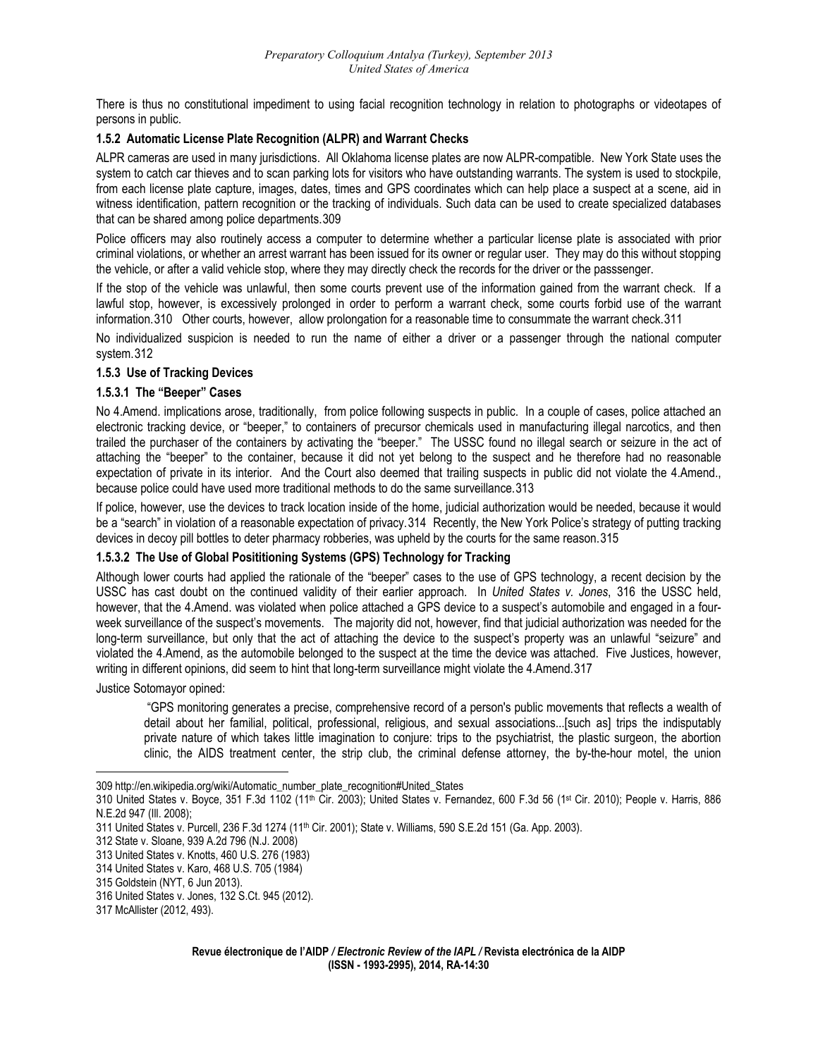There is thus no constitutional impediment to using facial recognition technology in relation to photographs or videotapes of persons in public.

### 1.5.2 Automatic License Plate Recognition (ALPR) and Warrant Checks

ALPR cameras are used in many jurisdictions. All Oklahoma license plates are now ALPR-compatible. New York State uses the system to catch car thieves and to scan parking lots for visitors who have outstanding warrants. The system is used to stockpile, from each license plate capture, images, dates, times and GPS coordinates which can help place a suspect at a scene, aid in witness identification, pattern recognition or the tracking of individuals. Such data can be used to create specialized databases that can be shared among police departments.309

Police officers may also routinely access a computer to determine whether a particular license plate is associated with prior criminal violations, or whether an arrest warrant has been issued for its owner or regular user. They may do this without stopping the vehicle, or after a valid vehicle stop, where they may directly check the records for the driver or the passsenger.

If the stop of the vehicle was unlawful, then some courts prevent use of the information gained from the warrant check. If a lawful stop, however, is excessively prolonged in order to perform a warrant check, some courts forbid use of the warrant information.310 Other courts, however, allow prolongation for a reasonable time to consummate the warrant check.311

No individualized suspicion is needed to run the name of either a driver or a passenger through the national computer system.312

### 1.5.3 Use of Tracking Devices

#### 1.5.3.1 The "Beeper" Cases

No 4.Amend. implications arose, traditionally, from police following suspects in public. In a couple of cases, police attached an electronic tracking device, or "beeper," to containers of precursor chemicals used in manufacturing illegal narcotics, and then trailed the purchaser of the containers by activating the "beeper." The USSC found no illegal search or seizure in the act of attaching the "beeper" to the container, because it did not yet belong to the suspect and he therefore had no reasonable expectation of private in its interior. And the Court also deemed that trailing suspects in public did not violate the 4.Amend., because police could have used more traditional methods to do the same surveillance.313

If police, however, use the devices to track location inside of the home, judicial authorization would be needed, because it would be a "search" in violation of a reasonable expectation of privacy.314 Recently, the New York Police's strategy of putting tracking devices in decoy pill bottles to deter pharmacy robberies, was upheld by the courts for the same reason.315

#### 1.5.3.2 The Use of Global Posititioning Systems (GPS) Technology for Tracking

Although lower courts had applied the rationale of the "beeper" cases to the use of GPS technology, a recent decision by the USSC has cast doubt on the continued validity of their earlier approach. In *United States v. Jones*, 316 the USSC held, however, that the 4.Amend. was violated when police attached a GPS device to a suspect's automobile and engaged in a four-week surveillance of the suspect's movements. The majority did not, however, find that judicial authorization was needed for the long-term surveillance, but only that the act of attaching the device to the suspect's property was an unlawful "seizure" and violated the 4.Amend, as the automobile belonged to the suspect at the time the device was attached. Five Justices, however, writing in different opinions, did seem to hint that long-term surveillance might violate the 4.Amend.317

Justice Sotomayor opined:

> "GPS monitoring generates a precise, comprehensive record of a person's public movements that reflects a wealth of detail about her familial, political, professional, religious, and sexual associations...[such as] trips the indisputably private nature of which takes little imagination to conjure: trips to the psychiatrist, the plastic surgeon, the abortion clinic, the AIDS treatment center, the strip club, the criminal defense attorney, the by-the-hour motel, the union

---

309 http://en.wikipedia.org/wiki/Automatic_number_plate_recognition#United_States

310 United States v. Boyce, 351 F.3d 1102 (11th Cir. 2003); United States v. Fernandez, 600 F.3d 56 (1st Cir. 2010); People v. Harris, 886 N.E.2d 947 (Ill. 2008);

311 United States v. Purcell, 236 F.3d 1274 (11th Cir. 2001); State v. Williams, 590 S.E.2d 151 (Ga. App. 2003).

312 State v. Sloane, 939 A.2d 796 (N.J. 2008)

313 United States v. Knotts, 460 U.S. 276 (1983)

314 United States v. Karo, 468 U.S. 705 (1984)

315 Goldstein (NYT, 6 Jun 2013).

316 United States v. Jones, 132 S.Ct. 945 (2012).

317 McAllister (2012, 493).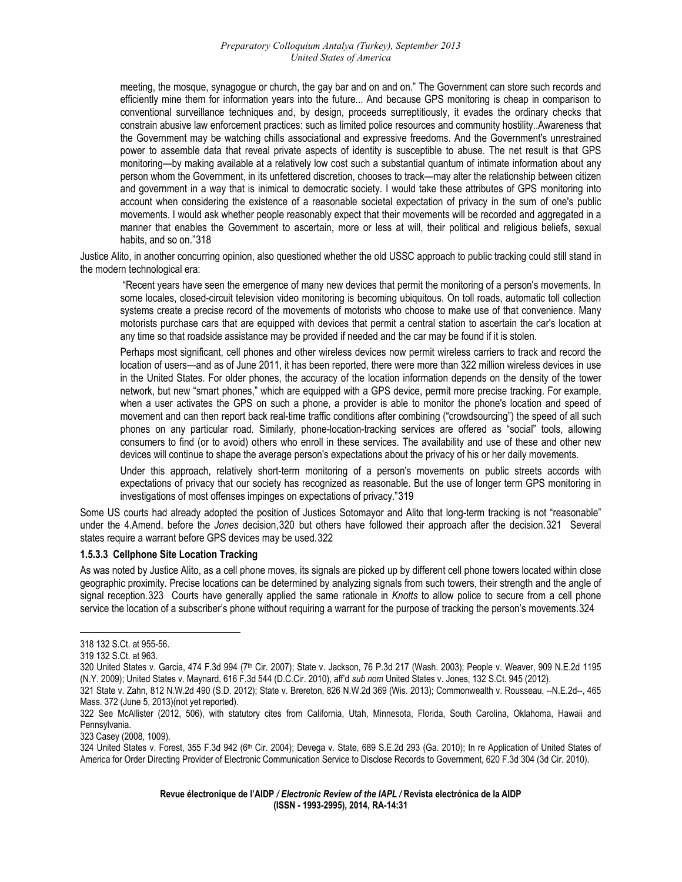> meeting, the mosque, synagogue or church, the gay bar and on and on." The Government can store such records and efficiently mine them for information years into the future... And because GPS monitoring is cheap in comparison to conventional surveillance techniques and, by design, proceeds surreptitiously, it evades the ordinary checks that constrain abusive law enforcement practices: such as limited police resources and community hostility..Awareness that the Government may be watching chills associational and expressive freedoms. And the Government's unrestrained power to assemble data that reveal private aspects of identity is susceptible to abuse. The net result is that GPS monitoring—by making available at a relatively low cost such a substantial quantum of intimate information about any person whom the Government, in its unfettered discretion, chooses to track—may alter the relationship between citizen and government in a way that is inimical to democratic society. I would take these attributes of GPS monitoring into account when considering the existence of a reasonable societal expectation of privacy in the sum of one's public movements. I would ask whether people reasonably expect that their movements will be recorded and aggregated in a manner that enables the Government to ascertain, more or less at will, their political and religious beliefs, sexual habits, and so on."[318]

Justice Alito, in another concurring opinion, also questioned whether the old USSC approach to public tracking could still stand in the modern technological era:

> "Recent years have seen the emergence of many new devices that permit the monitoring of a person's movements. In some locales, closed-circuit television video monitoring is becoming ubiquitous. On toll roads, automatic toll collection systems create a precise record of the movements of motorists who choose to make use of that convenience. Many motorists purchase cars that are equipped with devices that permit a central station to ascertain the car's location at any time so that roadside assistance may be provided if needed and the car may be found if it is stolen.
>
> Perhaps most significant, cell phones and other wireless devices now permit wireless carriers to track and record the location of users—and as of June 2011, it has been reported, there were more than 322 million wireless devices in use in the United States. For older phones, the accuracy of the location information depends on the density of the tower network, but new "smart phones," which are equipped with a GPS device, permit more precise tracking. For example, when a user activates the GPS on such a phone, a provider is able to monitor the phone's location and speed of movement and can then report back real-time traffic conditions after combining ("crowdsourcing") the speed of all such phones on any particular road. Similarly, phone-location-tracking services are offered as "social" tools, allowing consumers to find (or to avoid) others who enroll in these services. The availability and use of these and other new devices will continue to shape the average person's expectations about the privacy of his or her daily movements.
>
> Under this approach, relatively short-term monitoring of a person's movements on public streets accords with expectations of privacy that our society has recognized as reasonable. But the use of longer term GPS monitoring in investigations of most offenses impinges on expectations of privacy."[319]

Some US courts had already adopted the position of Justices Sotomayor and Alito that long-term tracking is not "reasonable" under the 4.Amend. before the *Jones* decision,[320] but others have followed their approach after the decision.[321] Several states require a warrant before GPS devices may be used.[322]

#### 1.5.3.3 Cellphone Site Location Tracking

As was noted by Justice Alito, as a cell phone moves, its signals are picked up by different cell phone towers located within close geographic proximity. Precise locations can be determined by analyzing signals from such towers, their strength and the angle of signal reception.[323] Courts have generally applied the same rationale in *Knotts* to allow police to secure from a cell phone service the location of a subscriber's phone without requiring a warrant for the purpose of tracking the person's movements.[324]

---

318 132 S.Ct. at 955-56.

319 132 S.Ct. at 963.

320 United States v. Garcia, 474 F.3d 994 (7th Cir. 2007); State v. Jackson, 76 P.3d 217 (Wash. 2003); People v. Weaver, 909 N.E.2d 1195 (N.Y. 2009); United States v. Maynard, 616 F.3d 544 (D.C.Cir. 2010), aff'd *sub nom* United States v. Jones, 132 S.Ct. 945 (2012).

321 State v. Zahn, 812 N.W.2d 490 (S.D. 2012); State v. Brereton, 826 N.W.2d 369 (Wis. 2013); Commonwealth v. Rousseau, --N.E.2d--, 465 Mass. 372 (June 5, 2013)(not yet reported).

322 See McAllister (2012, 506), with statutory cites from California, Utah, Minnesota, Florida, South Carolina, Oklahoma, Hawaii and Pennsylvania.

323 Casey (2008, 1009).

324 United States v. Forest, 355 F.3d 942 (6th Cir. 2004); Devega v. State, 689 S.E.2d 293 (Ga. 2010); In re Application of United States of America for Order Directing Provider of Electronic Communication Service to Disclose Records to Government, 620 F.3d 304 (3d Cir. 2010).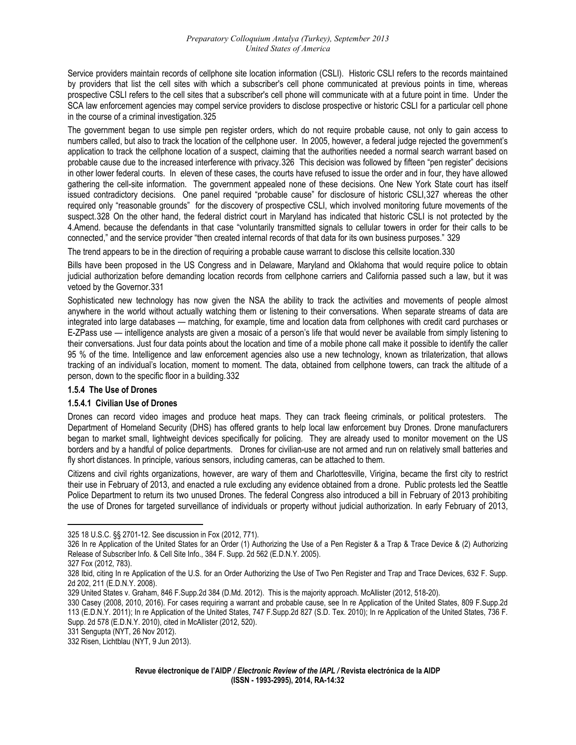Service providers maintain records of cellphone site location information (CSLI). Historic CSLI refers to the records maintained by providers that list the cell sites with which a subscriber's cell phone communicated at previous points in time, whereas prospective CSLI refers to the cell sites that a subscriber's cell phone will communicate with at a future point in time. Under the SCA law enforcement agencies may compel service providers to disclose prospective or historic CSLI for a particular cell phone in the course of a criminal investigation.[325]

The government began to use simple pen register orders, which do not require probable cause, not only to gain access to numbers called, but also to track the location of the cellphone user. In 2005, however, a federal judge rejected the government's application to track the cellphone location of a suspect, claiming that the authorities needed a normal search warrant based on probable cause due to the increased interference with privacy.[326] This decision was followed by fifteen "pen register" decisions in other lower federal courts. In eleven of these cases, the courts have refused to issue the order and in four, they have allowed gathering the cell-site information. The government appealed none of these decisions. One New York State court has itself issued contradictory decisions. One panel required "probable cause" for disclosure of historic CSLI,[327] whereas the other required only "reasonable grounds" for the discovery of prospective CSLI, which involved monitoring future movements of the suspect.[328] On the other hand, the federal district court in Maryland has indicated that historic CSLI is not protected by the 4.Amend. because the defendants in that case "voluntarily transmitted signals to cellular towers in order for their calls to be connected," and the service provider "then created internal records of that data for its own business purposes."[329]

The trend appears to be in the direction of requiring a probable cause warrant to disclose this cellsite location.[330]

Bills have been proposed in the US Congress and in Delaware, Maryland and Oklahoma that would require police to obtain judicial authorization before demanding location records from cellphone carriers and California passed such a law, but it was vetoed by the Governor.[331]

Sophisticated new technology has now given the NSA the ability to track the activities and movements of people almost anywhere in the world without actually watching them or listening to their conversations. When separate streams of data are integrated into large databases — matching, for example, time and location data from cellphones with credit card purchases or E-ZPass use — intelligence analysts are given a mosaic of a person's life that would never be available from simply listening to their conversations. Just four data points about the location and time of a mobile phone call make it possible to identify the caller 95 % of the time. Intelligence and law enforcement agencies also use a new technology, known as trilaterization, that allows tracking of an individual's location, moment to moment. The data, obtained from cellphone towers, can track the altitude of a person, down to the specific floor in a building.[332]

### 1.5.4 The Use of Drones

#### 1.5.4.1 Civilian Use of Drones

Drones can record video images and produce heat maps. They can track fleeing criminals, or political protesters. The Department of Homeland Security (DHS) has offered grants to help local law enforcement buy Drones. Drone manufacturers began to market small, lightweight devices specifically for policing. They are already used to monitor movement on the US borders and by a handful of police departments. Drones for civilian-use are not armed and run on relatively small batteries and fly short distances. In principle, various sensors, including cameras, can be attached to them.

Citizens and civil rights organizations, however, are wary of them and Charlottesville, Virigina, became the first city to restrict their use in February of 2013, and enacted a rule excluding any evidence obtained from a drone. Public protests led the Seattle Police Department to return its two unused Drones. The federal Congress also introduced a bill in February of 2013 prohibiting the use of Drones for targeted surveillance of individuals or property without judicial authorization. In early February of 2013,

---

325 18 U.S.C. §§ 2701-12. See discussion in Fox (2012, 771).

326 In re Application of the United States for an Order (1) Authorizing the Use of a Pen Register & a Trap & Trace Device & (2) Authorizing Release of Subscriber Info. & Cell Site Info., 384 F. Supp. 2d 562 (E.D.N.Y. 2005).

327 Fox (2012, 783).

328 Ibid, citing In re Application of the U.S. for an Order Authorizing the Use of Two Pen Register and Trap and Trace Devices, 632 F. Supp. 2d 202, 211 (E.D.N.Y. 2008).

329 United States v. Graham, 846 F.Supp.2d 384 (D.Md. 2012). This is the majority approach. McAllister (2012, 518-20).

330 Casey (2008, 2010, 2016). For cases requiring a warrant and probable cause, see In re Application of the United States, 809 F.Supp.2d 113 (E.D.N.Y. 2011); In re Application of the United States, 747 F.Supp.2d 827 (S.D. Tex. 2010); In re Application of the United States, 736 F. Supp. 2d 578 (E.D.N.Y. 2010), cited in McAllister (2012, 520).

331 Sengupta (NYT, 26 Nov 2012).

332 Risen, Lichtblau (NYT, 9 Jun 2013).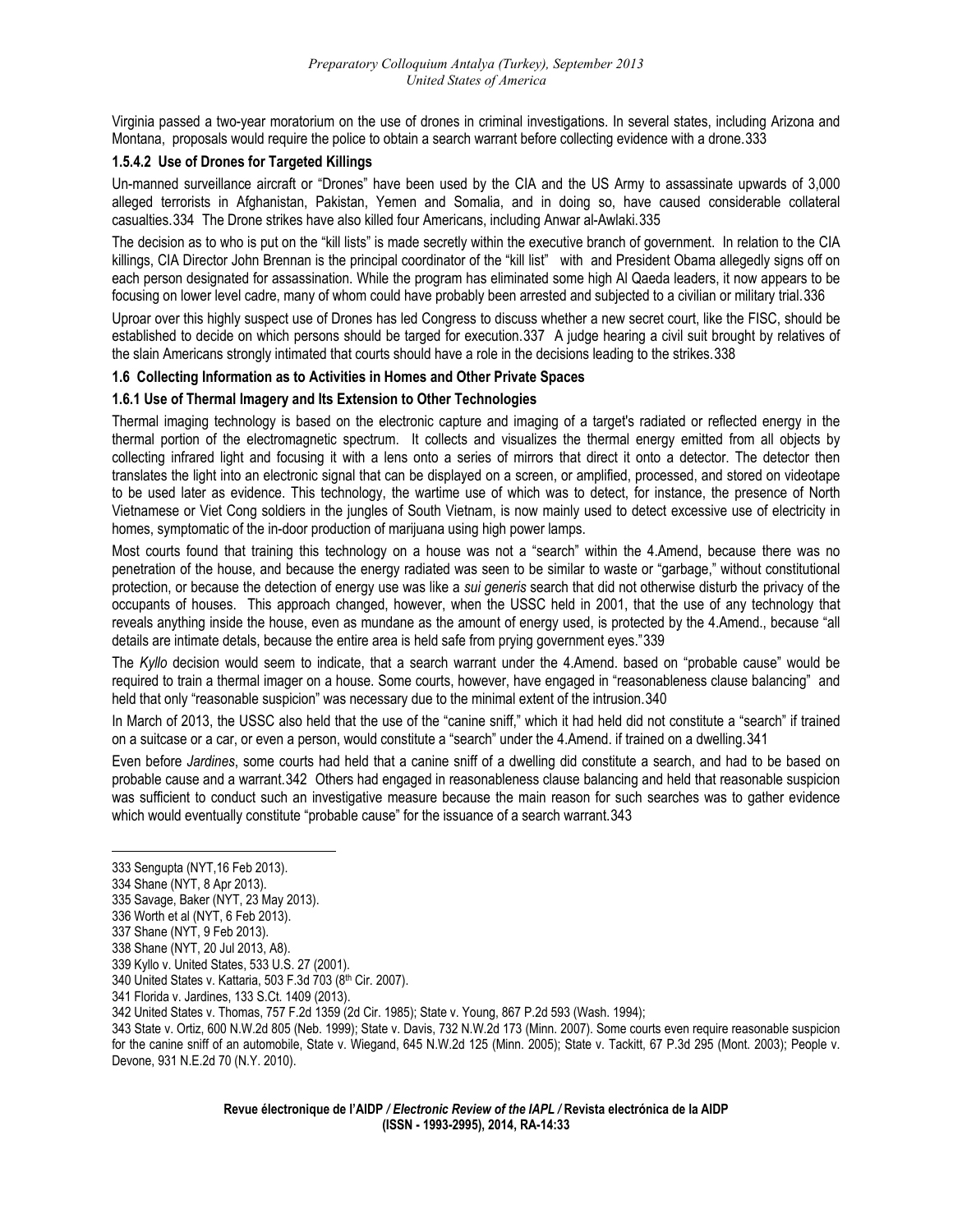Virginia passed a two-year moratorium on the use of drones in criminal investigations. In several states, including Arizona and Montana, proposals would require the police to obtain a search warrant before collecting evidence with a drone.333

#### 1.5.4.2 Use of Drones for Targeted Killings

Un-manned surveillance aircraft or "Drones" have been used by the CIA and the US Army to assassinate upwards of 3,000 alleged terrorists in Afghanistan, Pakistan, Yemen and Somalia, and in doing so, have caused considerable collateral casualties.334 The Drone strikes have also killed four Americans, including Anwar al-Awlaki.335

The decision as to who is put on the "kill lists" is made secretly within the executive branch of government. In relation to the CIA killings, CIA Director John Brennan is the principal coordinator of the "kill list" with and President Obama allegedly signs off on each person designated for assassination. While the program has eliminated some high Al Qaeda leaders, it now appears to be focusing on lower level cadre, many of whom could have probably been arrested and subjected to a civilian or military trial.336

Uproar over this highly suspect use of Drones has led Congress to discuss whether a new secret court, like the FISC, should be established to decide on which persons should be targed for execution.337 A judge hearing a civil suit brought by relatives of the slain Americans strongly intimated that courts should have a role in the decisions leading to the strikes.338

### 1.6 Collecting Information as to Activities in Homes and Other Private Spaces

#### 1.6.1 Use of Thermal Imagery and Its Extension to Other Technologies

Thermal imaging technology is based on the electronic capture and imaging of a target's radiated or reflected energy in the thermal portion of the electromagnetic spectrum. It collects and visualizes the thermal energy emitted from all objects by collecting infrared light and focusing it with a lens onto a series of mirrors that direct it onto a detector. The detector then translates the light into an electronic signal that can be displayed on a screen, or amplified, processed, and stored on videotape to be used later as evidence. This technology, the wartime use of which was to detect, for instance, the presence of North Vietnamese or Viet Cong soldiers in the jungles of South Vietnam, is now mainly used to detect excessive use of electricity in homes, symptomatic of the in-door production of marijuana using high power lamps.

Most courts found that training this technology on a house was not a "search" within the 4.Amend, because there was no penetration of the house, and because the energy radiated was seen to be similar to waste or "garbage," without constitutional protection, or because the detection of energy use was like a *sui generis* search that did not otherwise disturb the privacy of the occupants of houses. This approach changed, however, when the USSC held in 2001, that the use of any technology that reveals anything inside the house, even as mundane as the amount of energy used, is protected by the 4.Amend., because "all details are intimate detals, because the entire area is held safe from prying government eyes."339

The *Kyllo* decision would seem to indicate, that a search warrant under the 4.Amend. based on "probable cause" would be required to train a thermal imager on a house. Some courts, however, have engaged in "reasonableness clause balancing" and held that only "reasonable suspicion" was necessary due to the minimal extent of the intrusion.340

In March of 2013, the USSC also held that the use of the "canine sniff," which it had held did not constitute a "search" if trained on a suitcase or a car, or even a person, would constitute a "search" under the 4.Amend. if trained on a dwelling.341

Even before *Jardines*, some courts had held that a canine sniff of a dwelling did constitute a search, and had to be based on probable cause and a warrant.342 Others had engaged in reasonableness clause balancing and held that reasonable suspicion was sufficient to conduct such an investigative measure because the main reason for such searches was to gather evidence which would eventually constitute "probable cause" for the issuance of a search warrant.343

---

333 Sengupta (NYT,16 Feb 2013).

334 Shane (NYT, 8 Apr 2013).

335 Savage, Baker (NYT, 23 May 2013).

336 Worth et al (NYT, 6 Feb 2013).

337 Shane (NYT, 9 Feb 2013).

338 Shane (NYT, 20 Jul 2013, A8).

339 Kyllo v. United States, 533 U.S. 27 (2001).

340 United States v. Kattaria, 503 F.3d 703 (8th Cir. 2007).

341 Florida v. Jardines, 133 S.Ct. 1409 (2013).

342 United States v. Thomas, 757 F.2d 1359 (2d Cir. 1985); State v. Young, 867 P.2d 593 (Wash. 1994);

343 State v. Ortiz, 600 N.W.2d 805 (Neb. 1999); State v. Davis, 732 N.W.2d 173 (Minn. 2007). Some courts even require reasonable suspicion for the canine sniff of an automobile, State v. Wiegand, 645 N.W.2d 125 (Minn. 2005); State v. Tackitt, 67 P.3d 295 (Mont. 2003); People v. Devone, 931 N.E.2d 70 (N.Y. 2010).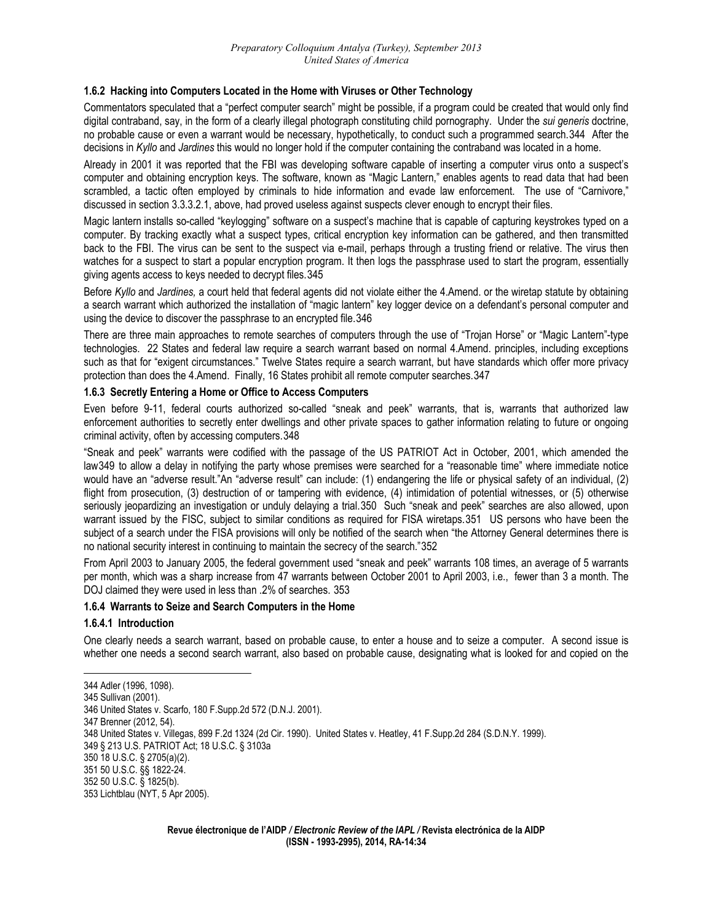### 1.6.2 Hacking into Computers Located in the Home with Viruses or Other Technology

Commentators speculated that a "perfect computer search" might be possible, if a program could be created that would only find digital contraband, say, in the form of a clearly illegal photograph constituting child pornography. Under the *sui generis* doctrine, no probable cause or even a warrant would be necessary, hypothetically, to conduct such a programmed search.[344] After the decisions in *Kyllo* and *Jardines* this would no longer hold if the computer containing the contraband was located in a home.

Already in 2001 it was reported that the FBI was developing software capable of inserting a computer virus onto a suspect's computer and obtaining encryption keys. The software, known as "Magic Lantern," enables agents to read data that had been scrambled, a tactic often employed by criminals to hide information and evade law enforcement. The use of "Carnivore," discussed in section 3.3.3.2.1, above, had proved useless against suspects clever enough to encrypt their files.

Magic lantern installs so-called "keylogging" software on a suspect's machine that is capable of capturing keystrokes typed on a computer. By tracking exactly what a suspect types, critical encryption key information can be gathered, and then transmitted back to the FBI. The virus can be sent to the suspect via e-mail, perhaps through a trusting friend or relative. The virus then watches for a suspect to start a popular encryption program. It then logs the passphrase used to start the program, essentially giving agents access to keys needed to decrypt files.[345]

Before *Kyllo* and *Jardines,* a court held that federal agents did not violate either the 4.Amend. or the wiretap statute by obtaining a search warrant which authorized the installation of "magic lantern" key logger device on a defendant's personal computer and using the device to discover the passphrase to an encrypted file.[346]

There are three main approaches to remote searches of computers through the use of "Trojan Horse" or "Magic Lantern"-type technologies. 22 States and federal law require a search warrant based on normal 4.Amend. principles, including exceptions such as that for "exigent circumstances." Twelve States require a search warrant, but have standards which offer more privacy protection than does the 4.Amend. Finally, 16 States prohibit all remote computer searches.[347]

### 1.6.3 Secretly Entering a Home or Office to Access Computers

Even before 9-11, federal courts authorized so-called "sneak and peek" warrants, that is, warrants that authorized law enforcement authorities to secretly enter dwellings and other private spaces to gather information relating to future or ongoing criminal activity, often by accessing computers.[348]

"Sneak and peek" warrants were codified with the passage of the US PATRIOT Act in October, 2001, which amended the law[349] to allow a delay in notifying the party whose premises were searched for a "reasonable time" where immediate notice would have an "adverse result."An "adverse result" can include: (1) endangering the life or physical safety of an individual, (2) flight from prosecution, (3) destruction of or tampering with evidence, (4) intimidation of potential witnesses, or (5) otherwise seriously jeopardizing an investigation or unduly delaying a trial.[350] Such "sneak and peek" searches are also allowed, upon warrant issued by the FISC, subject to similar conditions as required for FISA wiretaps.[351] US persons who have been the subject of a search under the FISA provisions will only be notified of the search when "the Attorney General determines there is no national security interest in continuing to maintain the secrecy of the search."[352]

From April 2003 to January 2005, the federal government used "sneak and peek" warrants 108 times, an average of 5 warrants per month, which was a sharp increase from 47 warrants between October 2001 to April 2003, i.e., fewer than 3 a month. The DOJ claimed they were used in less than .2% of searches. [353]

### 1.6.4 Warrants to Seize and Search Computers in the Home

#### 1.6.4.1 Introduction

One clearly needs a search warrant, based on probable cause, to enter a house and to seize a computer. A second issue is whether one needs a second search warrant, also based on probable cause, designating what is looked for and copied on the

---

344 Adler (1996, 1098).
345 Sullivan (2001).
346 United States v. Scarfo, 180 F.Supp.2d 572 (D.N.J. 2001).
347 Brenner (2012, 54).
348 United States v. Villegas, 899 F.2d 1324 (2d Cir. 1990). United States v. Heatley, 41 F.Supp.2d 284 (S.D.N.Y. 1999).
349 § 213 U.S. PATRIOT Act; 18 U.S.C. § 3103a
350 18 U.S.C. § 2705(a)(2).
351 50 U.S.C. §§ 1822-24.
352 50 U.S.C. § 1825(b).
353 Lichtblau (NYT, 5 Apr 2005).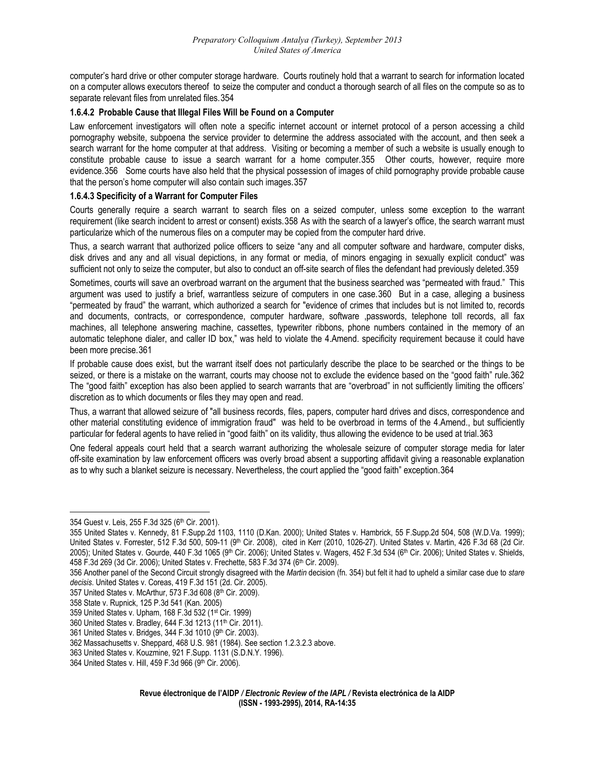computer's hard drive or other computer storage hardware. Courts routinely hold that a warrant to search for information located on a computer allows executors thereof to seize the computer and conduct a thorough search of all files on the compute so as to separate relevant files from unrelated files.[354]

#### 1.6.4.2 Probable Cause that Illegal Files Will be Found on a Computer

Law enforcement investigators will often note a specific internet account or internet protocol of a person accessing a child pornography website, subpoena the service provider to determine the address associated with the account, and then seek a search warrant for the home computer at that address. Visiting or becoming a member of such a website is usually enough to constitute probable cause to issue a search warrant for a home computer.[355] Other courts, however, require more evidence.[356] Some courts have also held that the physical possession of images of child pornography provide probable cause that the person's home computer will also contain such images.[357]

#### 1.6.4.3 Specificity of a Warrant for Computer Files

Courts generally require a search warrant to search files on a seized computer, unless some exception to the warrant requirement (like search incident to arrest or consent) exists.[358] As with the search of a lawyer's office, the search warrant must particularize which of the numerous files on a computer may be copied from the computer hard drive.

Thus, a search warrant that authorized police officers to seize "any and all computer software and hardware, computer disks, disk drives and any and all visual depictions, in any format or media, of minors engaging in sexually explicit conduct" was sufficient not only to seize the computer, but also to conduct an off-site search of files the defendant had previously deleted.[359]

Sometimes, courts will save an overbroad warrant on the argument that the business searched was "permeated with fraud." This argument was used to justify a brief, warrantless seizure of computers in one case.[360] But in a case, alleging a business "permeated by fraud" the warrant, which authorized a search for "evidence of crimes that includes but is not limited to, records and documents, contracts, or correspondence, computer hardware, software ,passwords, telephone toll records, all fax machines, all telephone answering machine, cassettes, typewriter ribbons, phone numbers contained in the memory of an automatic telephone dialer, and caller ID box," was held to violate the 4.Amend. specificity requirement because it could have been more precise.[361]

If probable cause does exist, but the warrant itself does not particularly describe the place to be searched or the things to be seized, or there is a mistake on the warrant, courts may choose not to exclude the evidence based on the "good faith" rule.[362] The "good faith" exception has also been applied to search warrants that are "overbroad" in not sufficiently limiting the officers' discretion as to which documents or files they may open and read.

Thus, a warrant that allowed seizure of "all business records, files, papers, computer hard drives and discs, correspondence and other material constituting evidence of immigration fraud" was held to be overbroad in terms of the 4.Amend., but sufficiently particular for federal agents to have relied in "good faith" on its validity, thus allowing the evidence to be used at trial.[363]

One federal appeals court held that a search warrant authorizing the wholesale seizure of computer storage media for later off-site examination by law enforcement officers was overly broad absent a supporting affidavit giving a reasonable explanation as to why such a blanket seizure is necessary. Nevertheless, the court applied the "good faith" exception.[364]

---

354 Guest v. Leis, 255 F.3d 325 (6th Cir. 2001).

355 United States v. Kennedy, 81 F.Supp.2d 1103, 1110 (D.Kan. 2000); United States v. Hambrick, 55 F.Supp.2d 504, 508 (W.D.Va. 1999); United States v. Forrester, 512 F.3d 500, 509-11 (9th Cir. 2008), cited in Kerr (2010, 1026-27). United States v. Martin, 426 F.3d 68 (2d Cir. 2005); United States v. Gourde, 440 F.3d 1065 (9th Cir. 2006); United States v. Wagers, 452 F.3d 534 (6th Cir. 2006); United States v. Shields, 458 F.3d 269 (3d Cir. 2006); United States v. Frechette, 583 F.3d 374 (6th Cir. 2009).

356 Another panel of the Second Circuit strongly disagreed with the *Martin* decision (fn. 354) but felt it had to upheld a similar case due to *stare decisis*. United States v. Coreas, 419 F.3d 151 (2d. Cir. 2005).

357 United States v. McArthur, 573 F.3d 608 (8th Cir. 2009).

358 State v. Rupnick, 125 P.3d 541 (Kan. 2005)

359 United States v. Upham, 168 F.3d 532 (1st Cir. 1999)

360 United States v. Bradley, 644 F.3d 1213 (11th Cir. 2011).

361 United States v. Bridges, 344 F.3d 1010 (9th Cir. 2003).

362 Massachusetts v. Sheppard, 468 U.S. 981 (1984). See section 1.2.3.2.3 above.

363 United States v. Kouzmine, 921 F.Supp. 1131 (S.D.N.Y. 1996).

364 United States v. Hill, 459 F.3d 966 (9th Cir. 2006).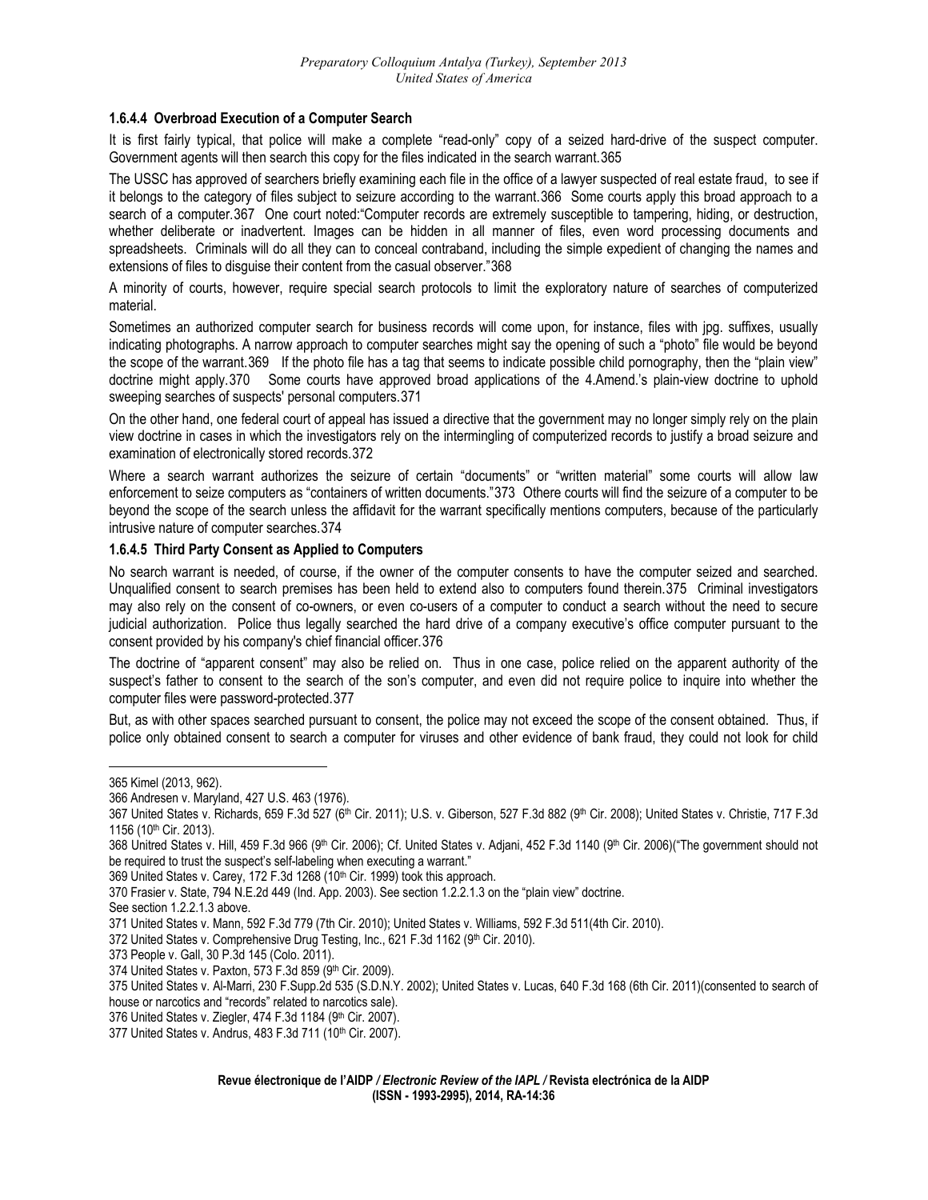### 1.6.4.4 Overbroad Execution of a Computer Search

It is first fairly typical, that police will make a complete "read-only" copy of a seized hard-drive of the suspect computer. Government agents will then search this copy for the files indicated in the search warrant.[365]

The USSC has approved of searchers briefly examining each file in the office of a lawyer suspected of real estate fraud, to see if it belongs to the category of files subject to seizure according to the warrant.[366] Some courts apply this broad approach to a search of a computer.[367] One court noted:"Computer records are extremely susceptible to tampering, hiding, or destruction, whether deliberate or inadvertent. Images can be hidden in all manner of files, even word processing documents and spreadsheets. Criminals will do all they can to conceal contraband, including the simple expedient of changing the names and extensions of files to disguise their content from the casual observer."[368]

A minority of courts, however, require special search protocols to limit the exploratory nature of searches of computerized material.

Sometimes an authorized computer search for business records will come upon, for instance, files with jpg. suffixes, usually indicating photographs. A narrow approach to computer searches might say the opening of such a "photo" file would be beyond the scope of the warrant.[369] If the photo file has a tag that seems to indicate possible child pornography, then the "plain view" doctrine might apply.[370] Some courts have approved broad applications of the 4.Amend.'s plain-view doctrine to uphold sweeping searches of suspects' personal computers.[371]

On the other hand, one federal court of appeal has issued a directive that the government may no longer simply rely on the plain view doctrine in cases in which the investigators rely on the intermingling of computerized records to justify a broad seizure and examination of electronically stored records.[372]

Where a search warrant authorizes the seizure of certain "documents" or "written material" some courts will allow law enforcement to seize computers as "containers of written documents."[373] Othere courts will find the seizure of a computer to be beyond the scope of the search unless the affidavit for the warrant specifically mentions computers, because of the particularly intrusive nature of computer searches.[374]

### 1.6.4.5 Third Party Consent as Applied to Computers

No search warrant is needed, of course, if the owner of the computer consents to have the computer seized and searched. Unqualified consent to search premises has been held to extend also to computers found therein.[375] Criminal investigators may also rely on the consent of co-owners, or even co-users of a computer to conduct a search without the need to secure judicial authorization. Police thus legally searched the hard drive of a company executive's office computer pursuant to the consent provided by his company's chief financial officer.[376]

The doctrine of "apparent consent" may also be relied on. Thus in one case, police relied on the apparent authority of the suspect's father to consent to the search of the son's computer, and even did not require police to inquire into whether the computer files were password-protected.[377]

But, as with other spaces searched pursuant to consent, the police may not exceed the scope of the consent obtained. Thus, if police only obtained consent to search a computer for viruses and other evidence of bank fraud, they could not look for child

---

365 Kimel (2013, 962).

366 Andresen v. Maryland, 427 U.S. 463 (1976).

367 United States v. Richards, 659 F.3d 527 (6th Cir. 2011); U.S. v. Giberson, 527 F.3d 882 (9th Cir. 2008); United States v. Christie, 717 F.3d 1156 (10th Cir. 2013).

368 Unitred States v. Hill, 459 F.3d 966 (9th Cir. 2006); Cf. United States v. Adjani, 452 F.3d 1140 (9th Cir. 2006)("The government should not be required to trust the suspect's self-labeling when executing a warrant."

369 United States v. Carey, 172 F.3d 1268 (10th Cir. 1999) took this approach.

370 Frasier v. State, 794 N.E.2d 449 (Ind. App. 2003). See section 1.2.2.1.3 on the "plain view" doctrine.
See section 1.2.2.1.3 above.

371 United States v. Mann, 592 F.3d 779 (7th Cir. 2010); United States v. Williams, 592 F.3d 511(4th Cir. 2010).

372 United States v. Comprehensive Drug Testing, Inc., 621 F.3d 1162 (9th Cir. 2010).

373 People v. Gall, 30 P.3d 145 (Colo. 2011).

374 United States v. Paxton, 573 F.3d 859 (9th Cir. 2009).

375 United States v. Al-Marri, 230 F.Supp.2d 535 (S.D.N.Y. 2002); United States v. Lucas, 640 F.3d 168 (6th Cir. 2011)(consented to search of house or narcotics and "records" related to narcotics sale).

376 United States v. Ziegler, 474 F.3d 1184 (9th Cir. 2007).

377 United States v. Andrus, 483 F.3d 711 (10th Cir. 2007).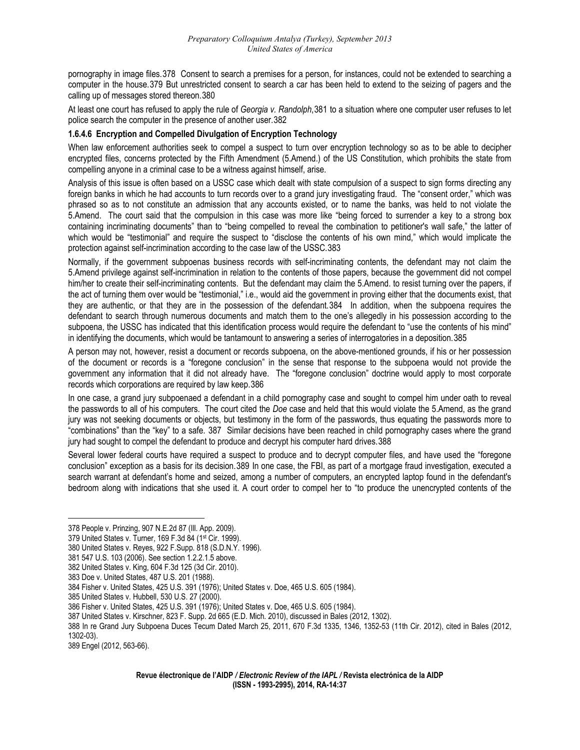pornography in image files.[378] Consent to search a premises for a person, for instances, could not be extended to searching a computer in the house.[379] But unrestricted consent to search a car has been held to extend to the seizing of pagers and the calling up of messages stored thereon.[380]

At least one court has refused to apply the rule of *Georgia v. Randolph*,[381] to a situation where one computer user refuses to let police search the computer in the presence of another user.[382]

#### 1.6.4.6 Encryption and Compelled Divulgation of Encryption Technology

When law enforcement authorities seek to compel a suspect to turn over encryption technology so as to be able to decipher encrypted files, concerns protected by the Fifth Amendment (5.Amend.) of the US Constitution, which prohibits the state from compelling anyone in a criminal case to be a witness against himself, arise.

Analysis of this issue is often based on a USSC case which dealt with state compulsion of a suspect to sign forms directing any foreign banks in which he had accounts to turn records over to a grand jury investigating fraud. The "consent order," which was phrased so as to not constitute an admission that any accounts existed, or to name the banks, was held to not violate the 5.Amend. The court said that the compulsion in this case was more like "being forced to surrender a key to a strong box containing incriminating documents" than to "being compelled to reveal the combination to petitioner's wall safe," the latter of which would be "testimonial" and require the suspect to "disclose the contents of his own mind," which would implicate the protection against self-incrimination according to the case law of the USSC.[383]

Normally, if the government subpoenas business records with self-incriminating contents, the defendant may not claim the 5.Amend privilege against self-incrimination in relation to the contents of those papers, because the government did not compel him/her to create their self-incriminating contents. But the defendant may claim the 5.Amend. to resist turning over the papers, if the act of turning them over would be "testimonial," i.e., would aid the government in proving either that the documents exist, that they are authentic, or that they are in the possession of the defendant.[384] In addition, when the subpoena requires the defendant to search through numerous documents and match them to the one's allegedly in his possession according to the subpoena, the USSC has indicated that this identification process would require the defendant to "use the contents of his mind" in identifying the documents, which would be tantamount to answering a series of interrogatories in a deposition.[385]

A person may not, however, resist a document or records subpoena, on the above-mentioned grounds, if his or her possession of the document or records is a "foregone conclusion" in the sense that response to the subpoena would not provide the government any information that it did not already have. The "foregone conclusion" doctrine would apply to most corporate records which corporations are required by law keep.[386]

In one case, a grand jury subpoenaed a defendant in a child pornography case and sought to compel him under oath to reveal the passwords to all of his computers. The court cited the *Doe* case and held that this would violate the 5.Amend, as the grand jury was not seeking documents or objects, but testimony in the form of the passwords, thus equating the passwords more to "combinations" than the "key" to a safe. [387] Similar decisions have been reached in child pornography cases where the grand jury had sought to compel the defendant to produce and decrypt his computer hard drives.[388]

Several lower federal courts have required a suspect to produce and to decrypt computer files, and have used the "foregone conclusion" exception as a basis for its decision.[389] In one case, the FBI, as part of a mortgage fraud investigation, executed a search warrant at defendant's home and seized, among a number of computers, an encrypted laptop found in the defendant's bedroom along with indications that she used it. A court order to compel her to "to produce the unencrypted contents of the

---

378 People v. Prinzing, 907 N.E.2d 87 (Ill. App. 2009).

379 United States v. Turner, 169 F.3d 84 (1st Cir. 1999).

380 United States v. Reyes, 922 F.Supp. 818 (S.D.N.Y. 1996).

381 547 U.S. 103 (2006). See section 1.2.2.1.5 above.

382 United States v. King, 604 F.3d 125 (3d Cir. 2010).

383 Doe v. United States, 487 U.S. 201 (1988).

384 Fisher v. United States, 425 U.S. 391 (1976); United States v. Doe, 465 U.S. 605 (1984).

385 United States v. Hubbell, 530 U.S. 27 (2000).

386 Fisher v. United States, 425 U.S. 391 (1976); United States v. Doe, 465 U.S. 605 (1984).

387 United States v. Kirschner, 823 F. Supp. 2d 665 (E.D. Mich. 2010), discussed in Bales (2012, 1302).

388 In re Grand Jury Subpoena Duces Tecum Dated March 25, 2011, 670 F.3d 1335, 1346, 1352-53 (11th Cir. 2012), cited in Bales (2012, 1302-03).

389 Engel (2012, 563-66).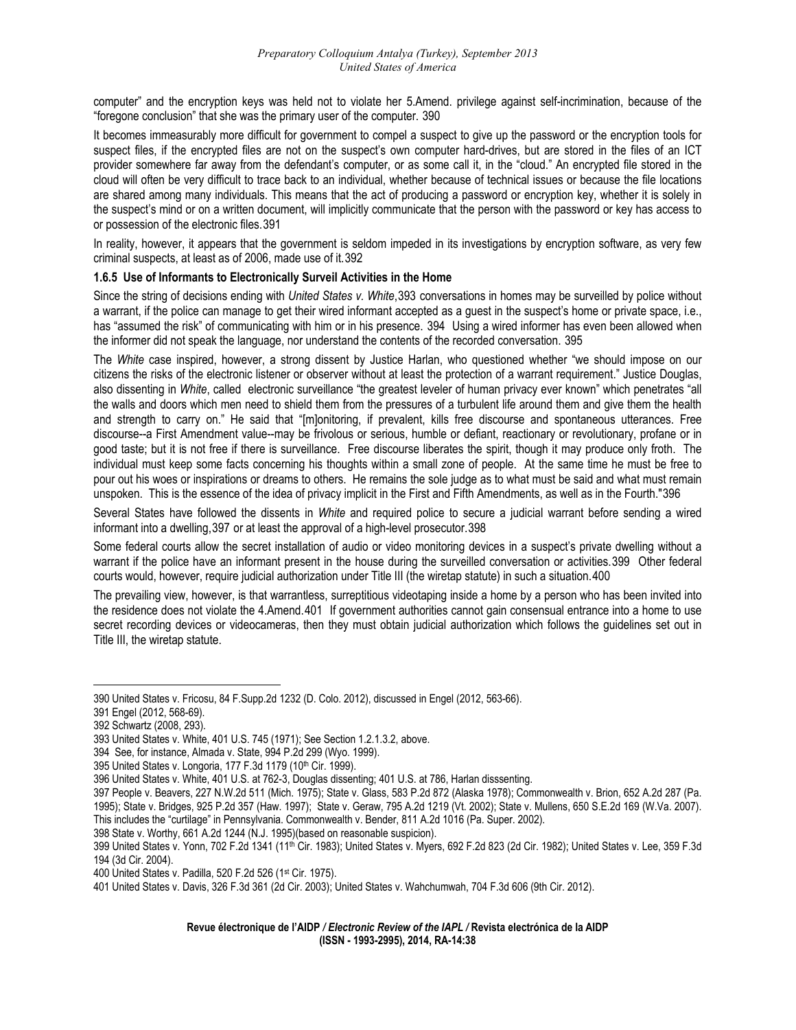computer" and the encryption keys was held not to violate her 5.Amend. privilege against self-incrimination, because of the "foregone conclusion" that she was the primary user of the computer. 390

It becomes immeasurably more difficult for government to compel a suspect to give up the password or the encryption tools for suspect files, if the encrypted files are not on the suspect's own computer hard-drives, but are stored in the files of an ICT provider somewhere far away from the defendant's computer, or as some call it, in the "cloud." An encrypted file stored in the cloud will often be very difficult to trace back to an individual, whether because of technical issues or because the file locations are shared among many individuals. This means that the act of producing a password or encryption key, whether it is solely in the suspect's mind or on a written document, will implicitly communicate that the person with the password or key has access to or possession of the electronic files. 391

In reality, however, it appears that the government is seldom impeded in its investigations by encryption software, as very few criminal suspects, at least as of 2006, made use of it. 392

**1.6.5 Use of Informants to Electronically Surveil Activities in the Home**

Since the string of decisions ending with *United States v. White*, 393 conversations in homes may be surveilled by police without a warrant, if the police can manage to get their wired informant accepted as a guest in the suspect's home or private space, i.e., has "assumed the risk" of communicating with him or in his presence. 394 Using a wired informer has even been allowed when the informer did not speak the language, nor understand the contents of the recorded conversation. 395

The *White* case inspired, however, a strong dissent by Justice Harlan, who questioned whether "we should impose on our citizens the risks of the electronic listener or observer without at least the protection of a warrant requirement." Justice Douglas, also dissenting in *White*, called electronic surveillance "the greatest leveler of human privacy ever known" which penetrates "all the walls and doors which men need to shield them from the pressures of a turbulent life around them and give them the health and strength to carry on." He said that "[m]onitoring, if prevalent, kills free discourse and spontaneous utterances. Free discourse--a First Amendment value--may be frivolous or serious, humble or defiant, reactionary or revolutionary, profane or in good taste; but it is not free if there is surveillance. Free discourse liberates the spirit, though it may produce only froth. The individual must keep some facts concerning his thoughts within a small zone of people. At the same time he must be free to pour out his woes or inspirations or dreams to others. He remains the sole judge as to what must be said and what must remain unspoken. This is the essence of the idea of privacy implicit in the First and Fifth Amendments, as well as in the Fourth."396

Several States have followed the dissents in *White* and required police to secure a judicial warrant before sending a wired informant into a dwelling, 397 or at least the approval of a high-level prosecutor. 398

Some federal courts allow the secret installation of audio or video monitoring devices in a suspect's private dwelling without a warrant if the police have an informant present in the house during the surveilled conversation or activities. 399 Other federal courts would, however, require judicial authorization under Title III (the wiretap statute) in such a situation. 400

The prevailing view, however, is that warrantless, surreptitious videotaping inside a home by a person who has been invited into the residence does not violate the 4.Amend. 401 If government authorities cannot gain consensual entrance into a home to use secret recording devices or videocameras, then they must obtain judicial authorization which follows the guidelines set out in Title III, the wiretap statute.

---

390 United States v. Fricosu, 84 F.Supp.2d 1232 (D. Colo. 2012), discussed in Engel (2012, 563-66).

391 Engel (2012, 568-69).

392 Schwartz (2008, 293).

393 United States v. White, 401 U.S. 745 (1971); See Section 1.2.1.3.2, above.

394 See, for instance, Almada v. State, 994 P.2d 299 (Wyo. 1999).

395 United States v. Longoria, 177 F.3d 1179 (10th Cir. 1999).

396 United States v. White, 401 U.S. at 762-3, Douglas dissenting; 401 U.S. at 786, Harlan disssenting.

397 People v. Beavers, 227 N.W.2d 511 (Mich. 1975); State v. Glass, 583 P.2d 872 (Alaska 1978); Commonwealth v. Brion, 652 A.2d 287 (Pa. 1995); State v. Bridges, 925 P.2d 357 (Haw. 1997); State v. Geraw, 795 A.2d 1219 (Vt. 2002); State v. Mullens, 650 S.E.2d 169 (W.Va. 2007). This includes the "curtilage" in Pennsylvania. Commonwealth v. Bender, 811 A.2d 1016 (Pa. Super. 2002).

398 State v. Worthy, 661 A.2d 1244 (N.J. 1995)(based on reasonable suspicion).

399 United States v. Yonn, 702 F.2d 1341 (11th Cir. 1983); United States v. Myers, 692 F.2d 823 (2d Cir. 1982); United States v. Lee, 359 F.3d 194 (3d Cir. 2004).

400 United States v. Padilla, 520 F.2d 526 (1st Cir. 1975).

401 United States v. Davis, 326 F.3d 361 (2d Cir. 2003); United States v. Wahchumwah, 704 F.3d 606 (9th Cir. 2012).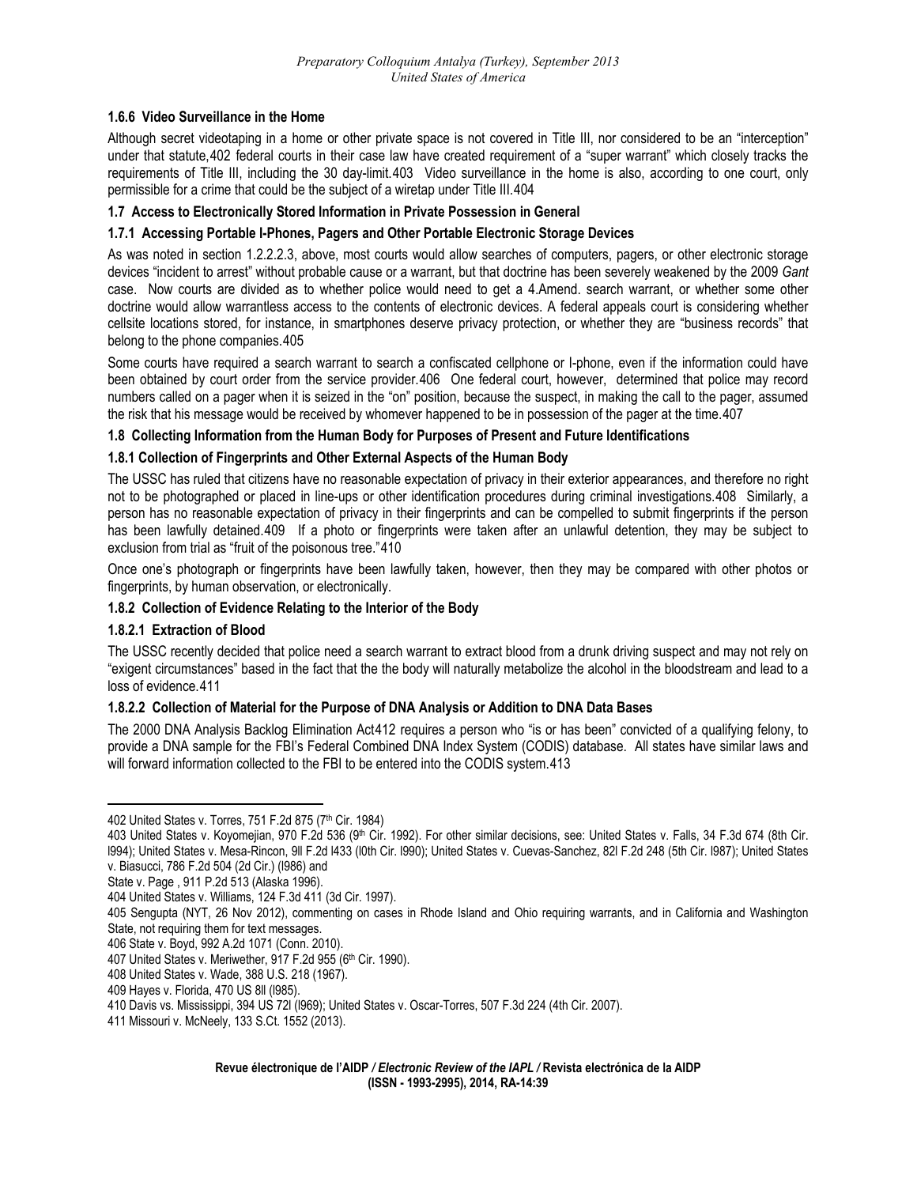### 1.6.6 Video Surveillance in the Home

Although secret videotaping in a home or other private space is not covered in Title III, nor considered to be an "interception" under that statute,[402] federal courts in their case law have created requirement of a "super warrant" which closely tracks the requirements of Title III, including the 30 day-limit.[403] Video surveillance in the home is also, according to one court, only permissible for a crime that could be the subject of a wiretap under Title III.[404]

### 1.7 Access to Electronically Stored Information in Private Possession in General

#### 1.7.1 Accessing Portable I-Phones, Pagers and Other Portable Electronic Storage Devices

As was noted in section 1.2.2.2.3, above, most courts would allow searches of computers, pagers, or other electronic storage devices "incident to arrest" without probable cause or a warrant, but that doctrine has been severely weakened by the 2009 *Gant* case. Now courts are divided as to whether police would need to get a 4.Amend. search warrant, or whether some other doctrine would allow warrantless access to the contents of electronic devices. A federal appeals court is considering whether cellsite locations stored, for instance, in smartphones deserve privacy protection, or whether they are "business records" that belong to the phone companies.[405]

Some courts have required a search warrant to search a confiscated cellphone or I-phone, even if the information could have been obtained by court order from the service provider.[406] One federal court, however, determined that police may record numbers called on a pager when it is seized in the "on" position, because the suspect, in making the call to the pager, assumed the risk that his message would be received by whomever happened to be in possession of the pager at the time.[407]

### 1.8 Collecting Information from the Human Body for Purposes of Present and Future Identifications

#### 1.8.1 Collection of Fingerprints and Other External Aspects of the Human Body

The USSC has ruled that citizens have no reasonable expectation of privacy in their exterior appearances, and therefore no right not to be photographed or placed in line-ups or other identification procedures during criminal investigations.[408] Similarly, a person has no reasonable expectation of privacy in their fingerprints and can be compelled to submit fingerprints if the person has been lawfully detained.[409] If a photo or fingerprints were taken after an unlawful detention, they may be subject to exclusion from trial as "fruit of the poisonous tree."[410]

Once one's photograph or fingerprints have been lawfully taken, however, then they may be compared with other photos or fingerprints, by human observation, or electronically.

#### 1.8.2 Collection of Evidence Relating to the Interior of the Body

##### 1.8.2.1 Extraction of Blood

The USSC recently decided that police need a search warrant to extract blood from a drunk driving suspect and may not rely on "exigent circumstances" based in the fact that the the body will naturally metabolize the alcohol in the bloodstream and lead to a loss of evidence.[411]

##### 1.8.2.2 Collection of Material for the Purpose of DNA Analysis or Addition to DNA Data Bases

The 2000 DNA Analysis Backlog Elimination Act[412] requires a person who "is or has been" convicted of a qualifying felony, to provide a DNA sample for the FBI's Federal Combined DNA Index System (CODIS) database. All states have similar laws and will forward information collected to the FBI to be entered into the CODIS system.[413]

---

402 United States v. Torres, 751 F.2d 875 (7th Cir. 1984)

403 United States v. Koyomejian, 970 F.2d 536 (9th Cir. 1992). For other similar decisions, see: United States v. Falls, 34 F.3d 674 (8th Cir. l994); United States v. Mesa-Rincon, 9ll F.2d l433 (l0th Cir. l990); United States v. Cuevas-Sanchez, 82l F.2d 248 (5th Cir. l987); United States v. Biasucci, 786 F.2d 504 (2d Cir.) (l986) and State v. Page , 911 P.2d 513 (Alaska 1996).

404 United States v. Williams, 124 F.3d 411 (3d Cir. 1997).

405 Sengupta (NYT, 26 Nov 2012), commenting on cases in Rhode Island and Ohio requiring warrants, and in California and Washington State, not requiring them for text messages.

406 State v. Boyd, 992 A.2d 1071 (Conn. 2010).

407 United States v. Meriwether, 917 F.2d 955 (6th Cir. 1990).

408 United States v. Wade, 388 U.S. 218 (1967).

409 Hayes v. Florida, 470 US 8ll (l985).

410 Davis vs. Mississippi, 394 US 72l (l969); United States v. Oscar-Torres, 507 F.3d 224 (4th Cir. 2007).

411 Missouri v. McNeely, 133 S.Ct. 1552 (2013).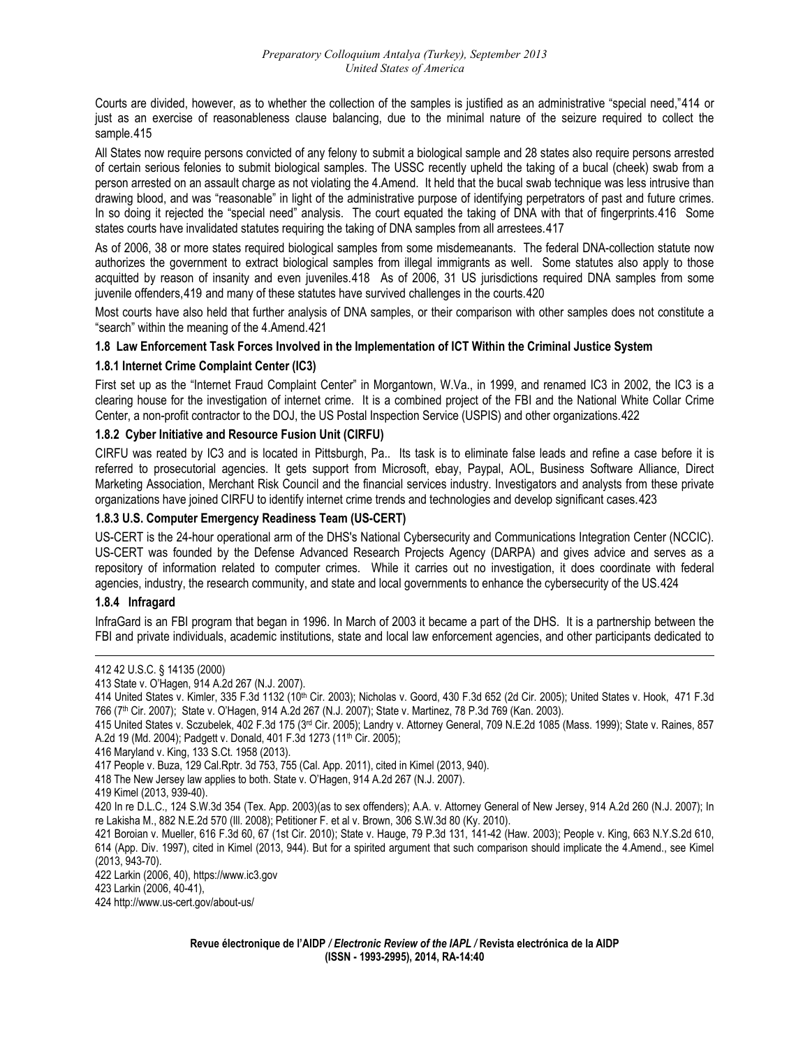Courts are divided, however, as to whether the collection of the samples is justified as an administrative "special need,"[414] or just as an exercise of reasonableness clause balancing, due to the minimal nature of the seizure required to collect the sample.[415]

All States now require persons convicted of any felony to submit a biological sample and 28 states also require persons arrested of certain serious felonies to submit biological samples. The USSC recently upheld the taking of a bucal (cheek) swab from a person arrested on an assault charge as not violating the 4.Amend. It held that the bucal swab technique was less intrusive than drawing blood, and was "reasonable" in light of the administrative purpose of identifying perpetrators of past and future crimes. In so doing it rejected the "special need" analysis. The court equated the taking of DNA with that of fingerprints.[416] Some states courts have invalidated statutes requiring the taking of DNA samples from all arrestees.[417]

As of 2006, 38 or more states required biological samples from some misdemeanants. The federal DNA-collection statute now authorizes the government to extract biological samples from illegal immigrants as well. Some statutes also apply to those acquitted by reason of insanity and even juveniles.[418] As of 2006, 31 US jurisdictions required DNA samples from some juvenile offenders,[419] and many of these statutes have survived challenges in the courts.[420]

Most courts have also held that further analysis of DNA samples, or their comparison with other samples does not constitute a "search" within the meaning of the 4.Amend.[421]

### 1.8 Law Enforcement Task Forces Involved in the Implementation of ICT Within the Criminal Justice System

#### 1.8.1 Internet Crime Complaint Center (IC3)

First set up as the "Internet Fraud Complaint Center" in Morgantown, W.Va., in 1999, and renamed IC3 in 2002, the IC3 is a clearing house for the investigation of internet crime. It is a combined project of the FBI and the National White Collar Crime Center, a non-profit contractor to the DOJ, the US Postal Inspection Service (USPIS) and other organizations.[422]

#### 1.8.2 Cyber Initiative and Resource Fusion Unit (CIRFU)

CIRFU was reated by IC3 and is located in Pittsburgh, Pa.. Its task is to eliminate false leads and refine a case before it is referred to prosecutorial agencies. It gets support from Microsoft, ebay, Paypal, AOL, Business Software Alliance, Direct Marketing Association, Merchant Risk Council and the financial services industry. Investigators and analysts from these private organizations have joined CIRFU to identify internet crime trends and technologies and develop significant cases.[423]

#### 1.8.3 U.S. Computer Emergency Readiness Team (US-CERT)

US-CERT is the 24-hour operational arm of the DHS's National Cybersecurity and Communications Integration Center (NCCIC). US-CERT was founded by the Defense Advanced Research Projects Agency (DARPA) and gives advice and serves as a repository of information related to computer crimes. While it carries out no investigation, it does coordinate with federal agencies, industry, the research community, and state and local governments to enhance the cybersecurity of the US.[424]

#### 1.8.4 Infragard

InfraGard is an FBI program that began in 1996. In March of 2003 it became a part of the DHS. It is a partnership between the FBI and private individuals, academic institutions, state and local law enforcement agencies, and other participants dedicated to

---

412 42 U.S.C. § 14135 (2000)

413 State v. O'Hagen, 914 A.2d 267 (N.J. 2007).

414 United States v. Kimler, 335 F.3d 1132 (10th Cir. 2003); Nicholas v. Goord, 430 F.3d 652 (2d Cir. 2005); United States v. Hook, 471 F.3d 766 (7th Cir. 2007); State v. O'Hagen, 914 A.2d 267 (N.J. 2007); State v. Martinez, 78 P.3d 769 (Kan. 2003).

415 United States v. Sczubelek, 402 F.3d 175 (3rd Cir. 2005); Landry v. Attorney General, 709 N.E.2d 1085 (Mass. 1999); State v. Raines, 857 A.2d 19 (Md. 2004); Padgett v. Donald, 401 F.3d 1273 (11th Cir. 2005);

416 Maryland v. King, 133 S.Ct. 1958 (2013).

417 People v. Buza, 129 Cal.Rptr. 3d 753, 755 (Cal. App. 2011), cited in Kimel (2013, 940).

418 The New Jersey law applies to both. State v. O'Hagen, 914 A.2d 267 (N.J. 2007).

419 Kimel (2013, 939-40).

420 In re D.L.C., 124 S.W.3d 354 (Tex. App. 2003)(as to sex offenders); A.A. v. Attorney General of New Jersey, 914 A.2d 260 (N.J. 2007); In re Lakisha M., 882 N.E.2d 570 (Ill. 2008); Petitioner F. et al v. Brown, 306 S.W.3d 80 (Ky. 2010).

421 Boroian v. Mueller, 616 F.3d 60, 67 (1st Cir. 2010); State v. Hauge, 79 P.3d 131, 141-42 (Haw. 2003); People v. King, 663 N.Y.S.2d 610, 614 (App. Div. 1997), cited in Kimel (2013, 944). But for a spirited argument that such comparison should implicate the 4.Amend., see Kimel (2013, 943-70).

422 Larkin (2006, 40), https://www.ic3.gov

423 Larkin (2006, 40-41),

424 http://www.us-cert.gov/about-us/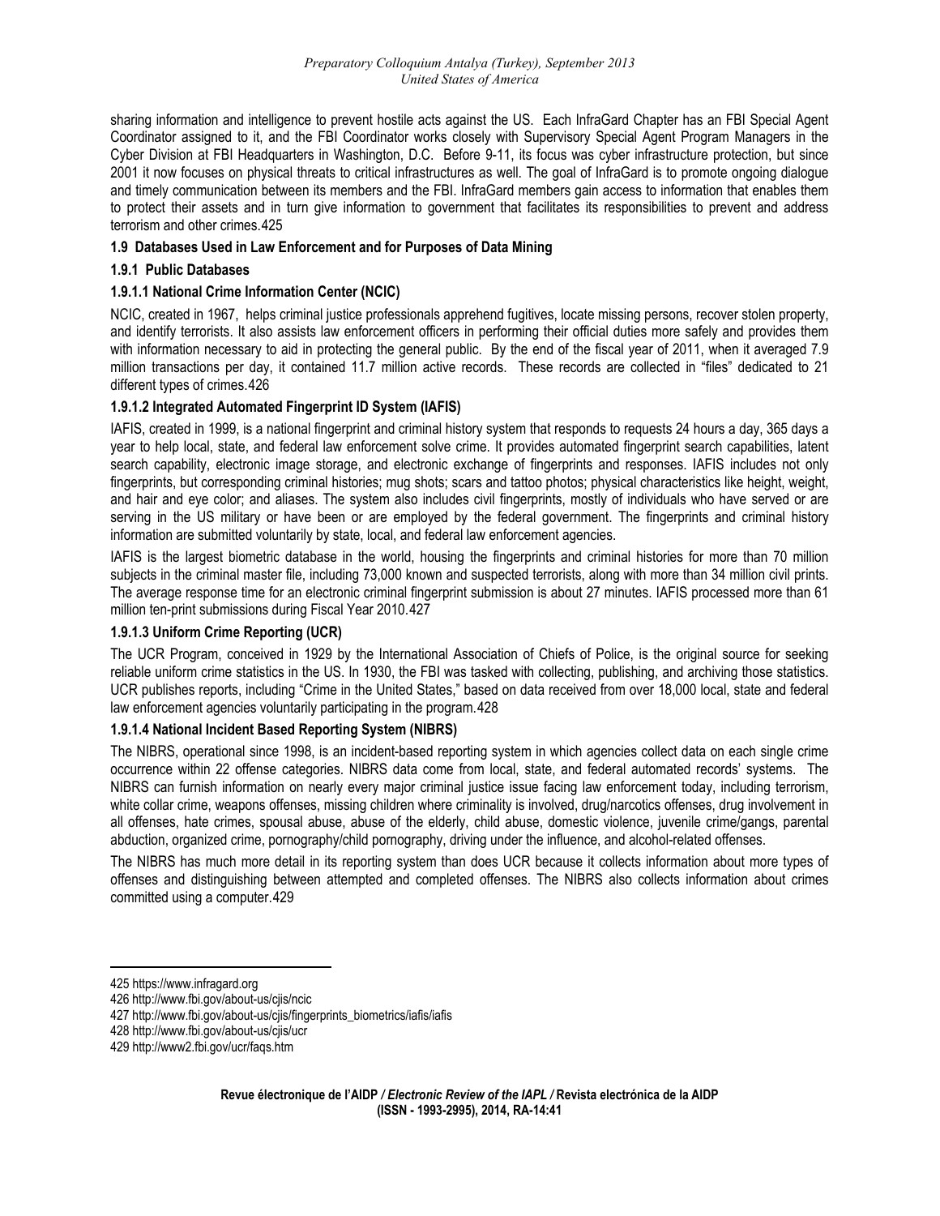sharing information and intelligence to prevent hostile acts against the US. Each InfraGard Chapter has an FBI Special Agent Coordinator assigned to it, and the FBI Coordinator works closely with Supervisory Special Agent Program Managers in the Cyber Division at FBI Headquarters in Washington, D.C. Before 9-11, its focus was cyber infrastructure protection, but since 2001 it now focuses on physical threats to critical infrastructures as well. The goal of InfraGard is to promote ongoing dialogue and timely communication between its members and the FBI. InfraGard members gain access to information that enables them to protect their assets and in turn give information to government that facilitates its responsibilities to prevent and address terrorism and other crimes.[425]

### 1.9 Databases Used in Law Enforcement and for Purposes of Data Mining

#### 1.9.1 Public Databases

##### 1.9.1.1 National Crime Information Center (NCIC)

NCIC, created in 1967, helps criminal justice professionals apprehend fugitives, locate missing persons, recover stolen property, and identify terrorists. It also assists law enforcement officers in performing their official duties more safely and provides them with information necessary to aid in protecting the general public. By the end of the fiscal year of 2011, when it averaged 7.9 million transactions per day, it contained 11.7 million active records. These records are collected in "files" dedicated to 21 different types of crimes.[426]

##### 1.9.1.2 Integrated Automated Fingerprint ID System (IAFIS)

IAFIS, created in 1999, is a national fingerprint and criminal history system that responds to requests 24 hours a day, 365 days a year to help local, state, and federal law enforcement solve crime. It provides automated fingerprint search capabilities, latent search capability, electronic image storage, and electronic exchange of fingerprints and responses. IAFIS includes not only fingerprints, but corresponding criminal histories; mug shots; scars and tattoo photos; physical characteristics like height, weight, and hair and eye color; and aliases. The system also includes civil fingerprints, mostly of individuals who have served or are serving in the US military or have been or are employed by the federal government. The fingerprints and criminal history information are submitted voluntarily by state, local, and federal law enforcement agencies.

IAFIS is the largest biometric database in the world, housing the fingerprints and criminal histories for more than 70 million subjects in the criminal master file, including 73,000 known and suspected terrorists, along with more than 34 million civil prints. The average response time for an electronic criminal fingerprint submission is about 27 minutes. IAFIS processed more than 61 million ten-print submissions during Fiscal Year 2010.[427]

##### 1.9.1.3 Uniform Crime Reporting (UCR)

The UCR Program, conceived in 1929 by the International Association of Chiefs of Police, is the original source for seeking reliable uniform crime statistics in the US. In 1930, the FBI was tasked with collecting, publishing, and archiving those statistics. UCR publishes reports, including "Crime in the United States," based on data received from over 18,000 local, state and federal law enforcement agencies voluntarily participating in the program.[428]

##### 1.9.1.4 National Incident Based Reporting System (NIBRS)

The NIBRS, operational since 1998, is an incident-based reporting system in which agencies collect data on each single crime occurrence within 22 offense categories. NIBRS data come from local, state, and federal automated records' systems. The NIBRS can furnish information on nearly every major criminal justice issue facing law enforcement today, including terrorism, white collar crime, weapons offenses, missing children where criminality is involved, drug/narcotics offenses, drug involvement in all offenses, hate crimes, spousal abuse, abuse of the elderly, child abuse, domestic violence, juvenile crime/gangs, parental abduction, organized crime, pornography/child pornography, driving under the influence, and alcohol-related offenses.

The NIBRS has much more detail in its reporting system than does UCR because it collects information about more types of offenses and distinguishing between attempted and completed offenses. The NIBRS also collects information about crimes committed using a computer.[429]

---

425 https://www.infragard.org

426 http://www.fbi.gov/about-us/cjis/ncic

427 http://www.fbi.gov/about-us/cjis/fingerprints_biometrics/iafis/iafis

428 http://www.fbi.gov/about-us/cjis/ucr

429 http://www2.fbi.gov/ucr/faqs.htm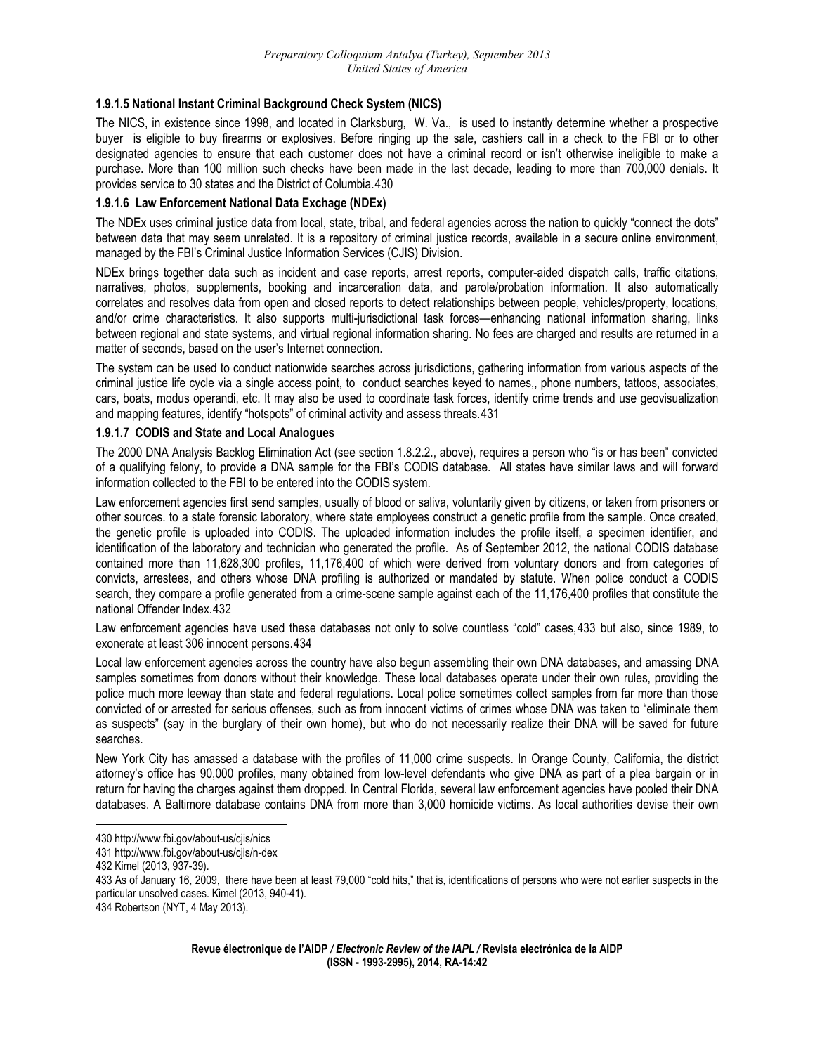#### 1.9.1.5 National Instant Criminal Background Check System (NICS)

The NICS, in existence since 1998, and located in Clarksburg, W. Va., is used to instantly determine whether a prospective buyer is eligible to buy firearms or explosives. Before ringing up the sale, cashiers call in a check to the FBI or to other designated agencies to ensure that each customer does not have a criminal record or isn't otherwise ineligible to make a purchase. More than 100 million such checks have been made in the last decade, leading to more than 700,000 denials. It provides service to 30 states and the District of Columbia.[430]

#### 1.9.1.6 Law Enforcement National Data Exchage (NDEx)

The NDEx uses criminal justice data from local, state, tribal, and federal agencies across the nation to quickly "connect the dots" between data that may seem unrelated. It is a repository of criminal justice records, available in a secure online environment, managed by the FBI's Criminal Justice Information Services (CJIS) Division.

NDEx brings together data such as incident and case reports, arrest reports, computer-aided dispatch calls, traffic citations, narratives, photos, supplements, booking and incarceration data, and parole/probation information. It also automatically correlates and resolves data from open and closed reports to detect relationships between people, vehicles/property, locations, and/or crime characteristics. It also supports multi-jurisdictional task forces—enhancing national information sharing, links between regional and state systems, and virtual regional information sharing. No fees are charged and results are returned in a matter of seconds, based on the user's Internet connection.

The system can be used to conduct nationwide searches across jurisdictions, gathering information from various aspects of the criminal justice life cycle via a single access point, to conduct searches keyed to names,, phone numbers, tattoos, associates, cars, boats, modus operandi, etc. It may also be used to coordinate task forces, identify crime trends and use geovisualization and mapping features, identify "hotspots" of criminal activity and assess threats.[431]

#### 1.9.1.7 CODIS and State and Local Analogues

The 2000 DNA Analysis Backlog Elimination Act (see section 1.8.2.2., above), requires a person who "is or has been" convicted of a qualifying felony, to provide a DNA sample for the FBI's CODIS database. All states have similar laws and will forward information collected to the FBI to be entered into the CODIS system.

Law enforcement agencies first send samples, usually of blood or saliva, voluntarily given by citizens, or taken from prisoners or other sources. to a state forensic laboratory, where state employees construct a genetic profile from the sample. Once created, the genetic profile is uploaded into CODIS. The uploaded information includes the profile itself, a specimen identifier, and identification of the laboratory and technician who generated the profile. As of September 2012, the national CODIS database contained more than 11,628,300 profiles, 11,176,400 of which were derived from voluntary donors and from categories of convicts, arrestees, and others whose DNA profiling is authorized or mandated by statute. When police conduct a CODIS search, they compare a profile generated from a crime-scene sample against each of the 11,176,400 profiles that constitute the national Offender Index.[432]

Law enforcement agencies have used these databases not only to solve countless "cold" cases,[433] but also, since 1989, to exonerate at least 306 innocent persons.[434]

Local law enforcement agencies across the country have also begun assembling their own DNA databases, and amassing DNA samples sometimes from donors without their knowledge. These local databases operate under their own rules, providing the police much more leeway than state and federal regulations. Local police sometimes collect samples from far more than those convicted of or arrested for serious offenses, such as from innocent victims of crimes whose DNA was taken to "eliminate them as suspects" (say in the burglary of their own home), but who do not necessarily realize their DNA will be saved for future searches.

New York City has amassed a database with the profiles of 11,000 crime suspects. In Orange County, California, the district attorney's office has 90,000 profiles, many obtained from low-level defendants who give DNA as part of a plea bargain or in return for having the charges against them dropped. In Central Florida, several law enforcement agencies have pooled their DNA databases. A Baltimore database contains DNA from more than 3,000 homicide victims. As local authorities devise their own

---

430 http://www.fbi.gov/about-us/cjis/nics

431 http://www.fbi.gov/about-us/cjis/n-dex

432 Kimel (2013, 937-39).

433 As of January 16, 2009, there have been at least 79,000 "cold hits," that is, identifications of persons who were not earlier suspects in the particular unsolved cases. Kimel (2013, 940-41).

434 Robertson (NYT, 4 May 2013).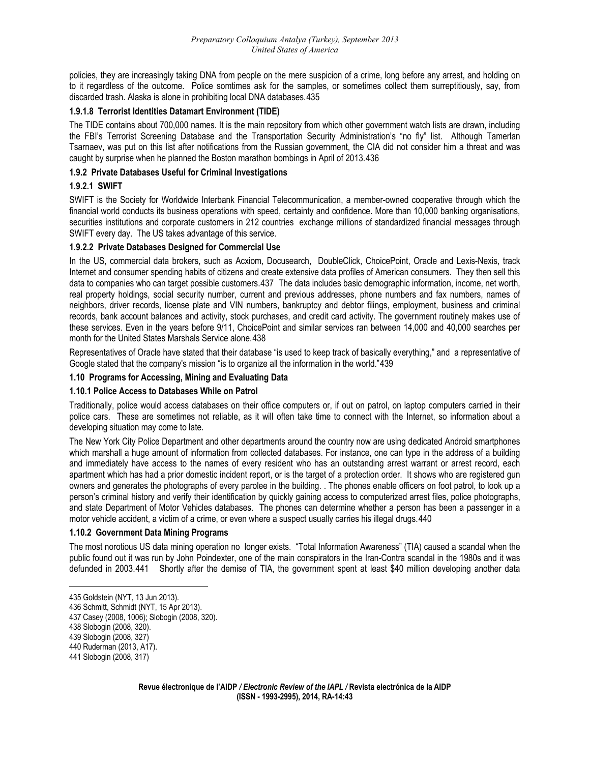policies, they are increasingly taking DNA from people on the mere suspicion of a crime, long before any arrest, and holding on to it regardless of the outcome. Police somtimes ask for the samples, or sometimes collect them surreptitiously, say, from discarded trash. Alaska is alone in prohibiting local DNA databases.[435]

#### 1.9.1.8 Terrorist Identities Datamart Environment (TIDE)

The TIDE contains about 700,000 names. It is the main repository from which other government watch lists are drawn, including the FBI's Terrorist Screening Database and the Transportation Security Administration's "no fly" list. Although Tamerlan Tsarnaev, was put on this list after notifications from the Russian government, the CIA did not consider him a threat and was caught by surprise when he planned the Boston marathon bombings in April of 2013.[436]

### 1.9.2 Private Databases Useful for Criminal Investigations

#### 1.9.2.1 SWIFT

SWIFT is the Society for Worldwide Interbank Financial Telecommunication, a member-owned cooperative through which the financial world conducts its business operations with speed, certainty and confidence. More than 10,000 banking organisations, securities institutions and corporate customers in 212 countries exchange millions of standardized financial messages through SWIFT every day. The US takes advantage of this service.

#### 1.9.2.2 Private Databases Designed for Commercial Use

In the US, commercial data brokers, such as Acxiom, Docusearch, DoubleClick, ChoicePoint, Oracle and Lexis-Nexis, track Internet and consumer spending habits of citizens and create extensive data profiles of American consumers. They then sell this data to companies who can target possible customers.[437] The data includes basic demographic information, income, net worth, real property holdings, social security number, current and previous addresses, phone numbers and fax numbers, names of neighbors, driver records, license plate and VIN numbers, bankruptcy and debtor filings, employment, business and criminal records, bank account balances and activity, stock purchases, and credit card activity. The government routinely makes use of these services. Even in the years before 9/11, ChoicePoint and similar services ran between 14,000 and 40,000 searches per month for the United States Marshals Service alone.[438]

Representatives of Oracle have stated that their database "is used to keep track of basically everything," and a representative of Google stated that the company's mission "is to organize all the information in the world."[439]

## 1.10 Programs for Accessing, Mining and Evaluating Data

### 1.10.1 Police Access to Databases While on Patrol

Traditionally, police would access databases on their office computers or, if out on patrol, on laptop computers carried in their police cars. These are sometimes not reliable, as it will often take time to connect with the Internet, so information about a developing situation may come to late.

The New York City Police Department and other departments around the country now are using dedicated Android smartphones which marshall a huge amount of information from collected databases. For instance, one can type in the address of a building and immediately have access to the names of every resident who has an outstanding arrest warrant or arrest record, each apartment which has had a prior domestic incident report, or is the target of a protection order. It shows who are registered gun owners and generates the photographs of every parolee in the building. . The phones enable officers on foot patrol, to look up a person's criminal history and verify their identification by quickly gaining access to computerized arrest files, police photographs, and state Department of Motor Vehicles databases. The phones can determine whether a person has been a passenger in a motor vehicle accident, a victim of a crime, or even where a suspect usually carries his illegal drugs.[440]

### 1.10.2 Government Data Mining Programs

The most norotious US data mining operation no longer exists. "Total Information Awareness" (TIA) caused a scandal when the public found out it was run by John Poindexter, one of the main conspirators in the Iran-Contra scandal in the 1980s and it was defunded in 2003.[441] Shortly after the demise of TIA, the government spent at least $40 million developing another data

---

435 Goldstein (NYT, 13 Jun 2013).
436 Schmitt, Schmidt (NYT, 15 Apr 2013).
437 Casey (2008, 1006); Slobogin (2008, 320).
438 Slobogin (2008, 320).
439 Slobogin (2008, 327)
440 Ruderman (2013, A17).
441 Slobogin (2008, 317)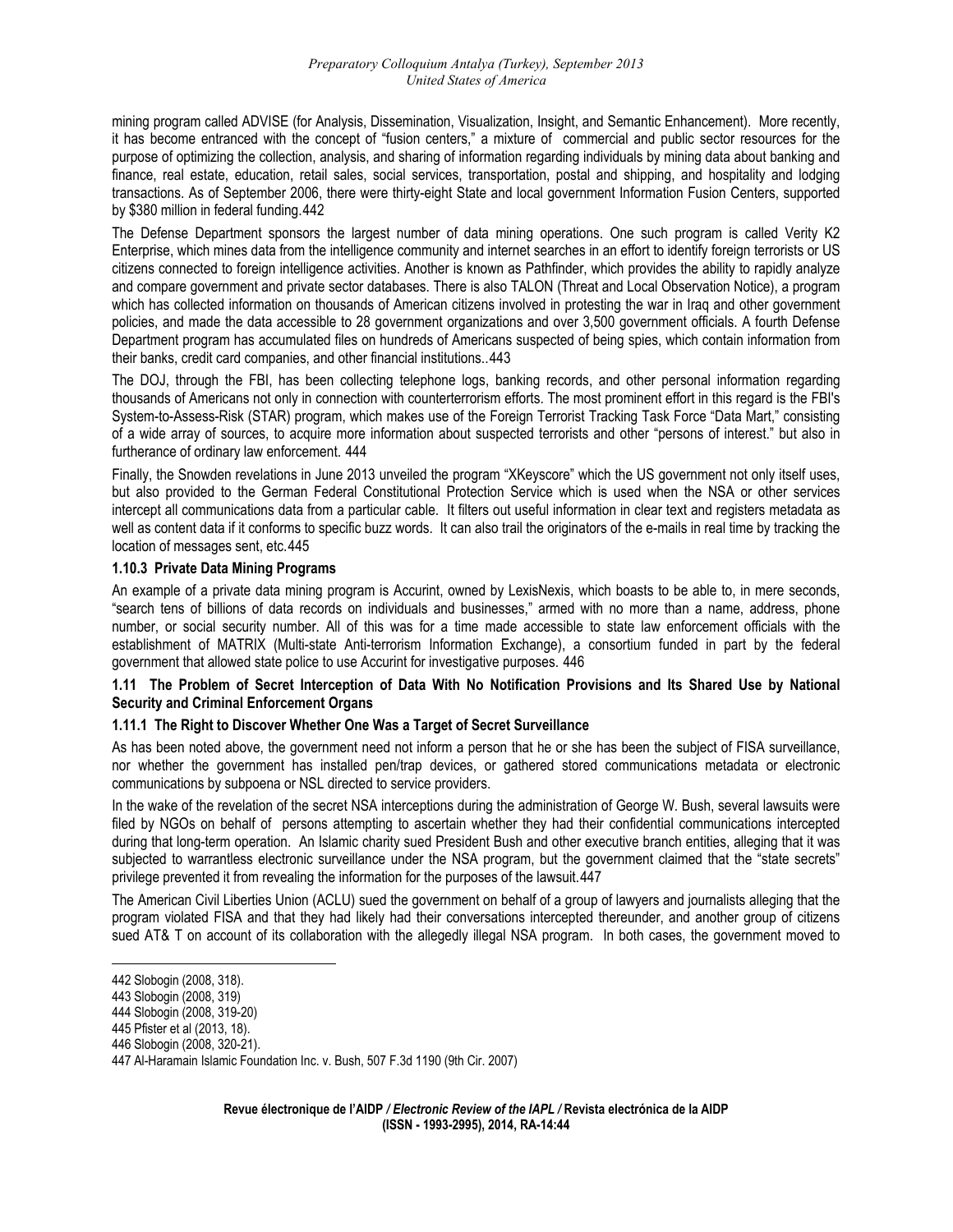mining program called ADVISE (for Analysis, Dissemination, Visualization, Insight, and Semantic Enhancement). More recently, it has become entranced with the concept of "fusion centers," a mixture of commercial and public sector resources for the purpose of optimizing the collection, analysis, and sharing of information regarding individuals by mining data about banking and finance, real estate, education, retail sales, social services, transportation, postal and shipping, and hospitality and lodging transactions. As of September 2006, there were thirty-eight State and local government Information Fusion Centers, supported by $380 million in federal funding.442

The Defense Department sponsors the largest number of data mining operations. One such program is called Verity K2 Enterprise, which mines data from the intelligence community and internet searches in an effort to identify foreign terrorists or US citizens connected to foreign intelligence activities. Another is known as Pathfinder, which provides the ability to rapidly analyze and compare government and private sector databases. There is also TALON (Threat and Local Observation Notice), a program which has collected information on thousands of American citizens involved in protesting the war in Iraq and other government policies, and made the data accessible to 28 government organizations and over 3,500 government officials. A fourth Defense Department program has accumulated files on hundreds of Americans suspected of being spies, which contain information from their banks, credit card companies, and other financial institutions..443

The DOJ, through the FBI, has been collecting telephone logs, banking records, and other personal information regarding thousands of Americans not only in connection with counterterrorism efforts. The most prominent effort in this regard is the FBI's System-to-Assess-Risk (STAR) program, which makes use of the Foreign Terrorist Tracking Task Force "Data Mart," consisting of a wide array of sources, to acquire more information about suspected terrorists and other "persons of interest." but also in furtherance of ordinary law enforcement. 444

Finally, the Snowden revelations in June 2013 unveiled the program "XKeyscore" which the US government not only itself uses, but also provided to the German Federal Constitutional Protection Service which is used when the NSA or other services intercept all communications data from a particular cable. It filters out useful information in clear text and registers metadata as well as content data if it conforms to specific buzz words. It can also trail the originators of the e-mails in real time by tracking the location of messages sent, etc.445

### 1.10.3 Private Data Mining Programs

An example of a private data mining program is Accurint, owned by LexisNexis, which boasts to be able to, in mere seconds, "search tens of billions of data records on individuals and businesses," armed with no more than a name, address, phone number, or social security number. All of this was for a time made accessible to state law enforcement officials with the establishment of MATRIX (Multi-state Anti-terrorism Information Exchange), a consortium funded in part by the federal government that allowed state police to use Accurint for investigative purposes. 446

## 1.11 The Problem of Secret Interception of Data With No Notification Provisions and Its Shared Use by National Security and Criminal Enforcement Organs

### 1.11.1 The Right to Discover Whether One Was a Target of Secret Surveillance

As has been noted above, the government need not inform a person that he or she has been the subject of FISA surveillance, nor whether the government has installed pen/trap devices, or gathered stored communications metadata or electronic communications by subpoena or NSL directed to service providers.

In the wake of the revelation of the secret NSA interceptions during the administration of George W. Bush, several lawsuits were filed by NGOs on behalf of persons attempting to ascertain whether they had their confidential communications intercepted during that long-term operation. An Islamic charity sued President Bush and other executive branch entities, alleging that it was subjected to warrantless electronic surveillance under the NSA program, but the government claimed that the "state secrets" privilege prevented it from revealing the information for the purposes of the lawsuit.447

The American Civil Liberties Union (ACLU) sued the government on behalf of a group of lawyers and journalists alleging that the program violated FISA and that they had likely had their conversations intercepted thereunder, and another group of citizens sued AT& T on account of its collaboration with the allegedly illegal NSA program. In both cases, the government moved to

---

442 Slobogin (2008, 318).

443 Slobogin (2008, 319)

444 Slobogin (2008, 319-20)

445 Pfister et al (2013, 18).

446 Slobogin (2008, 320-21).

447 Al-Haramain Islamic Foundation Inc. v. Bush, 507 F.3d 1190 (9th Cir. 2007)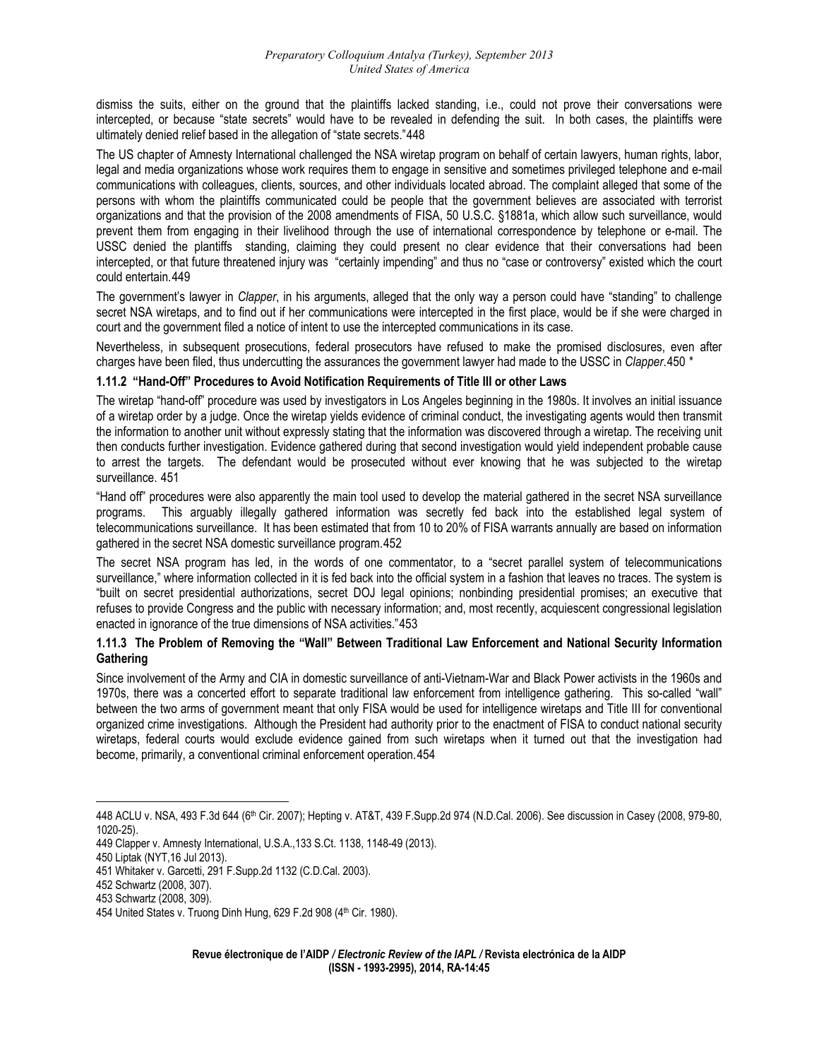dismiss the suits, either on the ground that the plaintiffs lacked standing, i.e., could not prove their conversations were intercepted, or because "state secrets" would have to be revealed in defending the suit. In both cases, the plaintiffs were ultimately denied relief based in the allegation of "state secrets."[448]

The US chapter of Amnesty International challenged the NSA wiretap program on behalf of certain lawyers, human rights, labor, legal and media organizations whose work requires them to engage in sensitive and sometimes privileged telephone and e-mail communications with colleagues, clients, sources, and other individuals located abroad. The complaint alleged that some of the persons with whom the plaintiffs communicated could be people that the government believes are associated with terrorist organizations and that the provision of the 2008 amendments of FISA, 50 U.S.C. §1881a, which allow such surveillance, would prevent them from engaging in their livelihood through the use of international correspondence by telephone or e-mail. The USSC denied the plantiffs standing, claiming they could present no clear evidence that their conversations had been intercepted, or that future threatened injury was "certainly impending" and thus no "case or controversy" existed which the court could entertain.[449]

The government's lawyer in *Clapper*, in his arguments, alleged that the only way a person could have "standing" to challenge secret NSA wiretaps, and to find out if her communications were intercepted in the first place, would be if she were charged in court and the government filed a notice of intent to use the intercepted communications in its case.

Nevertheless, in subsequent prosecutions, federal prosecutors have refused to make the promised disclosures, even after charges have been filed, thus undercutting the assurances the government lawyer had made to the USSC in *Clapper*.[450] *

### 1.11.2 "Hand-Off" Procedures to Avoid Notification Requirements of Title III or other Laws

The wiretap "hand-off" procedure was used by investigators in Los Angeles beginning in the 1980s. It involves an initial issuance of a wiretap order by a judge. Once the wiretap yields evidence of criminal conduct, the investigating agents would then transmit the information to another unit without expressly stating that the information was discovered through a wiretap. The receiving unit then conducts further investigation. Evidence gathered during that second investigation would yield independent probable cause to arrest the targets. The defendant would be prosecuted without ever knowing that he was subjected to the wiretap surveillance.[451]

"Hand off" procedures were also apparently the main tool used to develop the material gathered in the secret NSA surveillance programs. This arguably illegally gathered information was secretly fed back into the established legal system of telecommunications surveillance. It has been estimated that from 10 to 20% of FISA warrants annually are based on information gathered in the secret NSA domestic surveillance program.[452]

The secret NSA program has led, in the words of one commentator, to a "secret parallel system of telecommunications surveillance," where information collected in it is fed back into the official system in a fashion that leaves no traces. The system is "built on secret presidential authorizations, secret DOJ legal opinions; nonbinding presidential promises; an executive that refuses to provide Congress and the public with necessary information; and, most recently, acquiescent congressional legislation enacted in ignorance of the true dimensions of NSA activities."[453]

### 1.11.3 The Problem of Removing the "Wall" Between Traditional Law Enforcement and National Security Information Gathering

Since involvement of the Army and CIA in domestic surveillance of anti-Vietnam-War and Black Power activists in the 1960s and 1970s, there was a concerted effort to separate traditional law enforcement from intelligence gathering. This so-called "wall" between the two arms of government meant that only FISA would be used for intelligence wiretaps and Title III for conventional organized crime investigations. Although the President had authority prior to the enactment of FISA to conduct national security wiretaps, federal courts would exclude evidence gained from such wiretaps when it turned out that the investigation had become, primarily, a conventional criminal enforcement operation.[454]

---

448 ACLU v. NSA, 493 F.3d 644 (6th Cir. 2007); Hepting v. AT&T, 439 F.Supp.2d 974 (N.D.Cal. 2006). See discussion in Casey (2008, 979-80, 1020-25).

449 Clapper v. Amnesty International, U.S.A.,133 S.Ct. 1138, 1148-49 (2013).

450 Liptak (NYT,16 Jul 2013).

451 Whitaker v. Garcetti, 291 F.Supp.2d 1132 (C.D.Cal. 2003).

452 Schwartz (2008, 307).

453 Schwartz (2008, 309).

454 United States v. Truong Dinh Hung, 629 F.2d 908 (4th Cir. 1980).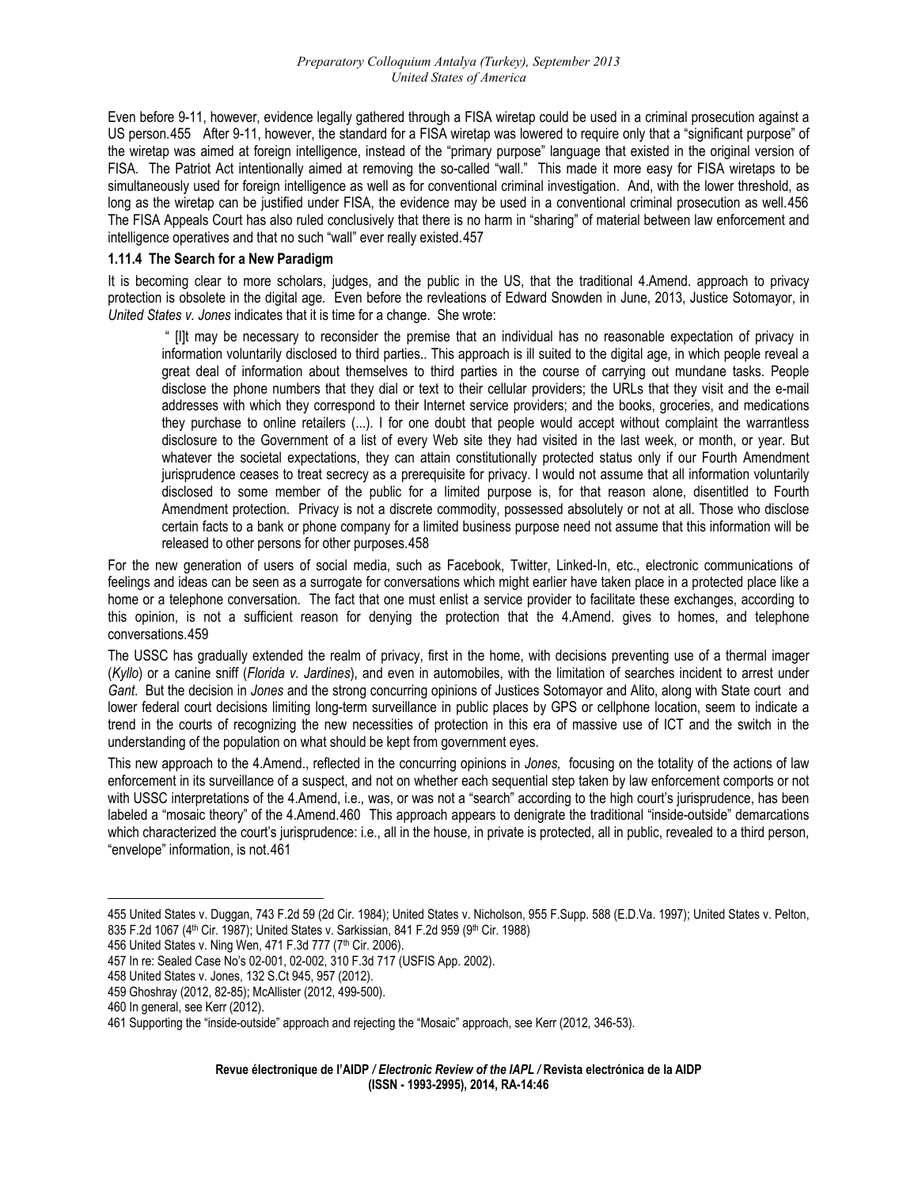Even before 9-11, however, evidence legally gathered through a FISA wiretap could be used in a criminal prosecution against a US person.[455] After 9-11, however, the standard for a FISA wiretap was lowered to require only that a "significant purpose" of the wiretap was aimed at foreign intelligence, instead of the "primary purpose" language that existed in the original version of FISA. The Patriot Act intentionally aimed at removing the so-called "wall." This made it more easy for FISA wiretaps to be simultaneously used for foreign intelligence as well as for conventional criminal investigation. And, with the lower threshold, as long as the wiretap can be justified under FISA, the evidence may be used in a conventional criminal prosecution as well.[456] The FISA Appeals Court has also ruled conclusively that there is no harm in "sharing" of material between law enforcement and intelligence operatives and that no such "wall" ever really existed.[457]

### 1.11.4 The Search for a New Paradigm

It is becoming clear to more scholars, judges, and the public in the US, that the traditional 4.Amend. approach to privacy protection is obsolete in the digital age. Even before the revleations of Edward Snowden in June, 2013, Justice Sotomayor, in *United States v. Jones* indicates that it is time for a change. She wrote:

> " [I]t may be necessary to reconsider the premise that an individual has no reasonable expectation of privacy in information voluntarily disclosed to third parties.. This approach is ill suited to the digital age, in which people reveal a great deal of information about themselves to third parties in the course of carrying out mundane tasks. People disclose the phone numbers that they dial or text to their cellular providers; the URLs that they visit and the e-mail addresses with which they correspond to their Internet service providers; and the books, groceries, and medications they purchase to online retailers (...). I for one doubt that people would accept without complaint the warrantless disclosure to the Government of a list of every Web site they had visited in the last week, or month, or year. But whatever the societal expectations, they can attain constitutionally protected status only if our Fourth Amendment jurisprudence ceases to treat secrecy as a prerequisite for privacy. I would not assume that all information voluntarily disclosed to some member of the public for a limited purpose is, for that reason alone, disentitled to Fourth Amendment protection. Privacy is not a discrete commodity, possessed absolutely or not at all. Those who disclose certain facts to a bank or phone company for a limited business purpose need not assume that this information will be released to other persons for other purposes.[458]

For the new generation of users of social media, such as Facebook, Twitter, Linked-In, etc., electronic communications of feelings and ideas can be seen as a surrogate for conversations which might earlier have taken place in a protected place like a home or a telephone conversation. The fact that one must enlist a service provider to facilitate these exchanges, according to this opinion, is not a sufficient reason for denying the protection that the 4.Amend. gives to homes, and telephone conversations.[459]

The USSC has gradually extended the realm of privacy, first in the home, with decisions preventing use of a thermal imager (*Kyllo*) or a canine sniff (*Florida v. Jardines*), and even in automobiles, with the limitation of searches incident to arrest under *Gant*. But the decision in *Jones* and the strong concurring opinions of Justices Sotomayor and Alito, along with State court and lower federal court decisions limiting long-term surveillance in public places by GPS or cellphone location, seem to indicate a trend in the courts of recognizing the new necessities of protection in this era of massive use of ICT and the switch in the understanding of the population on what should be kept from government eyes.

This new approach to the 4.Amend., reflected in the concurring opinions in *Jones,* focusing on the totality of the actions of law enforcement in its surveillance of a suspect, and not on whether each sequential step taken by law enforcement comports or not with USSC interpretations of the 4.Amend, i.e., was, or was not a "search" according to the high court's jurisprudence, has been labeled a "mosaic theory" of the 4.Amend.[460] This approach appears to denigrate the traditional "inside-outside" demarcations which characterized the court's jurisprudence: i.e., all in the house, in private is protected, all in public, revealed to a third person, "envelope" information, is not.[461]

---

455 United States v. Duggan, 743 F.2d 59 (2d Cir. 1984); United States v. Nicholson, 955 F.Supp. 588 (E.D.Va. 1997); United States v. Pelton, 835 F.2d 1067 (4th Cir. 1987); United States v. Sarkissian, 841 F.2d 959 (9th Cir. 1988)

456 United States v. Ning Wen, 471 F.3d 777 (7th Cir. 2006).

457 In re: Sealed Case No's 02-001, 02-002, 310 F.3d 717 (USFIS App. 2002).

458 United States v. Jones, 132 S.Ct 945, 957 (2012).

459 Ghoshray (2012, 82-85); McAllister (2012, 499-500).

460 In general, see Kerr (2012).

461 Supporting the "inside-outside" approach and rejecting the "Mosaic" approach, see Kerr (2012, 346-53).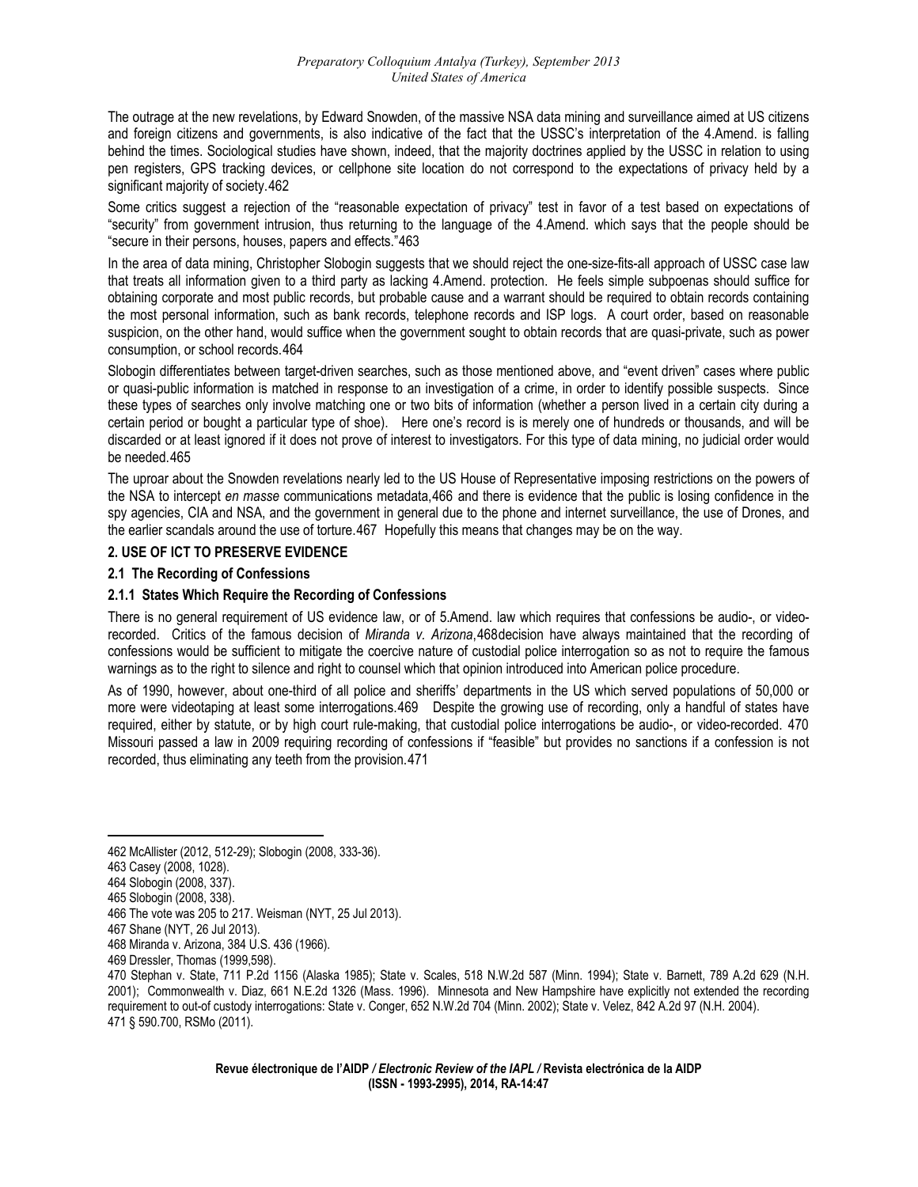The outrage at the new revelations, by Edward Snowden, of the massive NSA data mining and surveillance aimed at US citizens and foreign citizens and governments, is also indicative of the fact that the USSC's interpretation of the 4.Amend. is falling behind the times. Sociological studies have shown, indeed, that the majority doctrines applied by the USSC in relation to using pen registers, GPS tracking devices, or cellphone site location do not correspond to the expectations of privacy held by a significant majority of society.462

Some critics suggest a rejection of the "reasonable expectation of privacy" test in favor of a test based on expectations of "security" from government intrusion, thus returning to the language of the 4.Amend. which says that the people should be "secure in their persons, houses, papers and effects."463

In the area of data mining, Christopher Slobogin suggests that we should reject the one-size-fits-all approach of USSC case law that treats all information given to a third party as lacking 4.Amend. protection. He feels simple subpoenas should suffice for obtaining corporate and most public records, but probable cause and a warrant should be required to obtain records containing the most personal information, such as bank records, telephone records and ISP logs. A court order, based on reasonable suspicion, on the other hand, would suffice when the government sought to obtain records that are quasi-private, such as power consumption, or school records.464

Slobogin differentiates between target-driven searches, such as those mentioned above, and "event driven" cases where public or quasi-public information is matched in response to an investigation of a crime, in order to identify possible suspects. Since these types of searches only involve matching one or two bits of information (whether a person lived in a certain city during a certain period or bought a particular type of shoe). Here one's record is is merely one of hundreds or thousands, and will be discarded or at least ignored if it does not prove of interest to investigators. For this type of data mining, no judicial order would be needed.465

The uproar about the Snowden revelations nearly led to the US House of Representative imposing restrictions on the powers of the NSA to intercept *en masse* communications metadata,466 and there is evidence that the public is losing confidence in the spy agencies, CIA and NSA, and the government in general due to the phone and internet surveillance, the use of Drones, and the earlier scandals around the use of torture.467 Hopefully this means that changes may be on the way.

## 2. USE OF ICT TO PRESERVE EVIDENCE

### 2.1 The Recording of Confessions

#### 2.1.1 States Which Require the Recording of Confessions

There is no general requirement of US evidence law, or of 5.Amend. law which requires that confessions be audio-, or video-recorded. Critics of the famous decision of *Miranda v. Arizona*,468decision have always maintained that the recording of confessions would be sufficient to mitigate the coercive nature of custodial police interrogation so as not to require the famous warnings as to the right to silence and right to counsel which that opinion introduced into American police procedure.

As of 1990, however, about one-third of all police and sheriffs' departments in the US which served populations of 50,000 or more were videotaping at least some interrogations.469 Despite the growing use of recording, only a handful of states have required, either by statute, or by high court rule-making, that custodial police interrogations be audio-, or video-recorded. 470 Missouri passed a law in 2009 requiring recording of confessions if "feasible" but provides no sanctions if a confession is not recorded, thus eliminating any teeth from the provision.471

---

462 McAllister (2012, 512-29); Slobogin (2008, 333-36).

463 Casey (2008, 1028).

464 Slobogin (2008, 337).

465 Slobogin (2008, 338).

466 The vote was 205 to 217. Weisman (NYT, 25 Jul 2013).

467 Shane (NYT, 26 Jul 2013).

468 Miranda v. Arizona, 384 U.S. 436 (1966).

469 Dressler, Thomas (1999,598).

470 Stephan v. State, 711 P.2d 1156 (Alaska 1985); State v. Scales, 518 N.W.2d 587 (Minn. 1994); State v. Barnett, 789 A.2d 629 (N.H. 2001); Commonwealth v. Diaz, 661 N.E.2d 1326 (Mass. 1996). Minnesota and New Hampshire have explicitly not extended the recording requirement to out-of custody interrogations: State v. Conger, 652 N.W.2d 704 (Minn. 2002); State v. Velez, 842 A.2d 97 (N.H. 2004).

471 § 590.700, RSMo (2011).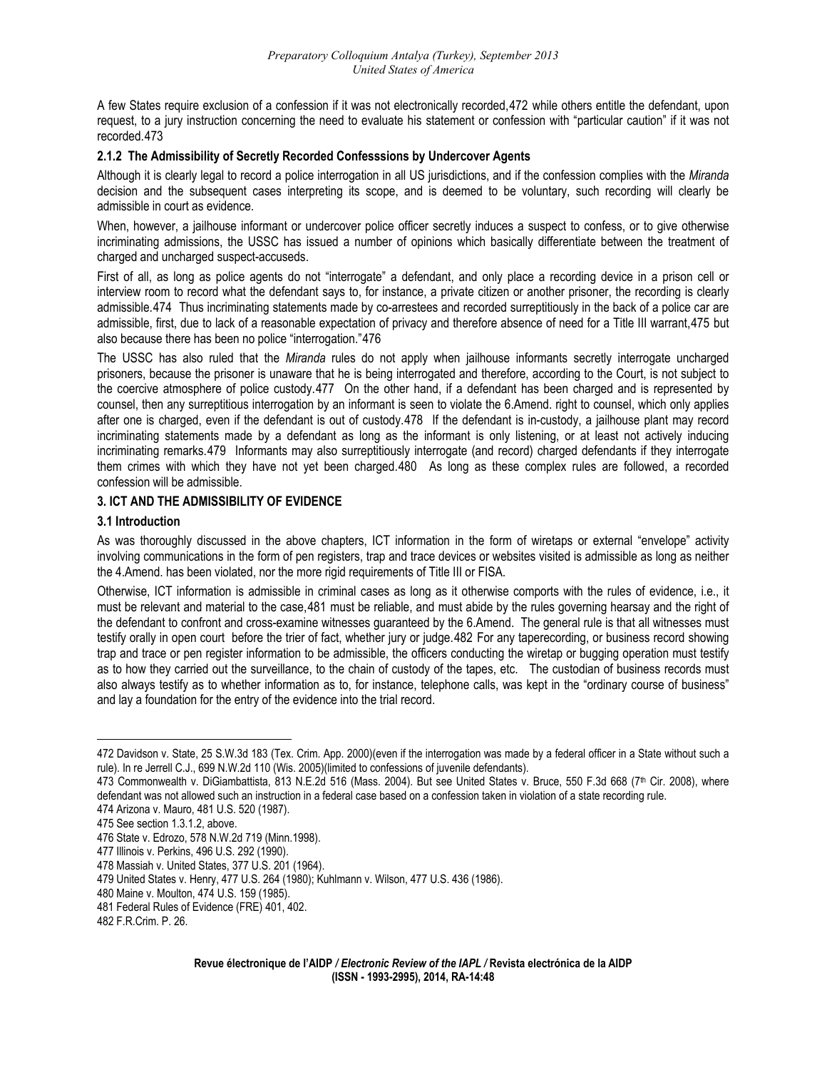A few States require exclusion of a confession if it was not electronically recorded,472 while others entitle the defendant, upon request, to a jury instruction concerning the need to evaluate his statement or confession with "particular caution" if it was not recorded.473

### 2.1.2 The Admissibility of Secretly Recorded Confesssions by Undercover Agents

Although it is clearly legal to record a police interrogation in all US jurisdictions, and if the confession complies with the *Miranda* decision and the subsequent cases interpreting its scope, and is deemed to be voluntary, such recording will clearly be admissible in court as evidence.

When, however, a jailhouse informant or undercover police officer secretly induces a suspect to confess, or to give otherwise incriminating admissions, the USSC has issued a number of opinions which basically differentiate between the treatment of charged and uncharged suspect-accuseds.

First of all, as long as police agents do not "interrogate" a defendant, and only place a recording device in a prison cell or interview room to record what the defendant says to, for instance, a private citizen or another prisoner, the recording is clearly admissible.474 Thus incriminating statements made by co-arrestees and recorded surreptitiously in the back of a police car are admissible, first, due to lack of a reasonable expectation of privacy and therefore absence of need for a Title III warrant,475 but also because there has been no police "interrogation."476

The USSC has also ruled that the *Miranda* rules do not apply when jailhouse informants secretly interrogate uncharged prisoners, because the prisoner is unaware that he is being interrogated and therefore, according to the Court, is not subject to the coercive atmosphere of police custody.477 On the other hand, if a defendant has been charged and is represented by counsel, then any surreptitious interrogation by an informant is seen to violate the 6.Amend. right to counsel, which only applies after one is charged, even if the defendant is out of custody.478 If the defendant is in-custody, a jailhouse plant may record incriminating statements made by a defendant as long as the informant is only listening, or at least not actively inducing incriminating remarks.479 Informants may also surreptitiously interrogate (and record) charged defendants if they interrogate them crimes with which they have not yet been charged.480 As long as these complex rules are followed, a recorded confession will be admissible.

## 3. ICT AND THE ADMISSIBILITY OF EVIDENCE

### 3.1 Introduction

As was thoroughly discussed in the above chapters, ICT information in the form of wiretaps or external "envelope" activity involving communications in the form of pen registers, trap and trace devices or websites visited is admissible as long as neither the 4.Amend. has been violated, nor the more rigid requirements of Title III or FISA.

Otherwise, ICT information is admissible in criminal cases as long as it otherwise comports with the rules of evidence, i.e., it must be relevant and material to the case,481 must be reliable, and must abide by the rules governing hearsay and the right of the defendant to confront and cross-examine witnesses guaranteed by the 6.Amend. The general rule is that all witnesses must testify orally in open court before the trier of fact, whether jury or judge.482 For any taperecording, or business record showing trap and trace or pen register information to be admissible, the officers conducting the wiretap or bugging operation must testify as to how they carried out the surveillance, to the chain of custody of the tapes, etc. The custodian of business records must also always testify as to whether information as to, for instance, telephone calls, was kept in the "ordinary course of business" and lay a foundation for the entry of the evidence into the trial record.

---

472 Davidson v. State, 25 S.W.3d 183 (Tex. Crim. App. 2000)(even if the interrogation was made by a federal officer in a State without such a rule). In re Jerrell C.J., 699 N.W.2d 110 (Wis. 2005)(limited to confessions of juvenile defendants).

473 Commonwealth v. DiGiambattista, 813 N.E.2d 516 (Mass. 2004). But see United States v. Bruce, 550 F.3d 668 (7th Cir. 2008), where defendant was not allowed such an instruction in a federal case based on a confession taken in violation of a state recording rule.

474 Arizona v. Mauro, 481 U.S. 520 (1987).

475 See section 1.3.1.2, above.

476 State v. Edrozo, 578 N.W.2d 719 (Minn.1998).

477 Illinois v. Perkins, 496 U.S. 292 (1990).

478 Massiah v. United States, 377 U.S. 201 (1964).

479 United States v. Henry, 477 U.S. 264 (1980); Kuhlmann v. Wilson, 477 U.S. 436 (1986).

480 Maine v. Moulton, 474 U.S. 159 (1985).

481 Federal Rules of Evidence (FRE) 401, 402.

482 F.R.Crim. P. 26.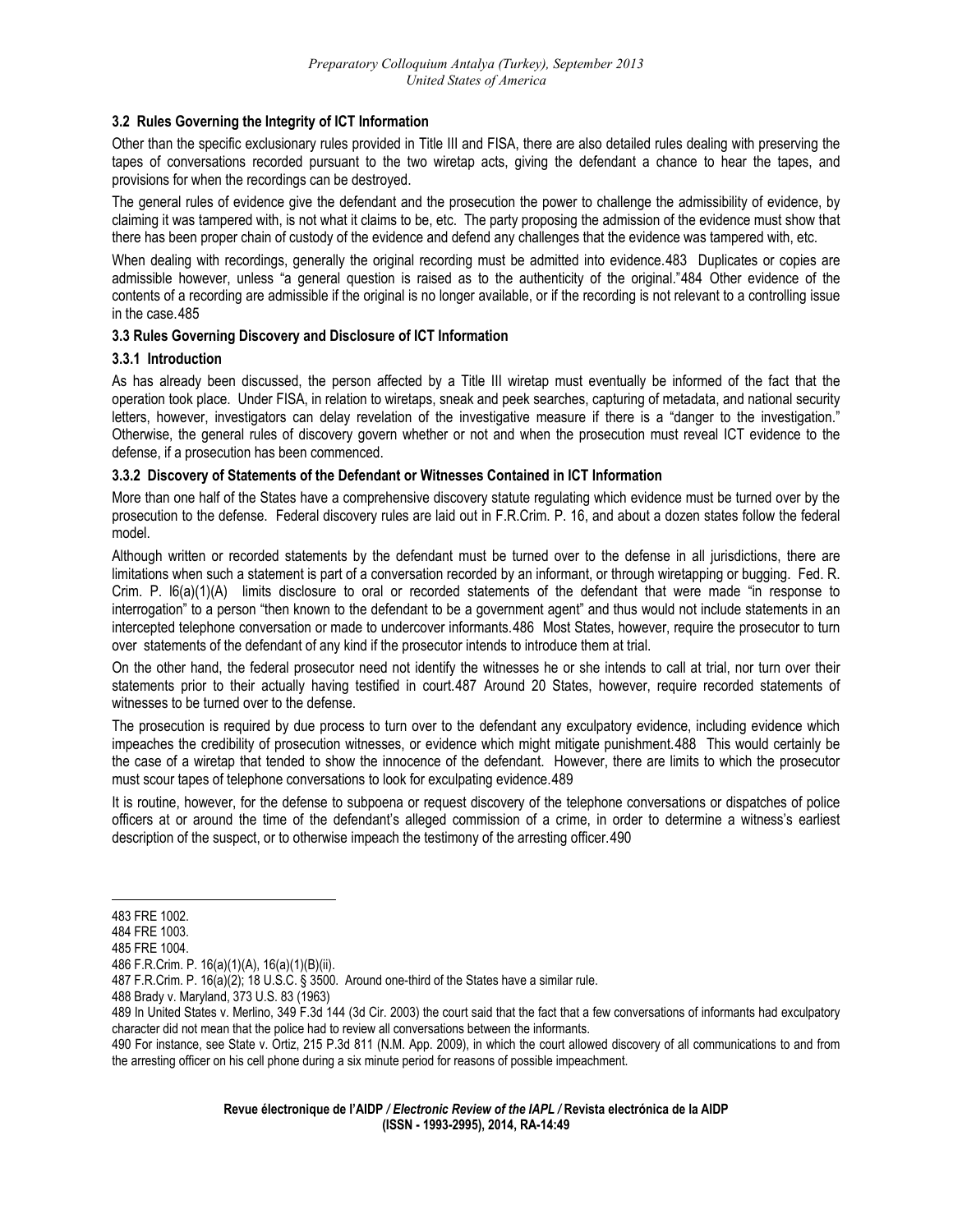### 3.2 Rules Governing the Integrity of ICT Information

Other than the specific exclusionary rules provided in Title III and FISA, there are also detailed rules dealing with preserving the tapes of conversations recorded pursuant to the two wiretap acts, giving the defendant a chance to hear the tapes, and provisions for when the recordings can be destroyed.

The general rules of evidence give the defendant and the prosecution the power to challenge the admissibility of evidence, by claiming it was tampered with, is not what it claims to be, etc. The party proposing the admission of the evidence must show that there has been proper chain of custody of the evidence and defend any challenges that the evidence was tampered with, etc.

When dealing with recordings, generally the original recording must be admitted into evidence.[483] Duplicates or copies are admissible however, unless "a general question is raised as to the authenticity of the original."[484] Other evidence of the contents of a recording are admissible if the original is no longer available, or if the recording is not relevant to a controlling issue in the case.[485]

### 3.3 Rules Governing Discovery and Disclosure of ICT Information

#### 3.3.1 Introduction

As has already been discussed, the person affected by a Title III wiretap must eventually be informed of the fact that the operation took place. Under FISA, in relation to wiretaps, sneak and peek searches, capturing of metadata, and national security letters, however, investigators can delay revelation of the investigative measure if there is a "danger to the investigation." Otherwise, the general rules of discovery govern whether or not and when the prosecution must reveal ICT evidence to the defense, if a prosecution has been commenced.

#### 3.3.2 Discovery of Statements of the Defendant or Witnesses Contained in ICT Information

More than one half of the States have a comprehensive discovery statute regulating which evidence must be turned over by the prosecution to the defense. Federal discovery rules are laid out in F.R.Crim. P. 16, and about a dozen states follow the federal model.

Although written or recorded statements by the defendant must be turned over to the defense in all jurisdictions, there are limitations when such a statement is part of a conversation recorded by an informant, or through wiretapping or bugging. Fed. R. Crim. P. l6(a)(1)(A) limits disclosure to oral or recorded statements of the defendant that were made "in response to interrogation" to a person "then known to the defendant to be a government agent" and thus would not include statements in an intercepted telephone conversation or made to undercover informants.[486] Most States, however, require the prosecutor to turn over statements of the defendant of any kind if the prosecutor intends to introduce them at trial.

On the other hand, the federal prosecutor need not identify the witnesses he or she intends to call at trial, nor turn over their statements prior to their actually having testified in court.[487] Around 20 States, however, require recorded statements of witnesses to be turned over to the defense.

The prosecution is required by due process to turn over to the defendant any exculpatory evidence, including evidence which impeaches the credibility of prosecution witnesses, or evidence which might mitigate punishment.[488] This would certainly be the case of a wiretap that tended to show the innocence of the defendant. However, there are limits to which the prosecutor must scour tapes of telephone conversations to look for exculpating evidence.[489]

It is routine, however, for the defense to subpoena or request discovery of the telephone conversations or dispatches of police officers at or around the time of the defendant's alleged commission of a crime, in order to determine a witness's earliest description of the suspect, or to otherwise impeach the testimony of the arresting officer.[490]

---

483 FRE 1002.

484 FRE 1003.

485 FRE 1004.

486 F.R.Crim. P. 16(a)(1)(A), 16(a)(1)(B)(ii).

487 F.R.Crim. P. 16(a)(2); 18 U.S.C. § 3500. Around one-third of the States have a similar rule.

488 Brady v. Maryland, 373 U.S. 83 (1963)

489 In United States v. Merlino, 349 F.3d 144 (3d Cir. 2003) the court said that the fact that a few conversations of informants had exculpatory character did not mean that the police had to review all conversations between the informants.

490 For instance, see State v. Ortiz, 215 P.3d 811 (N.M. App. 2009), in which the court allowed discovery of all communications to and from the arresting officer on his cell phone during a six minute period for reasons of possible impeachment.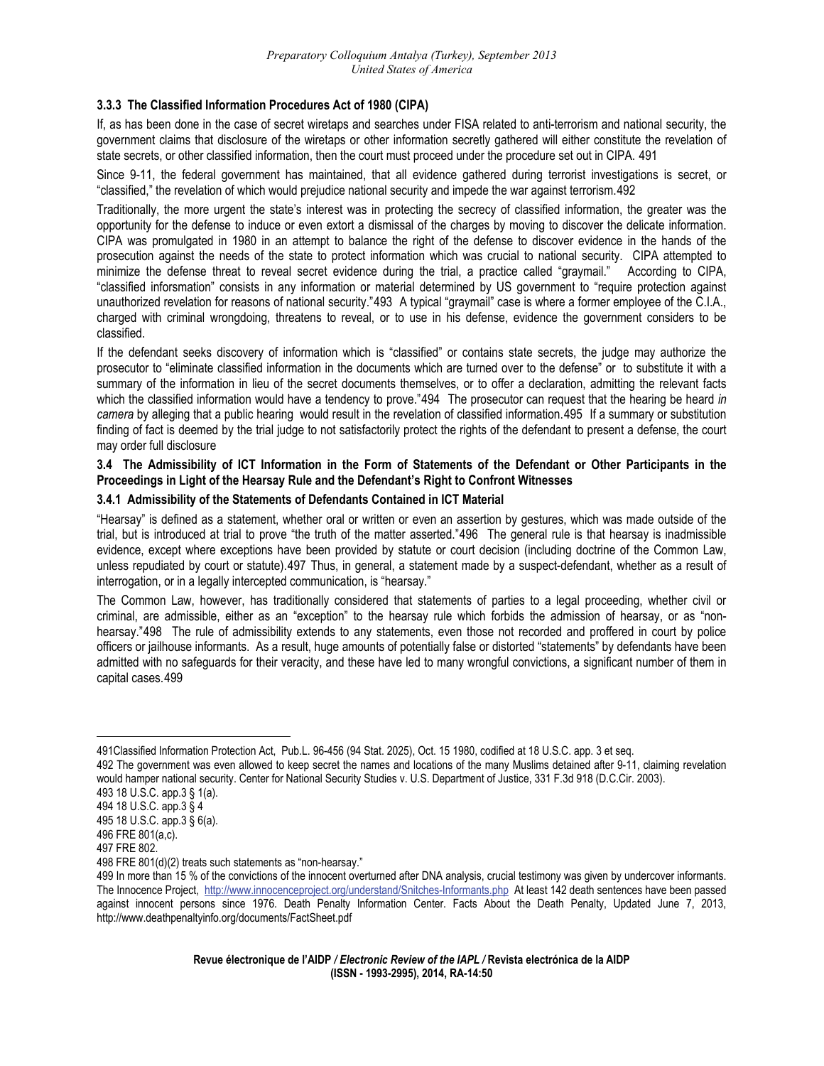### 3.3.3 The Classified Information Procedures Act of 1980 (CIPA)

If, as has been done in the case of secret wiretaps and searches under FISA related to anti-terrorism and national security, the government claims that disclosure of the wiretaps or other information secretly gathered will either constitute the revelation of state secrets, or other classified information, then the court must proceed under the procedure set out in CIPA. 491

Since 9-11, the federal government has maintained, that all evidence gathered during terrorist investigations is secret, or "classified," the revelation of which would prejudice national security and impede the war against terrorism.492

Traditionally, the more urgent the state's interest was in protecting the secrecy of classified information, the greater was the opportunity for the defense to induce or even extort a dismissal of the charges by moving to discover the delicate information. CIPA was promulgated in 1980 in an attempt to balance the right of the defense to discover evidence in the hands of the prosecution against the needs of the state to protect information which was crucial to national security. CIPA attempted to minimize the defense threat to reveal secret evidence during the trial, a practice called "graymail." According to CIPA, "classified inforsmation" consists in any information or material determined by US government to "require protection against unauthorized revelation for reasons of national security."493 A typical "graymail" case is where a former employee of the C.I.A., charged with criminal wrongdoing, threatens to reveal, or to use in his defense, evidence the government considers to be classified.

If the defendant seeks discovery of information which is "classified" or contains state secrets, the judge may authorize the prosecutor to "eliminate classified information in the documents which are turned over to the defense" or to substitute it with a summary of the information in lieu of the secret documents themselves, or to offer a declaration, admitting the relevant facts which the classified information would have a tendency to prove."494 The prosecutor can request that the hearing be heard *in camera* by alleging that a public hearing would result in the revelation of classified information.495 If a summary or substitution finding of fact is deemed by the trial judge to not satisfactorily protect the rights of the defendant to present a defense, the court may order full disclosure

### 3.4 The Admissibility of ICT Information in the Form of Statements of the Defendant or Other Participants in the Proceedings in Light of the Hearsay Rule and the Defendant's Right to Confront Witnesses

#### 3.4.1 Admissibility of the Statements of Defendants Contained in ICT Material

"Hearsay" is defined as a statement, whether oral or written or even an assertion by gestures, which was made outside of the trial, but is introduced at trial to prove "the truth of the matter asserted."496 The general rule is that hearsay is inadmissible evidence, except where exceptions have been provided by statute or court decision (including doctrine of the Common Law, unless repudiated by court or statute).497 Thus, in general, a statement made by a suspect-defendant, whether as a result of interrogation, or in a legally intercepted communication, is "hearsay."

The Common Law, however, has traditionally considered that statements of parties to a legal proceeding, whether civil or criminal, are admissible, either as an "exception" to the hearsay rule which forbids the admission of hearsay, or as "non-hearsay."498 The rule of admissibility extends to any statements, even those not recorded and proffered in court by police officers or jailhouse informants. As a result, huge amounts of potentially false or distorted "statements" by defendants have been admitted with no safeguards for their veracity, and these have led to many wrongful convictions, a significant number of them in capital cases.499

---

491Classified Information Protection Act, Pub.L. 96-456 (94 Stat. 2025), Oct. 15 1980, codified at 18 U.S.C. app. 3 et seq.

492 The government was even allowed to keep secret the names and locations of the many Muslims detained after 9-11, claiming revelation would hamper national security. Center for National Security Studies v. U.S. Department of Justice, 331 F.3d 918 (D.C.Cir. 2003).

493 18 U.S.C. app.3 § 1(a).

494 18 U.S.C. app.3 § 4

495 18 U.S.C. app.3 § 6(a).

496 FRE 801(a,c).

497 FRE 802.

498 FRE 801(d)(2) treats such statements as "non-hearsay."

499 In more than 15 % of the convictions of the innocent overturned after DNA analysis, crucial testimony was given by undercover informants. The Innocence Project, http://www.innocenceproject.org/understand/Snitches-Informants.php At least 142 death sentences have been passed against innocent persons since 1976. Death Penalty Information Center. Facts About the Death Penalty, Updated June 7, 2013, http://www.deathpenaltyinfo.org/documents/FactSheet.pdf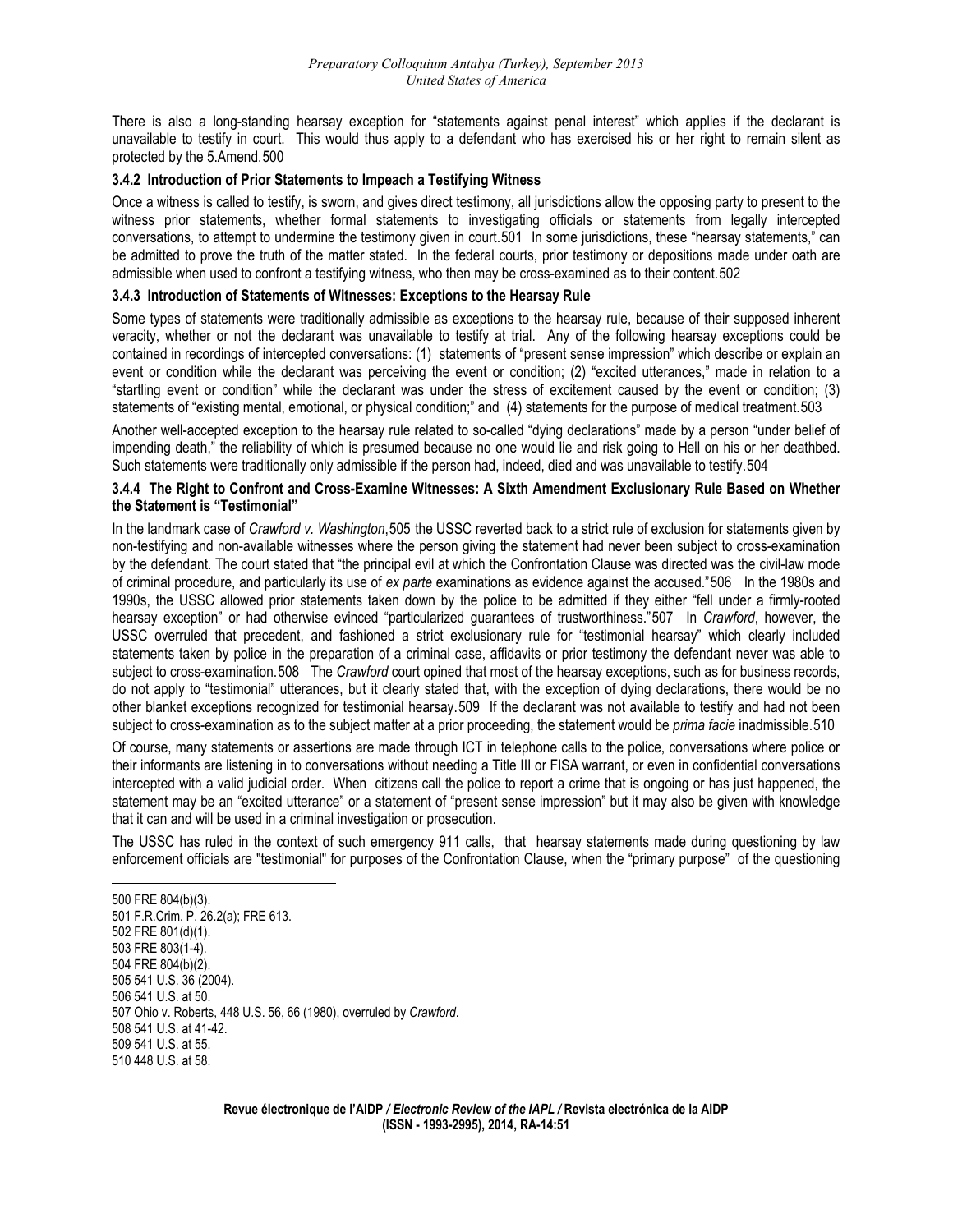There is also a long-standing hearsay exception for "statements against penal interest" which applies if the declarant is unavailable to testify in court. This would thus apply to a defendant who has exercised his or her right to remain silent as protected by the 5.Amend.[500]

### 3.4.2 Introduction of Prior Statements to Impeach a Testifying Witness

Once a witness is called to testify, is sworn, and gives direct testimony, all jurisdictions allow the opposing party to present to the witness prior statements, whether formal statements to investigating officials or statements from legally intercepted conversations, to attempt to undermine the testimony given in court.[501] In some jurisdictions, these "hearsay statements," can be admitted to prove the truth of the matter stated. In the federal courts, prior testimony or depositions made under oath are admissible when used to confront a testifying witness, who then may be cross-examined as to their content.[502]

### 3.4.3 Introduction of Statements of Witnesses: Exceptions to the Hearsay Rule

Some types of statements were traditionally admissible as exceptions to the hearsay rule, because of their supposed inherent veracity, whether or not the declarant was unavailable to testify at trial. Any of the following hearsay exceptions could be contained in recordings of intercepted conversations: (1) statements of "present sense impression" which describe or explain an event or condition while the declarant was perceiving the event or condition; (2) "excited utterances," made in relation to a "startling event or condition" while the declarant was under the stress of excitement caused by the event or condition; (3) statements of "existing mental, emotional, or physical condition;" and (4) statements for the purpose of medical treatment.[503]

Another well-accepted exception to the hearsay rule related to so-called "dying declarations" made by a person "under belief of impending death," the reliability of which is presumed because no one would lie and risk going to Hell on his or her deathbed. Such statements were traditionally only admissible if the person had, indeed, died and was unavailable to testify.[504]

### 3.4.4 The Right to Confront and Cross-Examine Witnesses: A Sixth Amendment Exclusionary Rule Based on Whether the Statement is "Testimonial"

In the landmark case of *Crawford v. Washington*,[505] the USSC reverted back to a strict rule of exclusion for statements given by non-testifying and non-available witnesses where the person giving the statement had never been subject to cross-examination by the defendant. The court stated that "the principal evil at which the Confrontation Clause was directed was the civil-law mode of criminal procedure, and particularly its use of *ex parte* examinations as evidence against the accused."[506] In the 1980s and 1990s, the USSC allowed prior statements taken down by the police to be admitted if they either "fell under a firmly-rooted hearsay exception" or had otherwise evinced "particularized guarantees of trustworthiness."[507] In *Crawford*, however, the USSC overruled that precedent, and fashioned a strict exclusionary rule for "testimonial hearsay" which clearly included statements taken by police in the preparation of a criminal case, affidavits or prior testimony the defendant never was able to subject to cross-examination.[508] The *Crawford* court opined that most of the hearsay exceptions, such as for business records, do not apply to "testimonial" utterances, but it clearly stated that, with the exception of dying declarations, there would be no other blanket exceptions recognized for testimonial hearsay.[509] If the declarant was not available to testify and had not been subject to cross-examination as to the subject matter at a prior proceeding, the statement would be *prima facie* inadmissible.[510]

Of course, many statements or assertions are made through ICT in telephone calls to the police, conversations where police or their informants are listening in to conversations without needing a Title III or FISA warrant, or even in confidential conversations intercepted with a valid judicial order. When citizens call the police to report a crime that is ongoing or has just happened, the statement may be an "excited utterance" or a statement of "present sense impression" but it may also be given with knowledge that it can and will be used in a criminal investigation or prosecution.

The USSC has ruled in the context of such emergency 911 calls, that hearsay statements made during questioning by law enforcement officials are "testimonial" for purposes of the Confrontation Clause, when the "primary purpose" of the questioning

---

500 FRE 804(b)(3).
501 F.R.Crim. P. 26.2(a); FRE 613.
502 FRE 801(d)(1).
503 FRE 803(1-4).
504 FRE 804(b)(2).
505 541 U.S. 36 (2004).
506 541 U.S. at 50.
507 Ohio v. Roberts, 448 U.S. 56, 66 (1980), overruled by *Crawford*.
508 541 U.S. at 41-42.
509 541 U.S. at 55.
510 448 U.S. at 58.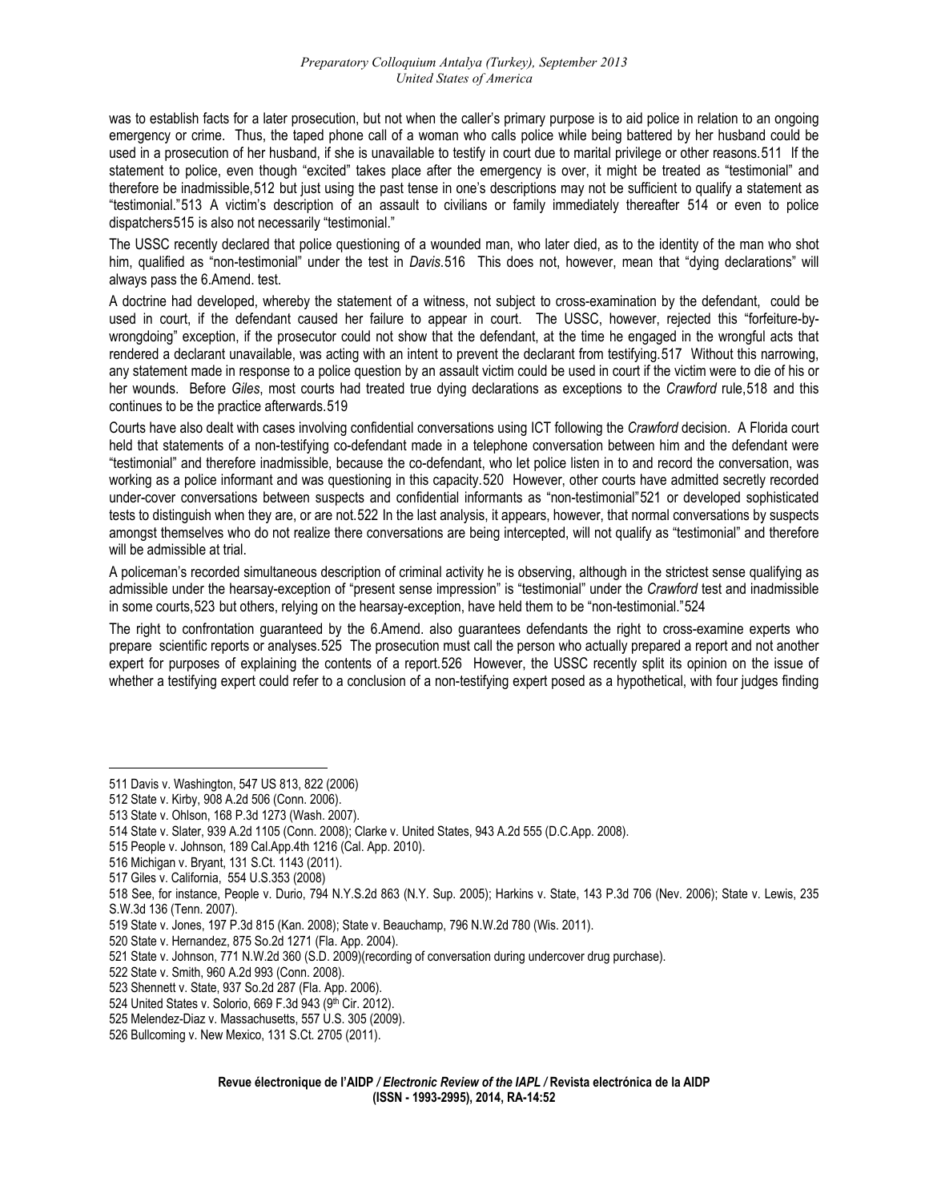was to establish facts for a later prosecution, but not when the caller's primary purpose is to aid police in relation to an ongoing emergency or crime. Thus, the taped phone call of a woman who calls police while being battered by her husband could be used in a prosecution of her husband, if she is unavailable to testify in court due to marital privilege or other reasons.[511] If the statement to police, even though "excited" takes place after the emergency is over, it might be treated as "testimonial" and therefore be inadmissible,[512] but just using the past tense in one's descriptions may not be sufficient to qualify a statement as "testimonial."[513] A victim's description of an assault to civilians or family immediately thereafter [514] or even to police dispatchers[515] is also not necessarily "testimonial."

The USSC recently declared that police questioning of a wounded man, who later died, as to the identity of the man who shot him, qualified as "non-testimonial" under the test in *Davis*.[516] This does not, however, mean that "dying declarations" will always pass the 6.Amend. test.

A doctrine had developed, whereby the statement of a witness, not subject to cross-examination by the defendant, could be used in court, if the defendant caused her failure to appear in court. The USSC, however, rejected this "forfeiture-by-wrongdoing" exception, if the prosecutor could not show that the defendant, at the time he engaged in the wrongful acts that rendered a declarant unavailable, was acting with an intent to prevent the declarant from testifying.[517] Without this narrowing, any statement made in response to a police question by an assault victim could be used in court if the victim were to die of his or her wounds. Before *Giles*, most courts had treated true dying declarations as exceptions to the *Crawford* rule,[518] and this continues to be the practice afterwards.[519]

Courts have also dealt with cases involving confidential conversations using ICT following the *Crawford* decision. A Florida court held that statements of a non-testifying co-defendant made in a telephone conversation between him and the defendant were "testimonial" and therefore inadmissible, because the co-defendant, who let police listen in to and record the conversation, was working as a police informant and was questioning in this capacity.[520] However, other courts have admitted secretly recorded under-cover conversations between suspects and confidential informants as "non-testimonial"[521] or developed sophisticated tests to distinguish when they are, or are not.[522] In the last analysis, it appears, however, that normal conversations by suspects amongst themselves who do not realize there conversations are being intercepted, will not qualify as "testimonial" and therefore will be admissible at trial.

A policeman's recorded simultaneous description of criminal activity he is observing, although in the strictest sense qualifying as admissible under the hearsay-exception of "present sense impression" is "testimonial" under the *Crawford* test and inadmissible in some courts,[523] but others, relying on the hearsay-exception, have held them to be "non-testimonial."[524]

The right to confrontation guaranteed by the 6.Amend. also guarantees defendants the right to cross-examine experts who prepare scientific reports or analyses.[525] The prosecution must call the person who actually prepared a report and not another expert for purposes of explaining the contents of a report.[526] However, the USSC recently split its opinion on the issue of whether a testifying expert could refer to a conclusion of a non-testifying expert posed as a hypothetical, with four judges finding

---

511 Davis v. Washington, 547 US 813, 822 (2006)

512 State v. Kirby, 908 A.2d 506 (Conn. 2006).

513 State v. Ohlson, 168 P.3d 1273 (Wash. 2007).

514 State v. Slater, 939 A.2d 1105 (Conn. 2008); Clarke v. United States, 943 A.2d 555 (D.C.App. 2008).

515 People v. Johnson, 189 Cal.App.4th 1216 (Cal. App. 2010).

516 Michigan v. Bryant, 131 S.Ct. 1143 (2011).

517 Giles v. California, 554 U.S.353 (2008)

518 See, for instance, People v. Durio, 794 N.Y.S.2d 863 (N.Y. Sup. 2005); Harkins v. State, 143 P.3d 706 (Nev. 2006); State v. Lewis, 235 S.W.3d 136 (Tenn. 2007).

519 State v. Jones, 197 P.3d 815 (Kan. 2008); State v. Beauchamp, 796 N.W.2d 780 (Wis. 2011).

520 State v. Hernandez, 875 So.2d 1271 (Fla. App. 2004).

521 State v. Johnson, 771 N.W.2d 360 (S.D. 2009)(recording of conversation during undercover drug purchase).

522 State v. Smith, 960 A.2d 993 (Conn. 2008).

523 Shennett v. State, 937 So.2d 287 (Fla. App. 2006).

524 United States v. Solorio, 669 F.3d 943 (9th Cir. 2012).

525 Melendez-Diaz v. Massachusetts, 557 U.S. 305 (2009).

526 Bullcoming v. New Mexico, 131 S.Ct. 2705 (2011).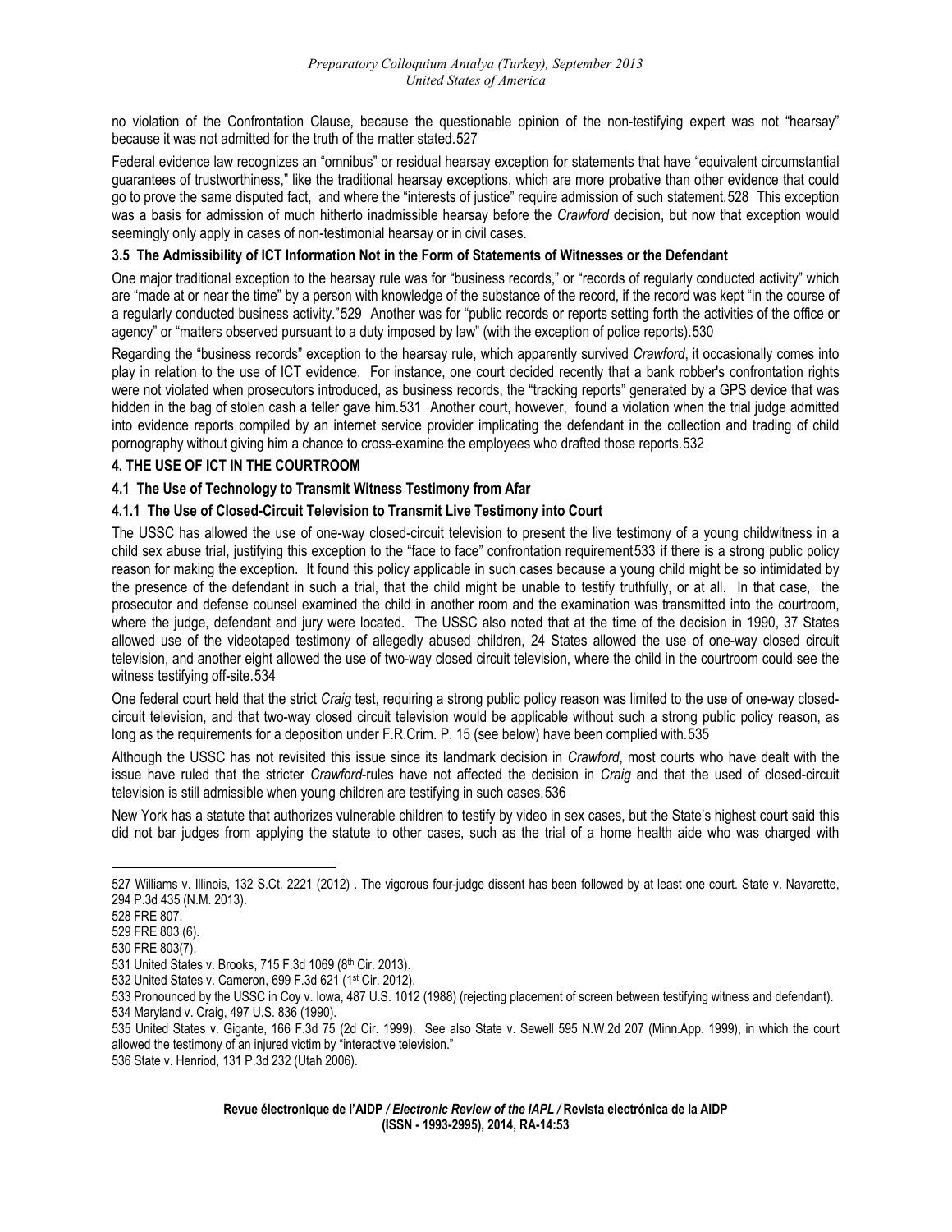no violation of the Confrontation Clause, because the questionable opinion of the non-testifying expert was not "hearsay" because it was not admitted for the truth of the matter stated.[527]

Federal evidence law recognizes an "omnibus" or residual hearsay exception for statements that have "equivalent circumstantial guarantees of trustworthiness," like the traditional hearsay exceptions, which are more probative than other evidence that could go to prove the same disputed fact, and where the "interests of justice" require admission of such statement.[528] This exception was a basis for admission of much hitherto inadmissible hearsay before the *Crawford* decision, but now that exception would seemingly only apply in cases of non-testimonial hearsay or in civil cases.

### 3.5 The Admissibility of ICT Information Not in the Form of Statements of Witnesses or the Defendant

One major traditional exception to the hearsay rule was for "business records," or "records of regularly conducted activity" which are "made at or near the time" by a person with knowledge of the substance of the record, if the record was kept "in the course of a regularly conducted business activity."[529] Another was for "public records or reports setting forth the activities of the office or agency" or "matters observed pursuant to a duty imposed by law" (with the exception of police reports).[530]

Regarding the "business records" exception to the hearsay rule, which apparently survived *Crawford*, it occasionally comes into play in relation to the use of ICT evidence. For instance, one court decided recently that a bank robber's confrontation rights were not violated when prosecutors introduced, as business records, the "tracking reports" generated by a GPS device that was hidden in the bag of stolen cash a teller gave him.[531] Another court, however, found a violation when the trial judge admitted into evidence reports compiled by an internet service provider implicating the defendant in the collection and trading of child pornography without giving him a chance to cross-examine the employees who drafted those reports.[532]

## 4. THE USE OF ICT IN THE COURTROOM

### 4.1 The Use of Technology to Transmit Witness Testimony from Afar

#### 4.1.1 The Use of Closed-Circuit Television to Transmit Live Testimony into Court

The USSC has allowed the use of one-way closed-circuit television to present the live testimony of a young childwitness in a child sex abuse trial, justifying this exception to the "face to face" confrontation requirement[533] if there is a strong public policy reason for making the exception. It found this policy applicable in such cases because a young child might be so intimidated by the presence of the defendant in such a trial, that the child might be unable to testify truthfully, or at all. In that case, the prosecutor and defense counsel examined the child in another room and the examination was transmitted into the courtroom, where the judge, defendant and jury were located. The USSC also noted that at the time of the decision in 1990, 37 States allowed use of the videotaped testimony of allegedly abused children, 24 States allowed the use of one-way closed circuit television, and another eight allowed the use of two-way closed circuit television, where the child in the courtroom could see the witness testifying off-site.[534]

One federal court held that the strict *Craig* test, requiring a strong public policy reason was limited to the use of one-way closed-circuit television, and that two-way closed circuit television would be applicable without such a strong public policy reason, as long as the requirements for a deposition under F.R.Crim. P. 15 (see below) have been complied with.[535]

Although the USSC has not revisited this issue since its landmark decision in *Crawford*, most courts who have dealt with the issue have ruled that the stricter *Crawford*-rules have not affected the decision in *Craig* and that the used of closed-circuit television is still admissible when young children are testifying in such cases.[536]

New York has a statute that authorizes vulnerable children to testify by video in sex cases, but the State's highest court said this did not bar judges from applying the statute to other cases, such as the trial of a home health aide who was charged with

---

527 Williams v. Illinois, 132 S.Ct. 2221 (2012) . The vigorous four-judge dissent has been followed by at least one court. State v. Navarette, 294 P.3d 435 (N.M. 2013).

528 FRE 807.

529 FRE 803 (6).

530 FRE 803(7).

531 United States v. Brooks, 715 F.3d 1069 (8th Cir. 2013).

532 United States v. Cameron, 699 F.3d 621 (1st Cir. 2012).

533 Pronounced by the USSC in Coy v. Iowa, 487 U.S. 1012 (1988) (rejecting placement of screen between testifying witness and defendant).

534 Maryland v. Craig, 497 U.S. 836 (1990).

535 United States v. Gigante, 166 F.3d 75 (2d Cir. 1999). See also State v. Sewell 595 N.W.2d 207 (Minn.App. 1999), in which the court allowed the testimony of an injured victim by "interactive television."

536 State v. Henriod, 131 P.3d 232 (Utah 2006).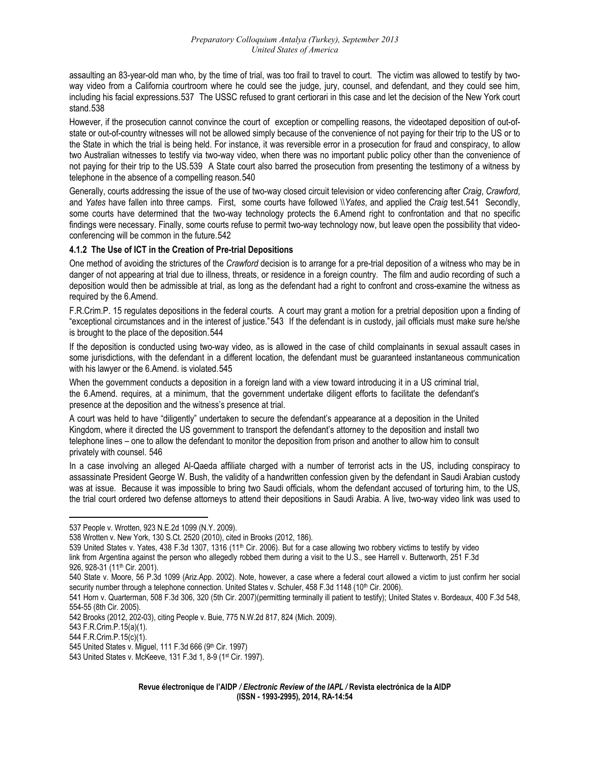assaulting an 83-year-old man who, by the time of trial, was too frail to travel to court. The victim was allowed to testify by two-way video from a California courtroom where he could see the judge, jury, counsel, and defendant, and they could see him, including his facial expressions.[537] The USSC refused to grant certiorari in this case and let the decision of the New York court stand.[538]

However, if the prosecution cannot convince the court of exception or compelling reasons, the videotaped deposition of out-of-state or out-of-country witnesses will not be allowed simply because of the convenience of not paying for their trip to the US or to the State in which the trial is being held. For instance, it was reversible error in a prosecution for fraud and conspiracy, to allow two Australian witnesses to testify via two-way video, when there was no important public policy other than the convenience of not paying for their trip to the US.[539] A State court also barred the prosecution from presenting the testimony of a witness by telephone in the absence of a compelling reason.[540]

Generally, courts addressing the issue of the use of two-way closed circuit television or video conferencing after *Craig*, *Crawford*, and *Yates* have fallen into three camps. First, some courts have followed \\*Yates*, and applied the *Craig* test.[541] Secondly, some courts have determined that the two-way technology protects the 6.Amend right to confrontation and that no specific findings were necessary. Finally, some courts refuse to permit two-way technology now, but leave open the possibility that video-conferencing will be common in the future.[542]

#### 4.1.2 The Use of ICT in the Creation of Pre-trial Depositions

One method of avoiding the strictures of the *Crawford* decision is to arrange for a pre-trial deposition of a witness who may be in danger of not appearing at trial due to illness, threats, or residence in a foreign country. The film and audio recording of such a deposition would then be admissible at trial, as long as the defendant had a right to confront and cross-examine the witness as required by the 6.Amend.

F.R.Crim.P. 15 regulates depositions in the federal courts. A court may grant a motion for a pretrial deposition upon a finding of "exceptional circumstances and in the interest of justice."[543] If the defendant is in custody, jail officials must make sure he/she is brought to the place of the deposition.[544]

If the deposition is conducted using two-way video, as is allowed in the case of child complainants in sexual assault cases in some jurisdictions, with the defendant in a different location, the defendant must be guaranteed instantaneous communication with his lawyer or the 6.Amend. is violated.[545]

When the government conducts a deposition in a foreign land with a view toward introducing it in a US criminal trial, the 6.Amend. requires, at a minimum, that the government undertake diligent efforts to facilitate the defendant's presence at the deposition and the witness's presence at trial.

A court was held to have "diligently" undertaken to secure the defendant's appearance at a deposition in the United Kingdom, where it directed the US government to transport the defendant's attorney to the deposition and install two telephone lines – one to allow the defendant to monitor the deposition from prison and another to allow him to consult privately with counsel. 546

In a case involving an alleged Al-Qaeda affiliate charged with a number of terrorist acts in the US, including conspiracy to assassinate President George W. Bush, the validity of a handwritten confession given by the defendant in Saudi Arabian custody was at issue. Because it was impossible to bring two Saudi officials, whom the defendant accused of torturing him, to the US, the trial court ordered two defense attorneys to attend their depositions in Saudi Arabia. A live, two-way video link was used to

---

537 People v. Wrotten, 923 N.E.2d 1099 (N.Y. 2009).

538 Wrotten v. New York, 130 S.Ct. 2520 (2010), cited in Brooks (2012, 186).

539 United States v. Yates, 438 F.3d 1307, 1316 (11th Cir. 2006). But for a case allowing two robbery victims to testify by video link from Argentina against the person who allegedly robbed them during a visit to the U.S., see Harrell v. Butterworth, 251 F.3d 926, 928-31 (11th Cir. 2001).

540 State v. Moore, 56 P.3d 1099 (Ariz.App. 2002). Note, however, a case where a federal court allowed a victim to just confirm her social security number through a telephone connection. United States v. Schuler, 458 F.3d 1148 (10th Cir. 2006).

541 Horn v. Quarterman, 508 F.3d 306, 320 (5th Cir. 2007)(permitting terminally ill patient to testify); United States v. Bordeaux, 400 F.3d 548, 554-55 (8th Cir. 2005).

542 Brooks (2012, 202-03), citing People v. Buie, 775 N.W.2d 817, 824 (Mich. 2009).

543 F.R.Crim.P.15(a)(1).

544 F.R.Crim.P.15(c)(1).

545 United States v. Miguel, 111 F.3d 666 (9th Cir. 1997)

543 United States v. McKeeve, 131 F.3d 1, 8-9 (1st Cir. 1997).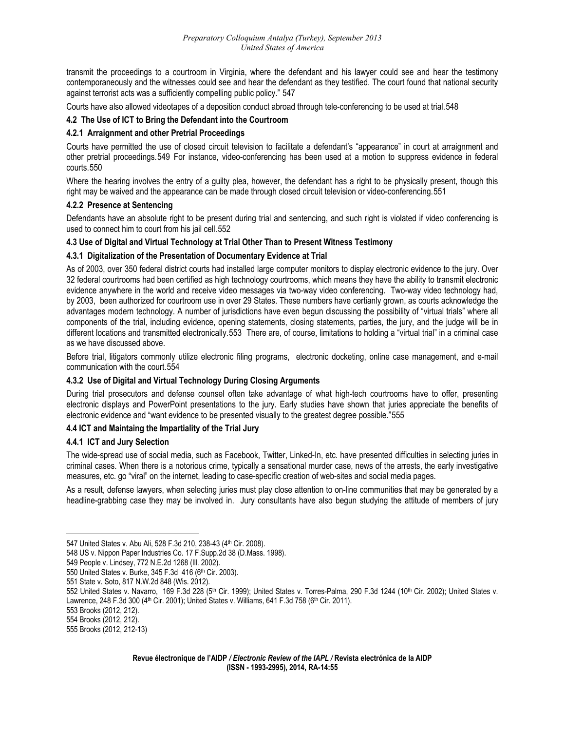transmit the proceedings to a courtroom in Virginia, where the defendant and his lawyer could see and hear the testimony contemporaneously and the witnesses could see and hear the defendant as they testified. The court found that national security against terrorist acts was a sufficiently compelling public policy." 547

Courts have also allowed videotapes of a deposition conduct abroad through tele-conferencing to be used at trial.548

#### 4.2 The Use of ICT to Bring the Defendant into the Courtroom

##### 4.2.1 Arraignment and other Pretrial Proceedings

Courts have permitted the use of closed circuit television to facilitate a defendant's "appearance" in court at arraignment and other pretrial proceedings.549 For instance, video-conferencing has been used at a motion to suppress evidence in federal courts.550

Where the hearing involves the entry of a guilty plea, however, the defendant has a right to be physically present, though this right may be waived and the appearance can be made through closed circuit television or video-conferencing.551

##### 4.2.2 Presence at Sentencing

Defendants have an absolute right to be present during trial and sentencing, and such right is violated if video conferencing is used to connect him to court from his jail cell.552

#### 4.3 Use of Digital and Virtual Technology at Trial Other Than to Present Witness Testimony

##### 4.3.1 Digitalization of the Presentation of Documentary Evidence at Trial

As of 2003, over 350 federal district courts had installed large computer monitors to display electronic evidence to the jury. Over 32 federal courtrooms had been certified as high technology courtrooms, which means they have the ability to transmit electronic evidence anywhere in the world and receive video messages via two-way video conferencing. Two-way video technology had, by 2003, been authorized for courtroom use in over 29 States. These numbers have certianly grown, as courts acknowledge the advantages modern technology. A number of jurisdictions have even begun discussing the possibility of "virtual trials" where all components of the trial, including evidence, opening statements, closing statements, parties, the jury, and the judge will be in different locations and transmitted electronically.553 There are, of course, limitations to holding a "virtual trial" in a criminal case as we have discussed above.

Before trial, litigators commonly utilize electronic filing programs, electronic docketing, online case management, and e-mail communication with the court.554

##### 4.3.2 Use of Digital and Virtual Technology During Closing Arguments

During trial prosecutors and defense counsel often take advantage of what high-tech courtrooms have to offer, presenting electronic displays and PowerPoint presentations to the jury. Early studies have shown that juries appreciate the benefits of electronic evidence and "want evidence to be presented visually to the greatest degree possible."555

#### 4.4 ICT and Maintaining the Impartiality of the Trial Jury

##### 4.4.1 ICT and Jury Selection

The wide-spread use of social media, such as Facebook, Twitter, Linked-In, etc. have presented difficulties in selecting juries in criminal cases. When there is a notorious crime, typically a sensational murder case, news of the arrests, the early investigative measures, etc. go "viral" on the internet, leading to case-specific creation of web-sites and social media pages.

As a result, defense lawyers, when selecting juries must play close attention to on-line communities that may be generated by a headline-grabbing case they may be involved in. Jury consultants have also begun studying the attitude of members of jury

---

547 United States v. Abu Ali, 528 F.3d 210, 238-43 (4th Cir. 2008).

548 US v. Nippon Paper Industries Co. 17 F.Supp.2d 38 (D.Mass. 1998).

549 People v. Lindsey, 772 N.E.2d 1268 (Ill. 2002).

550 United States v. Burke, 345 F.3d 416 (6th Cir. 2003).

551 State v. Soto, 817 N.W.2d 848 (Wis. 2012).

552 United States v. Navarro, 169 F.3d 228 (5th Cir. 1999); United States v. Torres-Palma, 290 F.3d 1244 (10th Cir. 2002); United States v. Lawrence, 248 F.3d 300 (4th Cir. 2001); United States v. Williams, 641 F.3d 758 (6th Cir. 2011).

553 Brooks (2012, 212).

554 Brooks (2012, 212).

555 Brooks (2012, 212-13)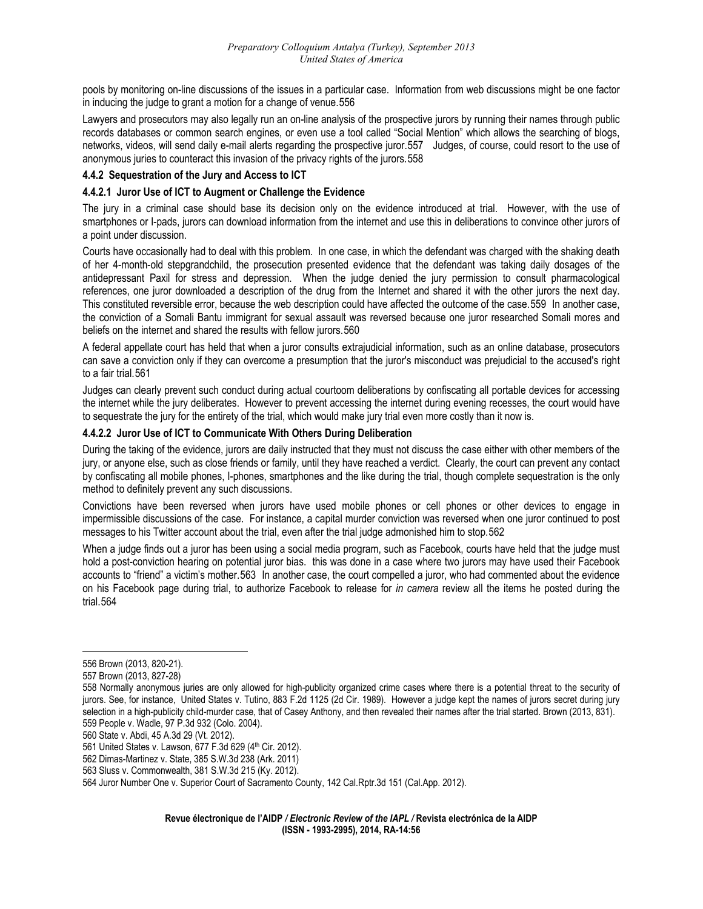pools by monitoring on-line discussions of the issues in a particular case. Information from web discussions might be one factor in inducing the judge to grant a motion for a change of venue.556

Lawyers and prosecutors may also legally run an on-line analysis of the prospective jurors by running their names through public records databases or common search engines, or even use a tool called "Social Mention" which allows the searching of blogs, networks, videos, will send daily e-mail alerts regarding the prospective juror.557 Judges, of course, could resort to the use of anonymous juries to counteract this invasion of the privacy rights of the jurors.558

#### 4.4.2 Sequestration of the Jury and Access to ICT

##### 4.4.2.1 Juror Use of ICT to Augment or Challenge the Evidence

The jury in a criminal case should base its decision only on the evidence introduced at trial. However, with the use of smartphones or I-pads, jurors can download information from the internet and use this in deliberations to convince other jurors of a point under discussion.

Courts have occasionally had to deal with this problem. In one case, in which the defendant was charged with the shaking death of her 4-month-old stepgrandchild, the prosecution presented evidence that the defendant was taking daily dosages of the antidepressant Paxil for stress and depression. When the judge denied the jury permission to consult pharmacological references, one juror downloaded a description of the drug from the Internet and shared it with the other jurors the next day. This constituted reversible error, because the web description could have affected the outcome of the case.559 In another case, the conviction of a Somali Bantu immigrant for sexual assault was reversed because one juror researched Somali mores and beliefs on the internet and shared the results with fellow jurors.560

A federal appellate court has held that when a juror consults extrajudicial information, such as an online database, prosecutors can save a conviction only if they can overcome a presumption that the juror's misconduct was prejudicial to the accused's right to a fair trial.561

Judges can clearly prevent such conduct during actual courtoom deliberations by confiscating all portable devices for accessing the internet while the jury deliberates. However to prevent accessing the internet during evening recesses, the court would have to sequestrate the jury for the entirety of the trial, which would make jury trial even more costly than it now is.

##### 4.4.2.2 Juror Use of ICT to Communicate With Others During Deliberation

During the taking of the evidence, jurors are daily instructed that they must not discuss the case either with other members of the jury, or anyone else, such as close friends or family, until they have reached a verdict. Clearly, the court can prevent any contact by confiscating all mobile phones, I-phones, smartphones and the like during the trial, though complete sequestration is the only method to definitely prevent any such discussions.

Convictions have been reversed when jurors have used mobile phones or cell phones or other devices to engage in impermissible discussions of the case. For instance, a capital murder conviction was reversed when one juror continued to post messages to his Twitter account about the trial, even after the trial judge admonished him to stop.562

When a judge finds out a juror has been using a social media program, such as Facebook, courts have held that the judge must hold a post-conviction hearing on potential juror bias. this was done in a case where two jurors may have used their Facebook accounts to "friend" a victim's mother.563 In another case, the court compelled a juror, who had commented about the evidence on his Facebook page during trial, to authorize Facebook to release for *in camera* review all the items he posted during the trial.564

---

556 Brown (2013, 820-21).

557 Brown (2013, 827-28)

558 Normally anonymous juries are only allowed for high-publicity organized crime cases where there is a potential threat to the security of jurors. See, for instance, United States v. Tutino, 883 F.2d 1125 (2d Cir. 1989). However a judge kept the names of jurors secret during jury selection in a high-publicity child-murder case, that of Casey Anthony, and then revealed their names after the trial started. Brown (2013, 831).

559 People v. Wadle, 97 P.3d 932 (Colo. 2004).

560 State v. Abdi, 45 A.3d 29 (Vt. 2012).

561 United States v. Lawson, 677 F.3d 629 (4th Cir. 2012).

562 Dimas-Martinez v. State, 385 S.W.3d 238 (Ark. 2011)

563 Sluss v. Commonwealth, 381 S.W.3d 215 (Ky. 2012).

564 Juror Number One v. Superior Court of Sacramento County, 142 Cal.Rptr.3d 151 (Cal.App. 2012).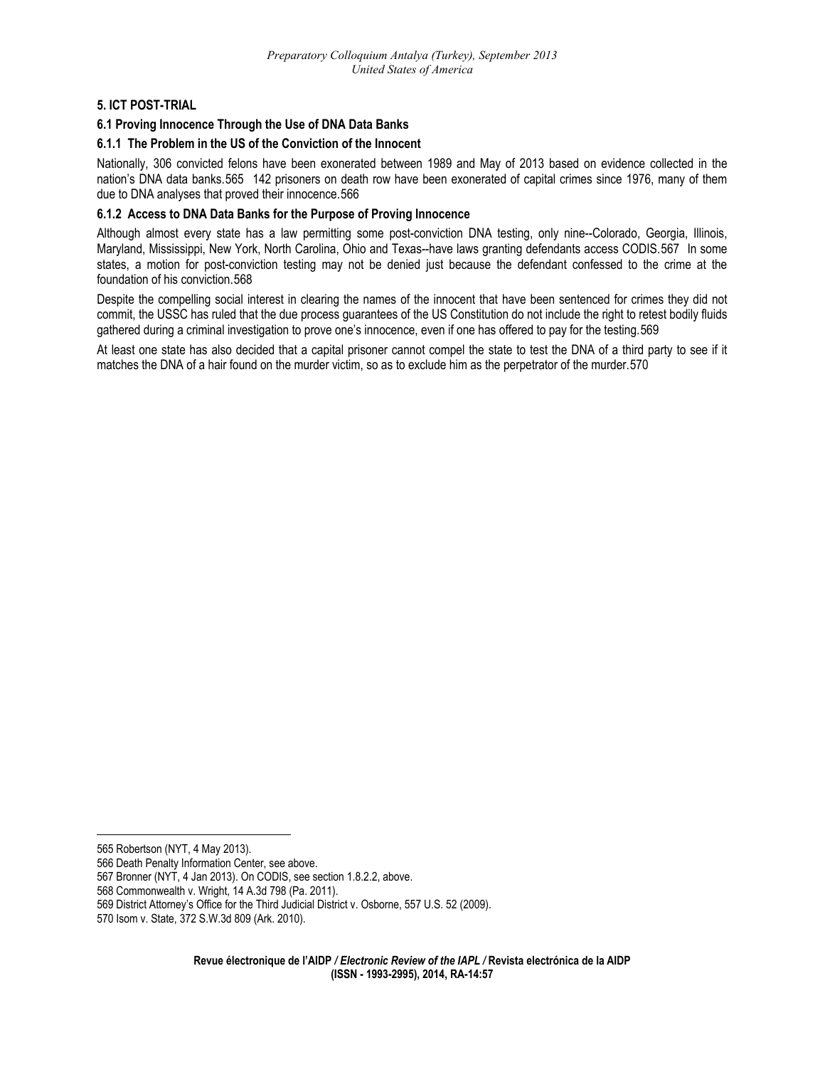### 5. ICT POST-TRIAL

#### 6.1 Proving Innocence Through the Use of DNA Data Banks

#### 6.1.1 The Problem in the US of the Conviction of the Innocent

Nationally, 306 convicted felons have been exonerated between 1989 and May of 2013 based on evidence collected in the nation's DNA data banks.[565] 142 prisoners on death row have been exonerated of capital crimes since 1976, many of them due to DNA analyses that proved their innocence.[566]

#### 6.1.2 Access to DNA Data Banks for the Purpose of Proving Innocence

Although almost every state has a law permitting some post-conviction DNA testing, only nine--Colorado, Georgia, Illinois, Maryland, Mississippi, New York, North Carolina, Ohio and Texas--have laws granting defendants access CODIS.[567] In some states, a motion for post-conviction testing may not be denied just because the defendant confessed to the crime at the foundation of his conviction.[568]

Despite the compelling social interest in clearing the names of the innocent that have been sentenced for crimes they did not commit, the USSC has ruled that the due process guarantees of the US Constitution do not include the right to retest bodily fluids gathered during a criminal investigation to prove one's innocence, even if one has offered to pay for the testing.[569]

At least one state has also decided that a capital prisoner cannot compel the state to test the DNA of a third party to see if it matches the DNA of a hair found on the murder victim, so as to exclude him as the perpetrator of the murder.[570]

---

565 Robertson (NYT, 4 May 2013).

566 Death Penalty Information Center, see above.

567 Bronner (NYT, 4 Jan 2013). On CODIS, see section 1.8.2.2, above.

568 Commonwealth v. Wright, 14 A.3d 798 (Pa. 2011).

569 District Attorney's Office for the Third Judicial District v. Osborne, 557 U.S. 52 (2009).

570 Isom v. State, 372 S.W.3d 809 (Ark. 2010).